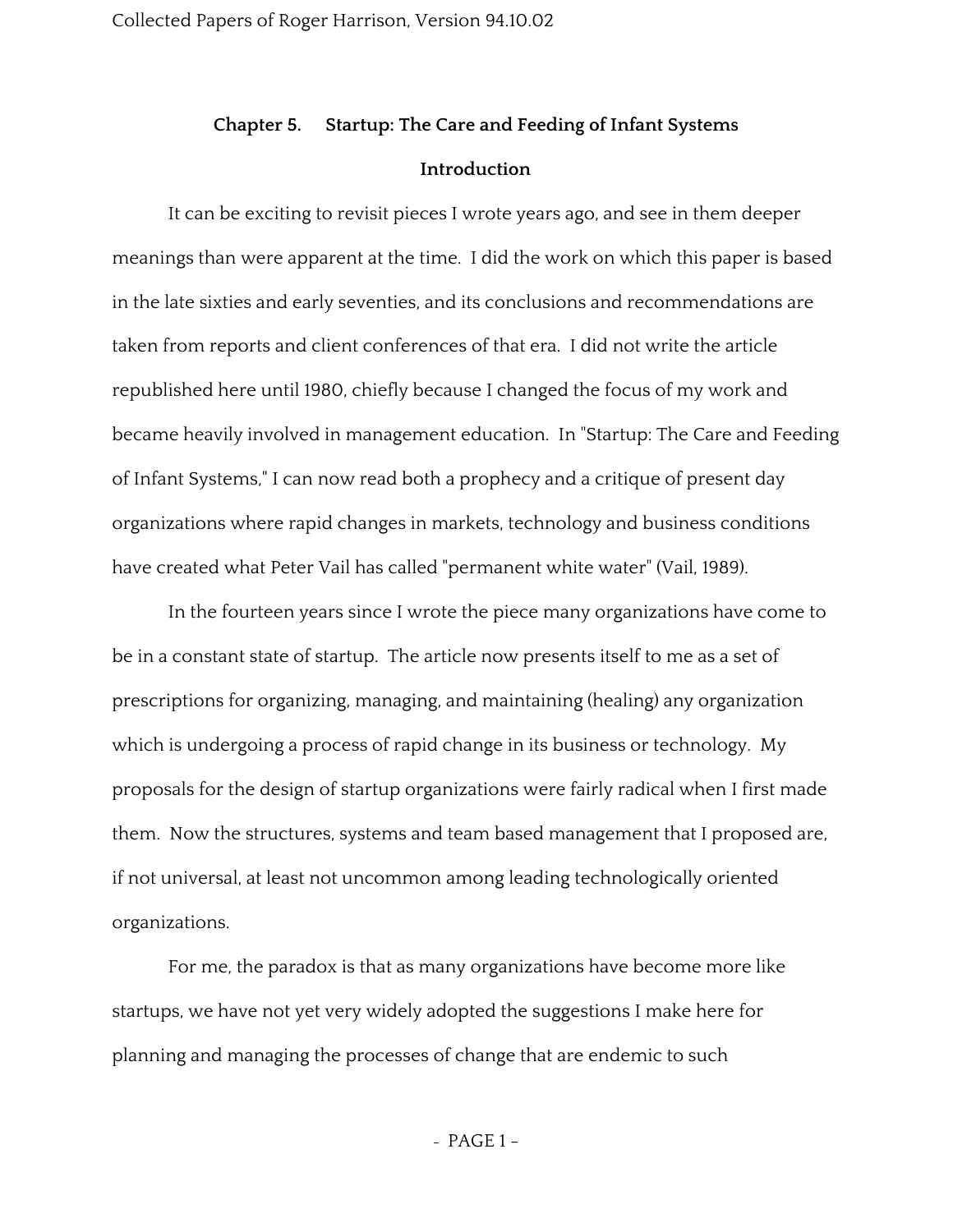## Chapter 5. Startup: The Care and Feeding of Infant Systems

### Introduction

It can be exciting to revisit pieces I wrote years ago, and see in them deeper meanings than were apparent at the time. I did the work on which this paper is based in the late sixties and early seventies, and its conclusions and recommendations are taken from reports and client conferences of that era. I did not write the article republished here until 1980, chiefly because I changed the focus of my work and became heavily involved in management education. In "Startup: The Care and Feeding of Infant Systems," I can now read both a prophecy and a critique of present day organizations where rapid changes in markets, technology and business conditions have created what Peter Vail has called "permanent white water" (Vail, 1989).

In the fourteen years since I wrote the piece many organizations have come to be in a constant state of startup. The article now presents itself to me as a set of prescriptions for organizing, managing, and maintaining (healing) any organization which is undergoing a process of rapid change in its business or technology. My proposals for the design of startup organizations were fairly radical when I first made them. Now the structures, systems and team based management that I proposed are, if not universal, at least not uncommon among leading technologically oriented organizations.

For me, the paradox is that as many organizations have become more like startups, we have not yet very widely adopted the suggestions I make here for planning and managing the processes of change that are endemic to such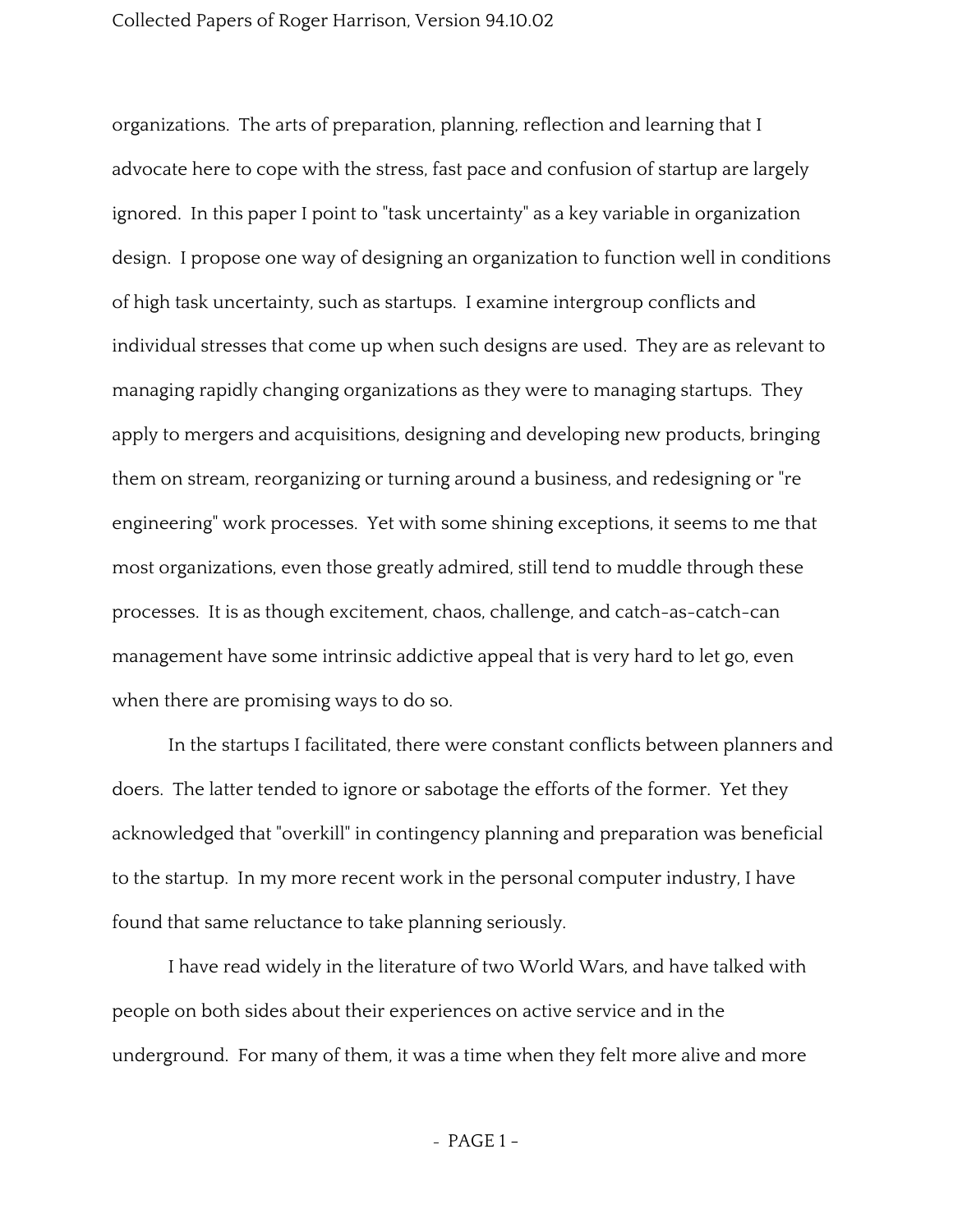organizations. The arts of preparation, planning, reflection and learning that I advocate here to cope with the stress, fast pace and confusion of startup are largely ignored. In this paper I point to "task uncertainty" as a key variable in organization design. I propose one way of designing an organization to function well in conditions of high task uncertainty, such as startups. I examine intergroup conflicts and individual stresses that come up when such designs are used. They are as relevant to managing rapidly changing organizations as they were to managing startups. They apply to mergers and acquisitions, designing and developing new products, bringing them on stream, reorganizing or turning around a business, and redesigning or "re engineering" work processes. Yet with some shining exceptions, it seems to me that most organizations, even those greatly admired, still tend to muddle through these processes. It is as though excitement, chaos, challenge, and catch-as-catch-can management have some intrinsic addictive appeal that is very hard to let go, even when there are promising ways to do so.

In the startups I facilitated, there were constant conflicts between planners and doers. The latter tended to ignore or sabotage the efforts of the former. Yet they acknowledged that "overkill" in contingency planning and preparation was beneficial to the startup. In my more recent work in the personal computer industry, I have found that same reluctance to take planning seriously.

I have read widely in the literature of two World Wars, and have talked with people on both sides about their experiences on active service and in the underground. For many of them, it was a time when they felt more alive and more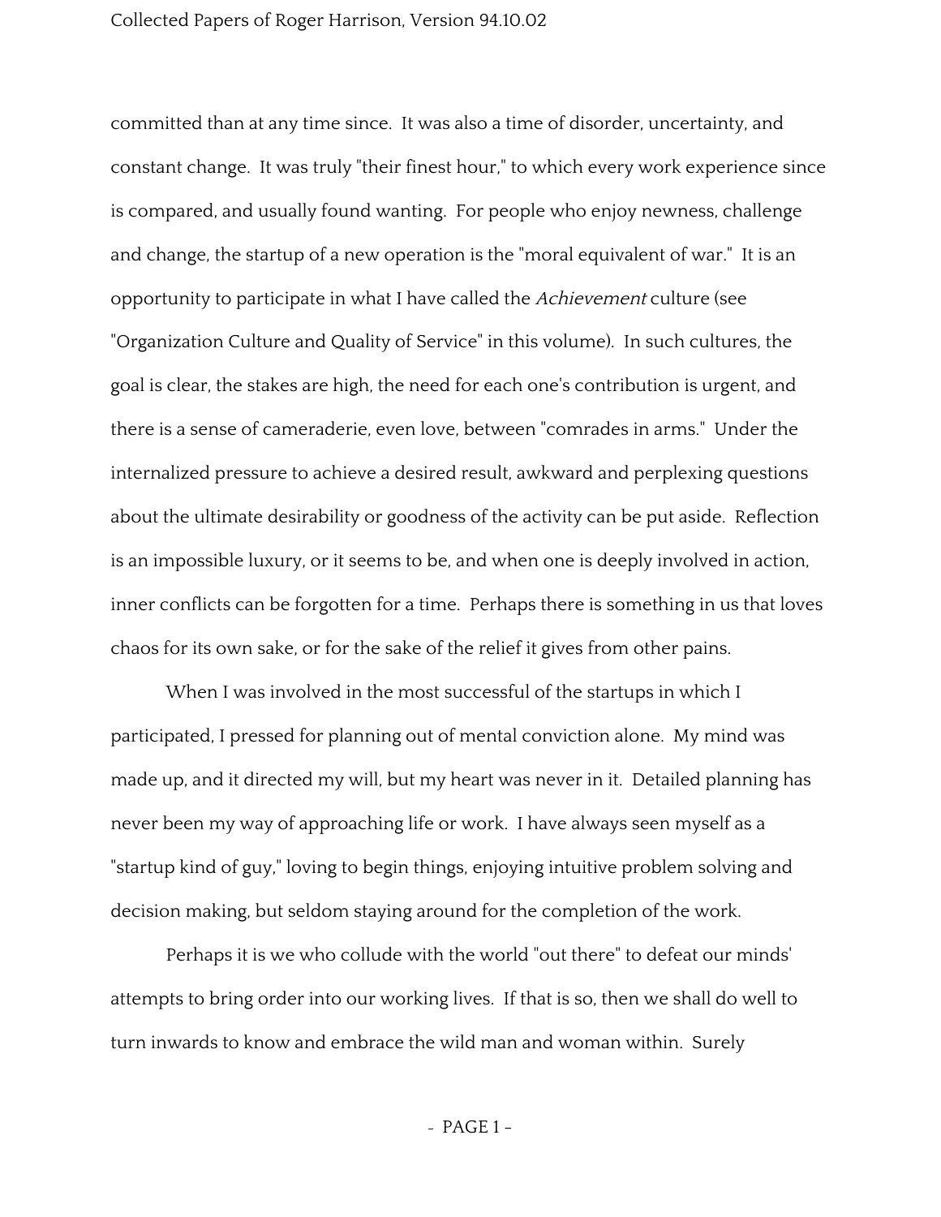committed than at any time since. It was also a time of disorder, uncertainty, and constant change. It was truly "their finest hour," to which every work experience since is compared, and usually found wanting. For people who enjoy newness, challenge and change, the startup of a new operation is the "moral equivalent of war." It is an opportunity to participate in what I have called the *Achievement* culture (see "Organization Culture and Quality of Service" in this volume). In such cultures, the goal is clear, the stakes are high, the need for each one's contribution is urgent, and there is a sense of cameraderie, even love, between "comrades in arms." Under the internalized pressure to achieve a desired result, awkward and perplexing questions about the ultimate desirability or goodness of the activity can be put aside. Reflection is an impossible luxury, or it seems to be, and when one is deeply involved in action, inner conflicts can be forgotten for a time. Perhaps there is something in us that loves chaos for its own sake, or for the sake of the relief it gives from other pains.

When I was involved in the most successful of the startups in which I participated, I pressed for planning out of mental conviction alone. My mind was made up, and it directed my will, but my heart was never in it. Detailed planning has never been my way of approaching life or work. I have always seen myself as a "startup kind of guy," loving to begin things, enjoying intuitive problem solving and decision making, but seldom staying around for the completion of the work.

Perhaps it is we who collude with the world "out there" to defeat our minds' attempts to bring order into our working lives. If that is so, then we shall do well to turn inwards to know and embrace the wild man and woman within. Surely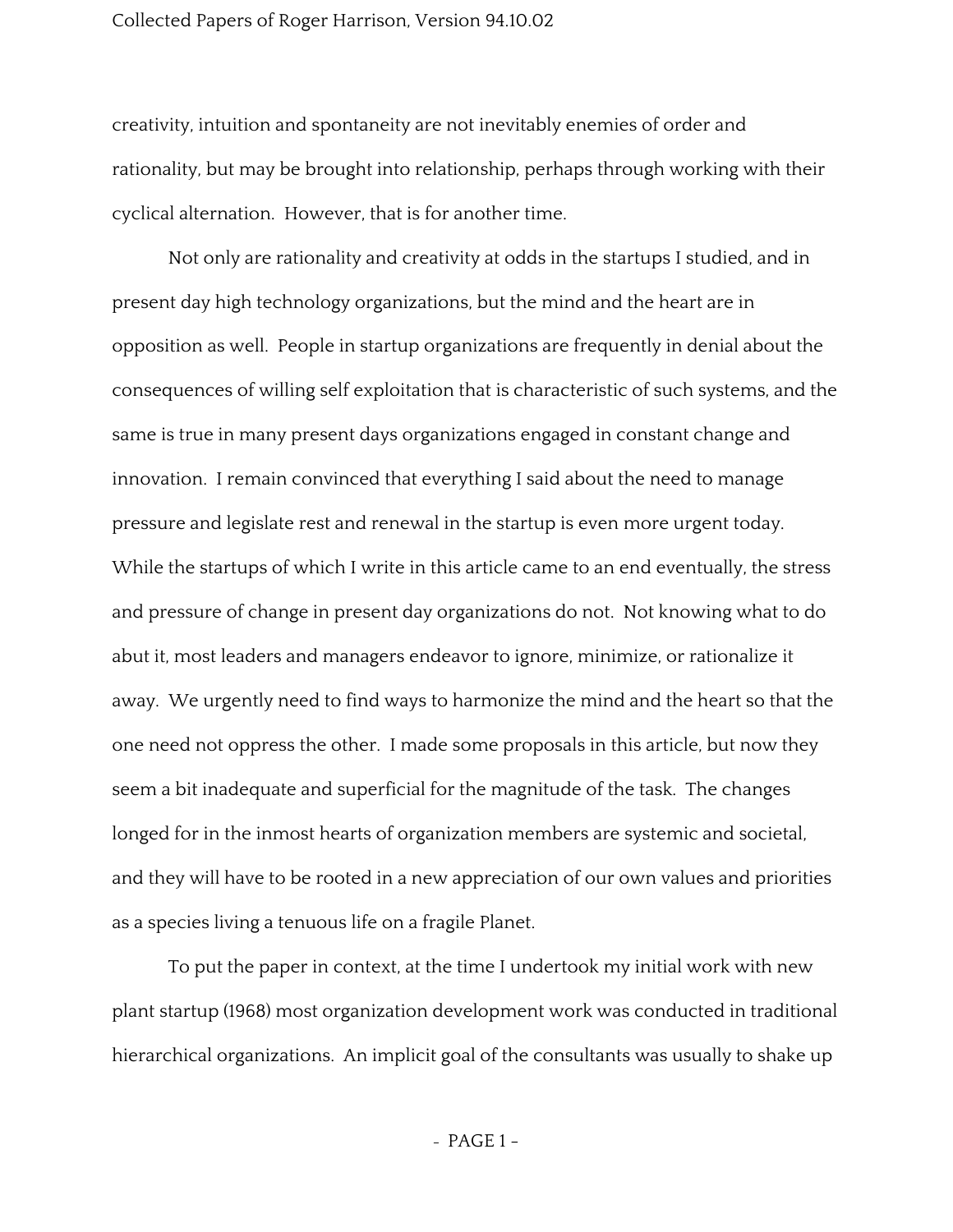creativity, intuition and spontaneity are not inevitably enemies of order and rationality, but may be brought into relationship, perhaps through working with their cyclical alternation. However, that is for another time.

Not only are rationality and creativity at odds in the startups I studied, and in present day high technology organizations, but the mind and the heart are in opposition as well. People in startup organizations are frequently in denial about the consequences of willing self exploitation that is characteristic of such systems, and the same is true in many present days organizations engaged in constant change and innovation. I remain convinced that everything I said about the need to manage pressure and legislate rest and renewal in the startup is even more urgent today. While the startups of which I write in this article came to an end eventually, the stress and pressure of change in present day organizations do not. Not knowing what to do abut it, most leaders and managers endeavor to ignore, minimize, or rationalize it away. We urgently need to find ways to harmonize the mind and the heart so that the one need not oppress the other. I made some proposals in this article, but now they seem a bit inadequate and superficial for the magnitude of the task. The changes longed for in the inmost hearts of organization members are systemic and societal, and they will have to be rooted in a new appreciation of our own values and priorities as a species living a tenuous life on a fragile Planet.

To put the paper in context, at the time I undertook my initial work with new plant startup (1968) most organization development work was conducted in traditional hierarchical organizations. An implicit goal of the consultants was usually to shake up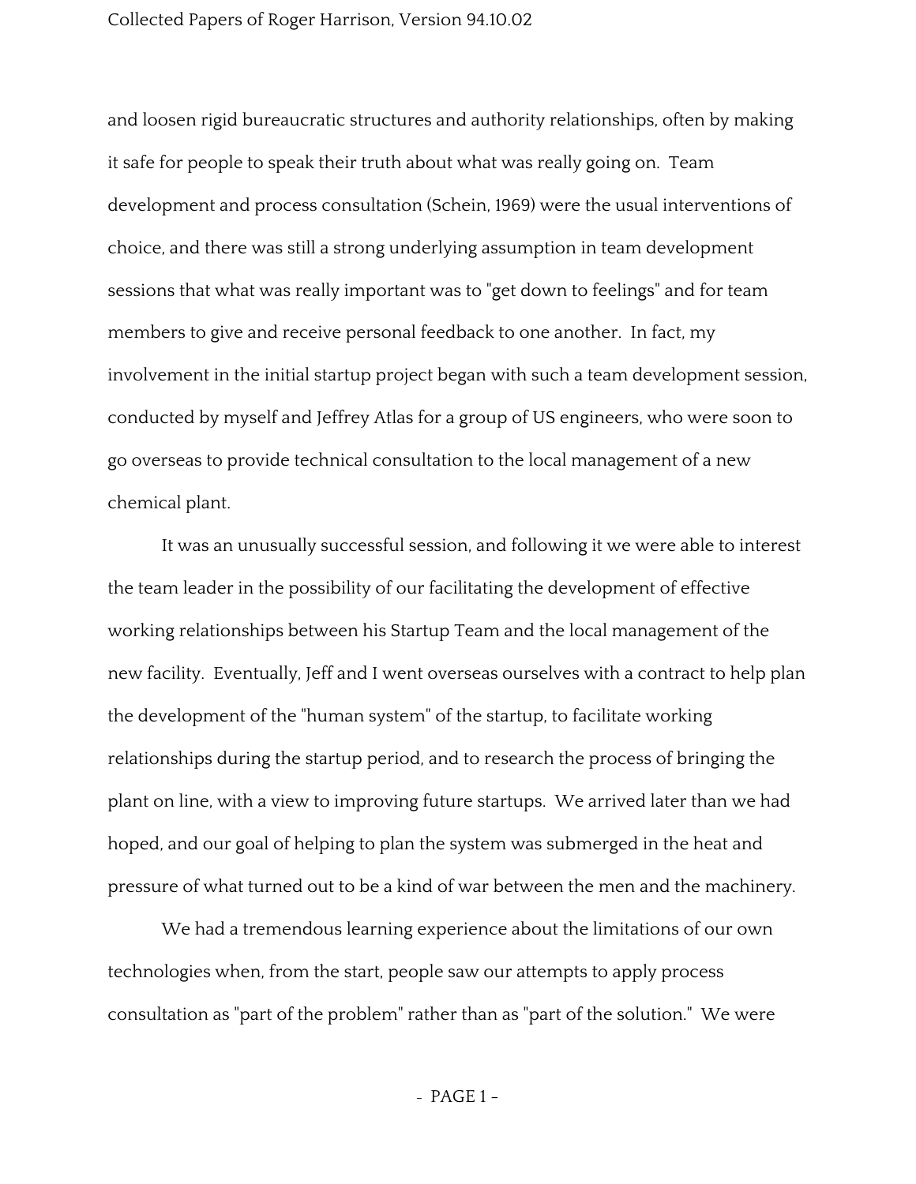and loosen rigid bureaucratic structures and authority relationships, often by making it safe for people to speak their truth about what was really going on. Team development and process consultation (Schein, 1969) were the usual interventions of choice, and there was still a strong underlying assumption in team development sessions that what was really important was to "get down to feelings" and for team members to give and receive personal feedback to one another. In fact, my involvement in the initial startup project began with such a team development session, conducted by myself and Jeffrey Atlas for a group of US engineers, who were soon to go overseas to provide technical consultation to the local management of a new chemical plant.

It was an unusually successful session, and following it we were able to interest the team leader in the possibility of our facilitating the development of effective working relationships between his Startup Team and the local management of the new facility. Eventually, Jeff and I went overseas ourselves with a contract to help plan the development of the "human system" of the startup, to facilitate working relationships during the startup period, and to research the process of bringing the plant on line, with a view to improving future startups. We arrived later than we had hoped, and our goal of helping to plan the system was submerged in the heat and pressure of what turned out to be a kind of war between the men and the machinery.

We had a tremendous learning experience about the limitations of our own technologies when, from the start, people saw our attempts to apply process consultation as "part of the problem" rather than as "part of the solution." We were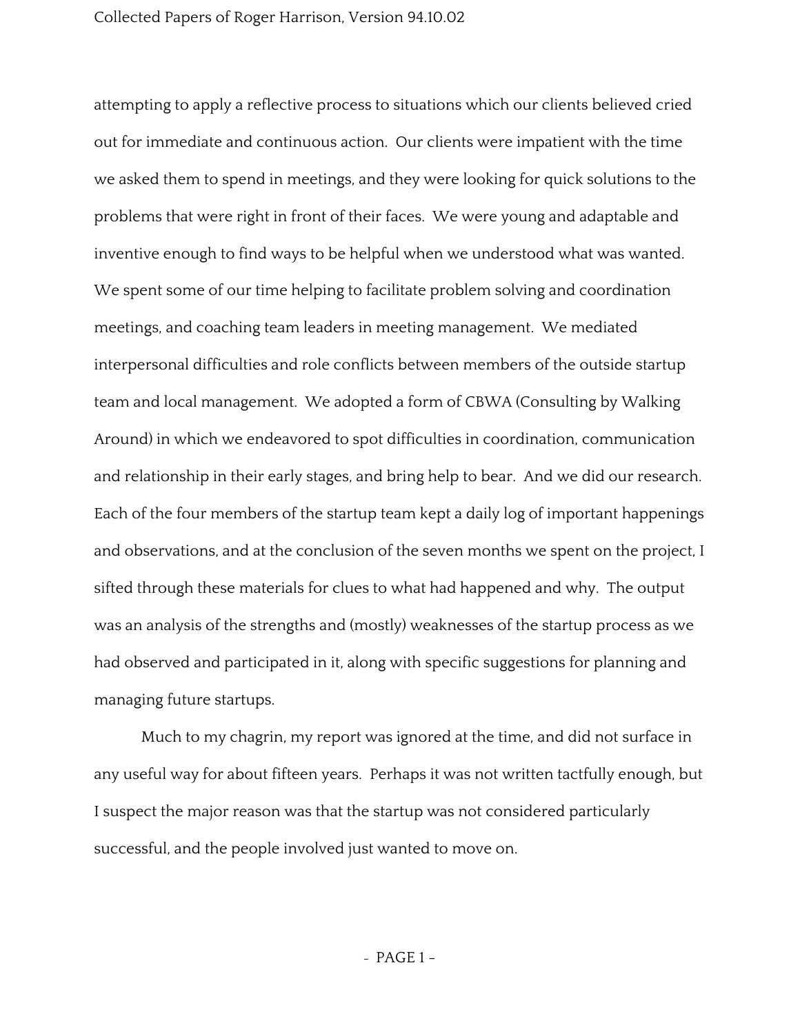attempting to apply a reflective process to situations which our clients believed cried out for immediate and continuous action. Our clients were impatient with the time we asked them to spend in meetings, and they were looking for quick solutions to the problems that were right in front of their faces. We were young and adaptable and inventive enough to find ways to be helpful when we understood what was wanted. We spent some of our time helping to facilitate problem solving and coordination meetings, and coaching team leaders in meeting management. We mediated interpersonal difficulties and role conflicts between members of the outside startup team and local management. We adopted a form of CBWA (Consulting by Walking Around) in which we endeavored to spot difficulties in coordination, communication and relationship in their early stages, and bring help to bear. And we did our research. Each of the four members of the startup team kept a daily log of important happenings and observations, and at the conclusion of the seven months we spent on the project, I sifted through these materials for clues to what had happened and why. The output was an analysis of the strengths and (mostly) weaknesses of the startup process as we had observed and participated in it, along with specific suggestions for planning and managing future startups.

Much to my chagrin, my report was ignored at the time, and did not surface in any useful way for about fifteen years. Perhaps it was not written tactfully enough, but I suspect the major reason was that the startup was not considered particularly successful, and the people involved just wanted to move on.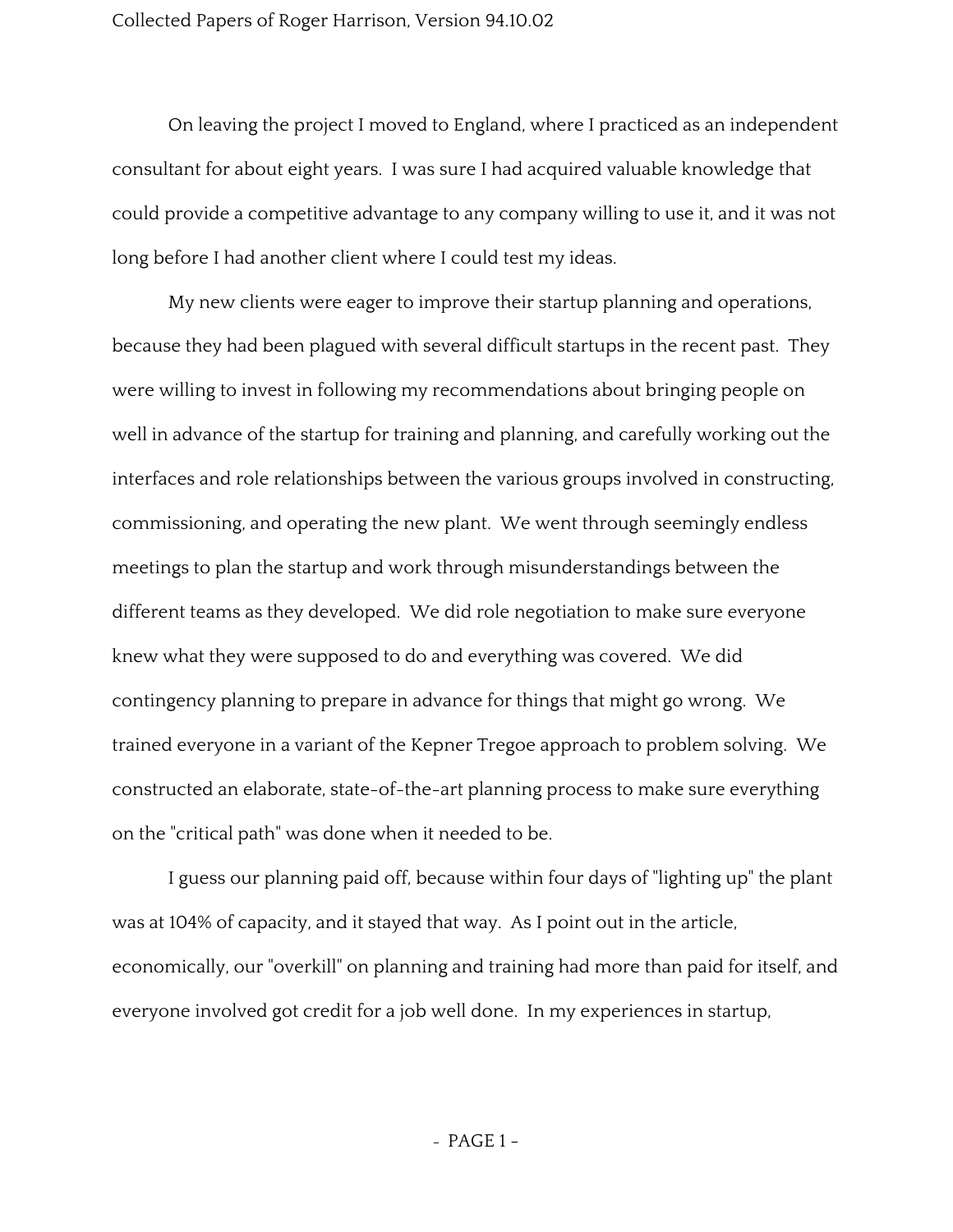On leaving the project I moved to England, where I practiced as an independent consultant for about eight years. I was sure I had acquired valuable knowledge that could provide a competitive advantage to any company willing to use it, and it was not long before I had another client where I could test my ideas.

My new clients were eager to improve their startup planning and operations, because they had been plagued with several difficult startups in the recent past. They were willing to invest in following my recommendations about bringing people on well in advance of the startup for training and planning, and carefully working out the interfaces and role relationships between the various groups involved in constructing, commissioning, and operating the new plant. We went through seemingly endless meetings to plan the startup and work through misunderstandings between the different teams as they developed. We did role negotiation to make sure everyone knew what they were supposed to do and everything was covered. We did contingency planning to prepare in advance for things that might go wrong. We trained everyone in a variant of the Kepner Tregoe approach to problem solving. We constructed an elaborate, state-of-the-art planning process to make sure everything on the "critical path" was done when it needed to be.

I guess our planning paid off, because within four days of "lighting up" the plant was at 104% of capacity, and it stayed that way. As I point out in the article, economically, our "overkill" on planning and training had more than paid for itself, and everyone involved got credit for a job well done. In my experiences in startup,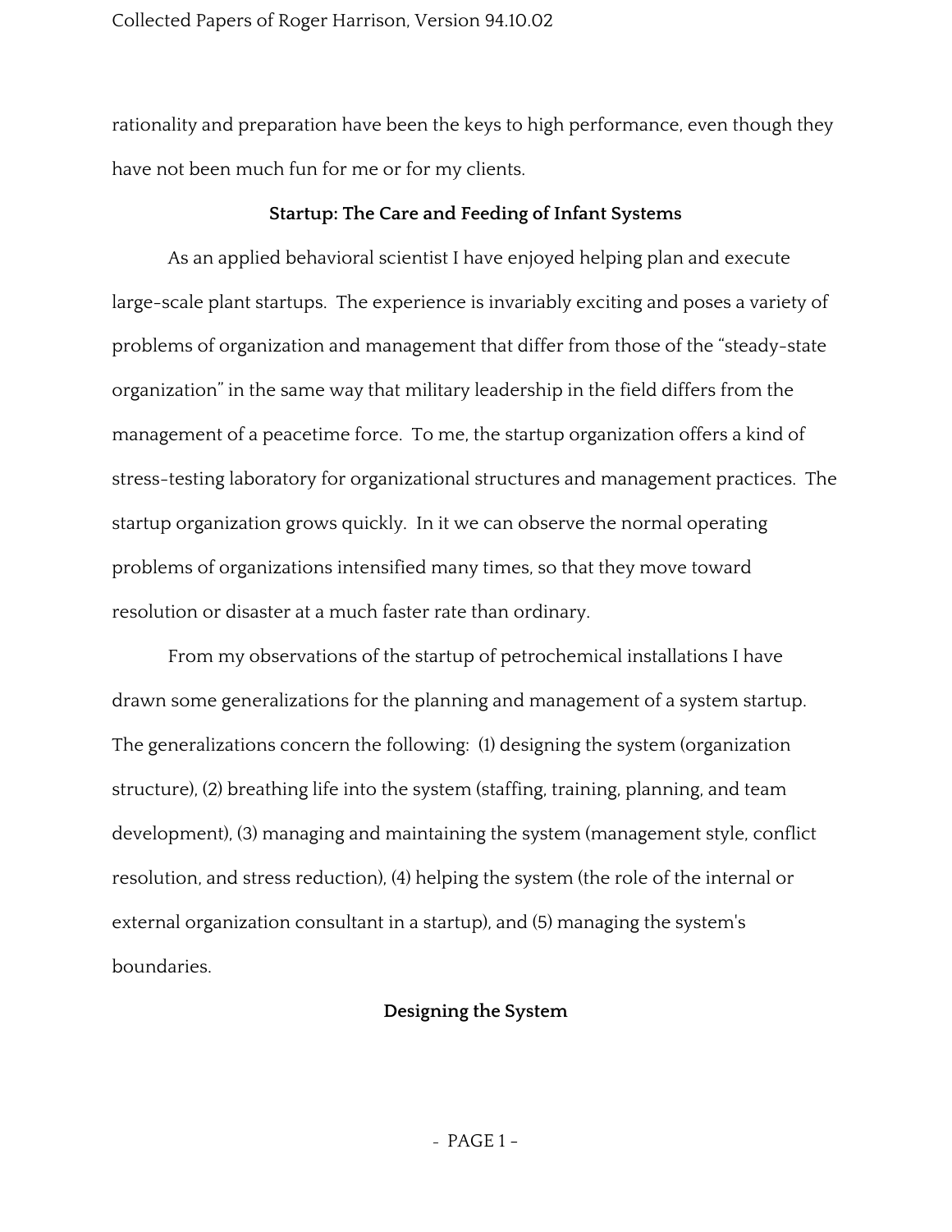rationality and preparation have been the keys to high performance, even though they have not been much fun for me or for my clients.

## Startup: The Care and Feeding of Infant Systems

As an applied behavioral scientist I have enjoyed helping plan and execute large-scale plant startups. The experience is invariably exciting and poses a variety of problems of organization and management that differ from those of the "steady-state organization" in the same way that military leadership in the field differs from the management of a peacetime force. To me, the startup organization offers a kind of stress-testing laboratory for organizational structures and management practices. The startup organization grows quickly. In it we can observe the normal operating problems of organizations intensified many times, so that they move toward resolution or disaster at a much faster rate than ordinary.

From my observations of the startup of petrochemical installations I have drawn some generalizations for the planning and management of a system startup. The generalizations concern the following: (1) designing the system (organization structure), (2) breathing life into the system (staffing, training, planning, and team development), (3) managing and maintaining the system (management style, conflict resolution, and stress reduction), (4) helping the system (the role of the internal or external organization consultant in a startup), and (5) managing the system's boundaries.

### Designing the System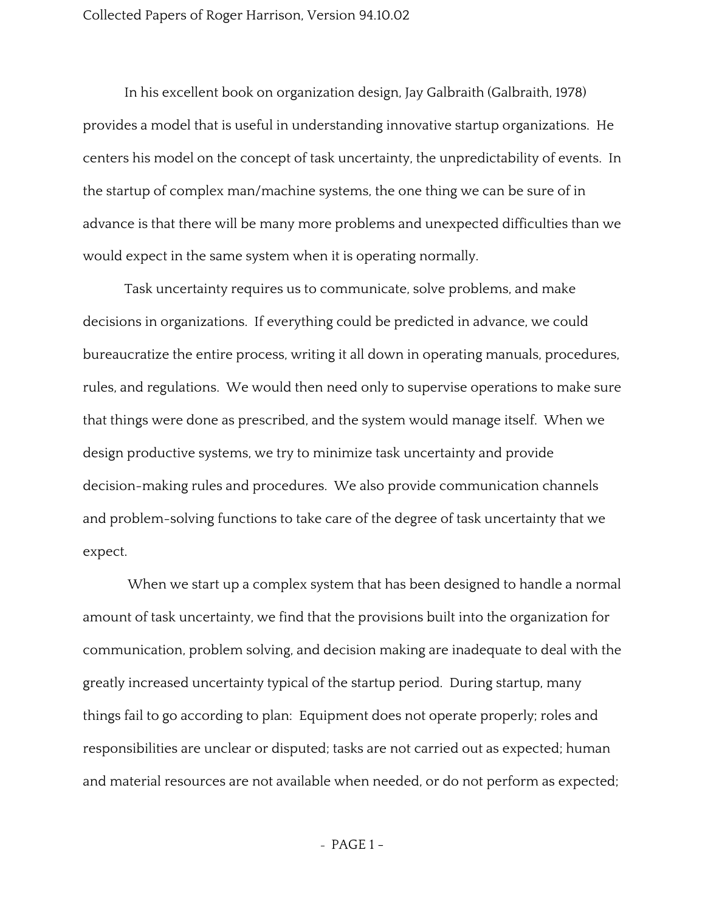In his excellent book on organization design, Jay Galbraith (Galbraith, 1978) provides a model that is useful in understanding innovative startup organizations. He centers his model on the concept of task uncertainty, the unpredictability of events. In the startup of complex man/machine systems, the one thing we can be sure of in advance is that there will be many more problems and unexpected difficulties than we would expect in the same system when it is operating normally.

Task uncertainty requires us to communicate, solve problems, and make decisions in organizations. If everything could be predicted in advance, we could bureaucratize the entire process, writing it all down in operating manuals, procedures, rules, and regulations. We would then need only to supervise operations to make sure that things were done as prescribed, and the system would manage itself. When we design productive systems, we try to minimize task uncertainty and provide decision-making rules and procedures. We also provide communication channels and problem-solving functions to take care of the degree of task uncertainty that we expect.

When we start up a complex system that has been designed to handle a normal amount of task uncertainty, we find that the provisions built into the organization for communication, problem solving, and decision making are inadequate to deal with the greatly increased uncertainty typical of the startup period. During startup, many things fail to go according to plan: Equipment does not operate properly; roles and responsibilities are unclear or disputed; tasks are not carried out as expected; human and material resources are not available when needed, or do not perform as expected;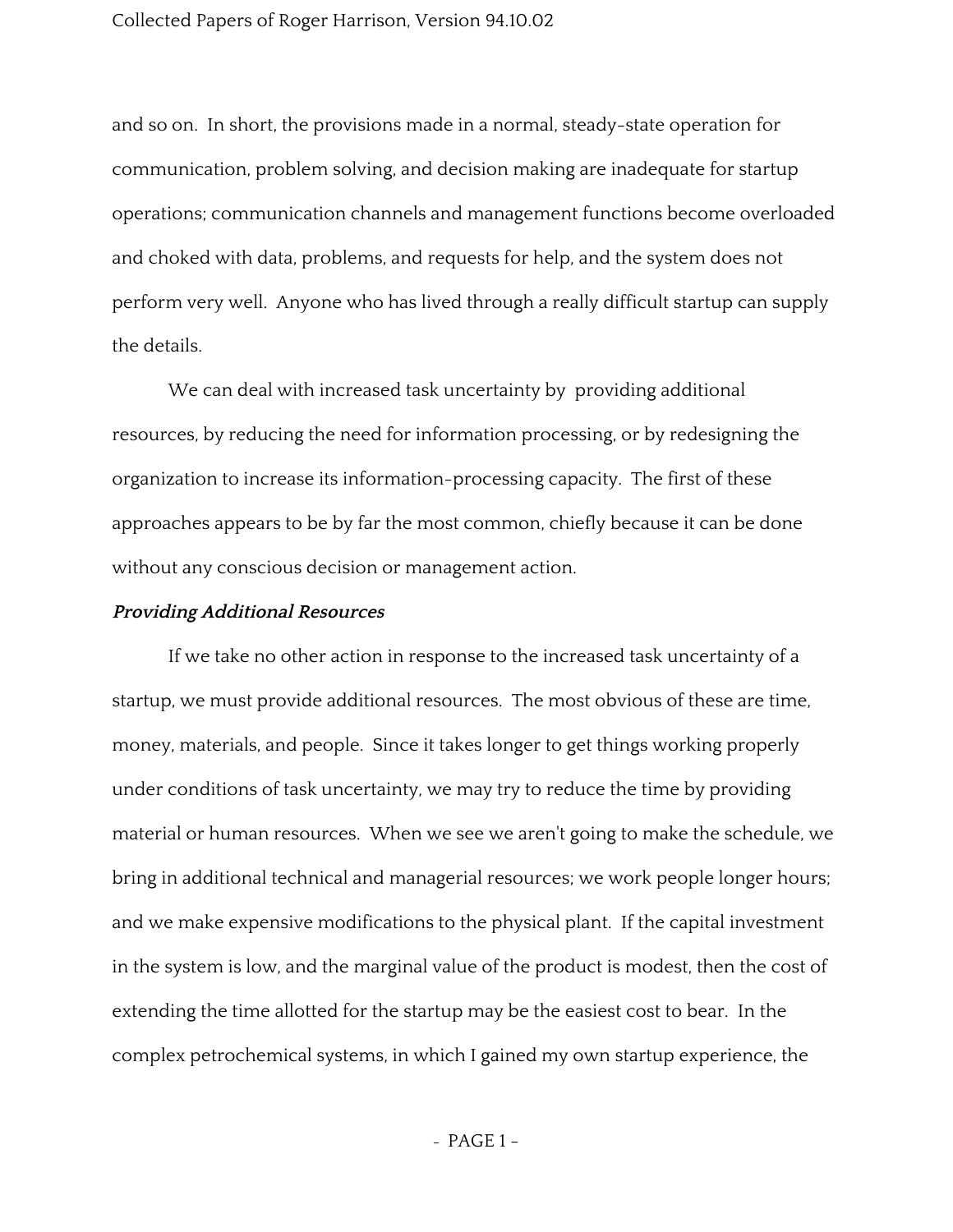and so on. In short, the provisions made in a normal, steady-state operation for communication, problem solving, and decision making are inadequate for startup operations; communication channels and management functions become overloaded and choked with data, problems, and requests for help, and the system does not perform very well. Anyone who has lived through a really difficult startup can supply the details.

We can deal with increased task uncertainty by providing additional resources, by reducing the need for information processing, or by redesigning the organization to increase its information-processing capacity. The first of these approaches appears to be by far the most common, chiefly because it can be done without any conscious decision or management action.

***Providing Additional Resources***

If we take no other action in response to the increased task uncertainty of a startup, we must provide additional resources. The most obvious of these are time, money, materials, and people. Since it takes longer to get things working properly under conditions of task uncertainty, we may try to reduce the time by providing material or human resources. When we see we aren't going to make the schedule, we bring in additional technical and managerial resources; we work people longer hours; and we make expensive modifications to the physical plant. If the capital investment in the system is low, and the marginal value of the product is modest, then the cost of extending the time allotted for the startup may be the easiest cost to bear. In the complex petrochemical systems, in which I gained my own startup experience, the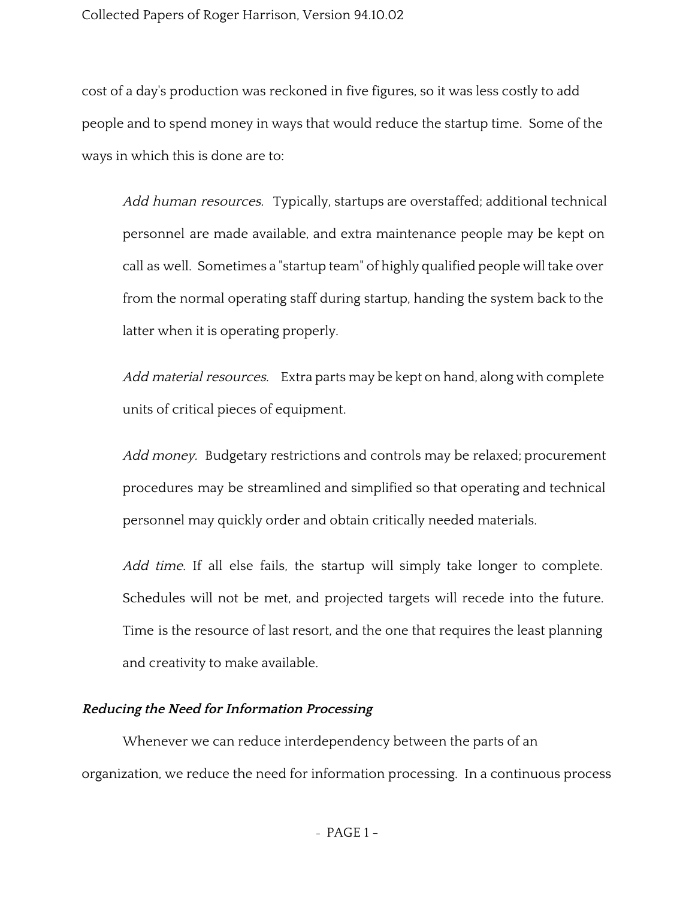cost of a day's production was reckoned in five figures, so it was less costly to add people and to spend money in ways that would reduce the startup time. Some of the ways in which this is done are to:

> *Add human resources.* Typically, startups are overstaffed; additional technical personnel are made available, and extra maintenance people may be kept on call as well. Sometimes a "startup team" of highly qualified people will take over from the normal operating staff during startup, handing the system back to the latter when it is operating properly.
>
> *Add material resources.* Extra parts may be kept on hand, along with complete units of critical pieces of equipment.
>
> *Add money.* Budgetary restrictions and controls may be relaxed; procurement procedures may be streamlined and simplified so that operating and technical personnel may quickly order and obtain critically needed materials.
>
> *Add time.* If all else fails, the startup will simply take longer to complete. Schedules will not be met, and projected targets will recede into the future. Time is the resource of last resort, and the one that requires the least planning and creativity to make available.

### ***Reducing the Need for Information Processing***

Whenever we can reduce interdependency between the parts of an organization, we reduce the need for information processing. In a continuous process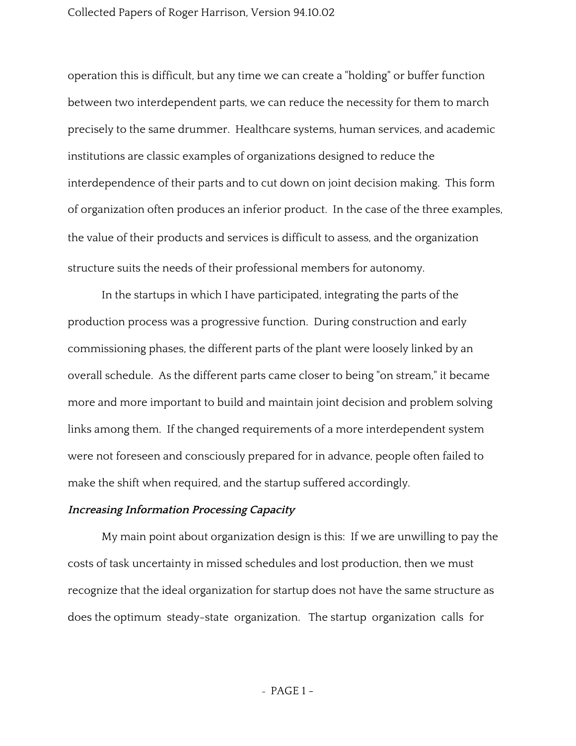operation this is difficult, but any time we can create a "holding" or buffer function between two interdependent parts, we can reduce the necessity for them to march precisely to the same drummer. Healthcare systems, human services, and academic institutions are classic examples of organizations designed to reduce the interdependence of their parts and to cut down on joint decision making. This form of organization often produces an inferior product. In the case of the three examples, the value of their products and services is difficult to assess, and the organization structure suits the needs of their professional members for autonomy.

In the startups in which I have participated, integrating the parts of the production process was a progressive function. During construction and early commissioning phases, the different parts of the plant were loosely linked by an overall schedule. As the different parts came closer to being "on stream," it became more and more important to build and maintain joint decision and problem solving links among them. If the changed requirements of a more interdependent system were not foreseen and consciously prepared for in advance, people often failed to make the shift when required, and the startup suffered accordingly.

***Increasing Information Processing Capacity***

My main point about organization design is this: If we are unwilling to pay the costs of task uncertainty in missed schedules and lost production, then we must recognize that the ideal organization for startup does not have the same structure as does the optimum steady-state organization. The startup organization calls for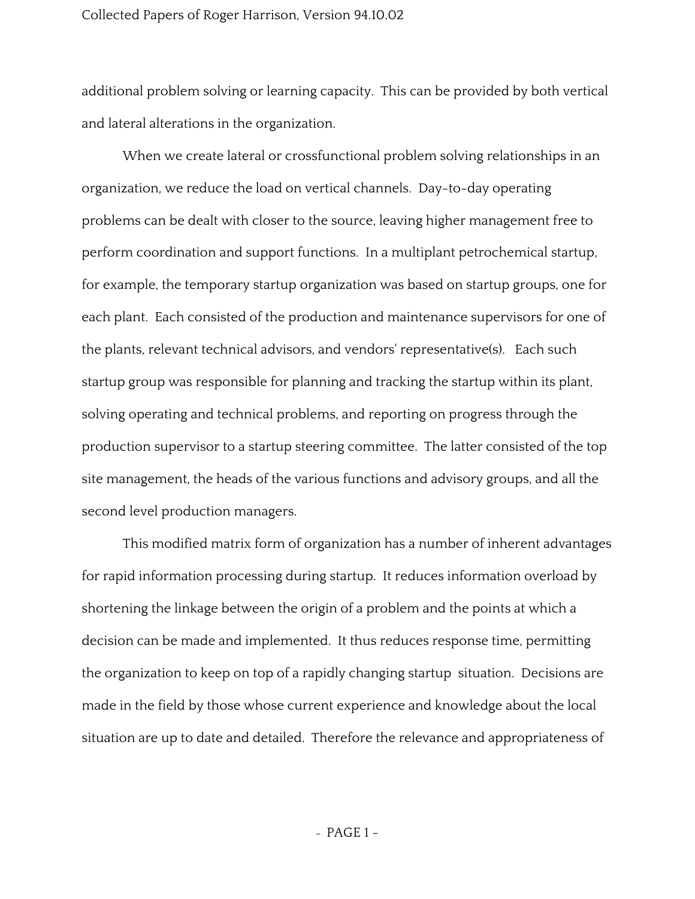additional problem solving or learning capacity. This can be provided by both vertical and lateral alterations in the organization.

When we create lateral or crossfunctional problem solving relationships in an organization, we reduce the load on vertical channels. Day-to-day operating problems can be dealt with closer to the source, leaving higher management free to perform coordination and support functions. In a multiplant petrochemical startup, for example, the temporary startup organization was based on startup groups, one for each plant. Each consisted of the production and maintenance supervisors for one of the plants, relevant technical advisors, and vendors' representative(s). Each such startup group was responsible for planning and tracking the startup within its plant, solving operating and technical problems, and reporting on progress through the production supervisor to a startup steering committee. The latter consisted of the top site management, the heads of the various functions and advisory groups, and all the second level production managers.

This modified matrix form of organization has a number of inherent advantages for rapid information processing during startup. It reduces information overload by shortening the linkage between the origin of a problem and the points at which a decision can be made and implemented. It thus reduces response time, permitting the organization to keep on top of a rapidly changing startup situation. Decisions are made in the field by those whose current experience and knowledge about the local situation are up to date and detailed. Therefore the relevance and appropriateness of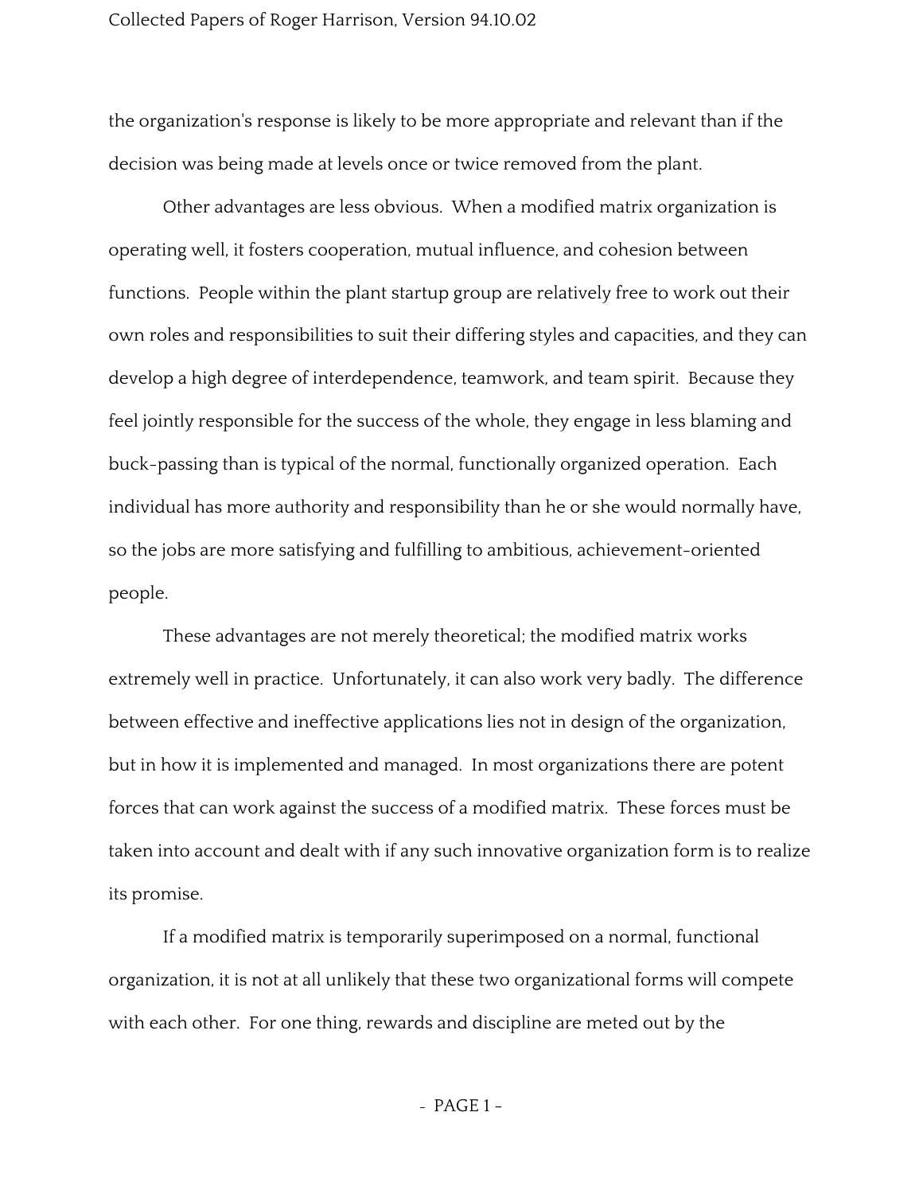the organization's response is likely to be more appropriate and relevant than if the decision was being made at levels once or twice removed from the plant.

Other advantages are less obvious. When a modified matrix organization is operating well, it fosters cooperation, mutual influence, and cohesion between functions. People within the plant startup group are relatively free to work out their own roles and responsibilities to suit their differing styles and capacities, and they can develop a high degree of interdependence, teamwork, and team spirit. Because they feel jointly responsible for the success of the whole, they engage in less blaming and buck-passing than is typical of the normal, functionally organized operation. Each individual has more authority and responsibility than he or she would normally have, so the jobs are more satisfying and fulfilling to ambitious, achievement-oriented people.

These advantages are not merely theoretical; the modified matrix works extremely well in practice. Unfortunately, it can also work very badly. The difference between effective and ineffective applications lies not in design of the organization, but in how it is implemented and managed. In most organizations there are potent forces that can work against the success of a modified matrix. These forces must be taken into account and dealt with if any such innovative organization form is to realize its promise.

If a modified matrix is temporarily superimposed on a normal, functional organization, it is not at all unlikely that these two organizational forms will compete with each other. For one thing, rewards and discipline are meted out by the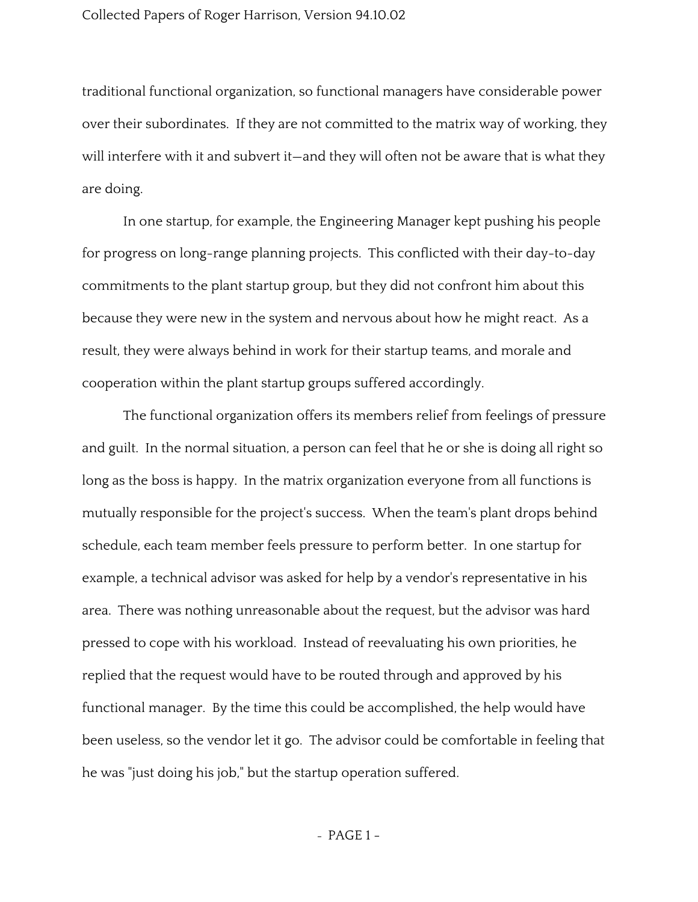traditional functional organization, so functional managers have considerable power over their subordinates. If they are not committed to the matrix way of working, they will interfere with it and subvert it—and they will often not be aware that is what they are doing.

In one startup, for example, the Engineering Manager kept pushing his people for progress on long-range planning projects. This conflicted with their day-to-day commitments to the plant startup group, but they did not confront him about this because they were new in the system and nervous about how he might react. As a result, they were always behind in work for their startup teams, and morale and cooperation within the plant startup groups suffered accordingly.

The functional organization offers its members relief from feelings of pressure and guilt. In the normal situation, a person can feel that he or she is doing all right so long as the boss is happy. In the matrix organization everyone from all functions is mutually responsible for the project's success. When the team's plant drops behind schedule, each team member feels pressure to perform better. In one startup for example, a technical advisor was asked for help by a vendor's representative in his area. There was nothing unreasonable about the request, but the advisor was hard pressed to cope with his workload. Instead of reevaluating his own priorities, he replied that the request would have to be routed through and approved by his functional manager. By the time this could be accomplished, the help would have been useless, so the vendor let it go. The advisor could be comfortable in feeling that he was "just doing his job," but the startup operation suffered.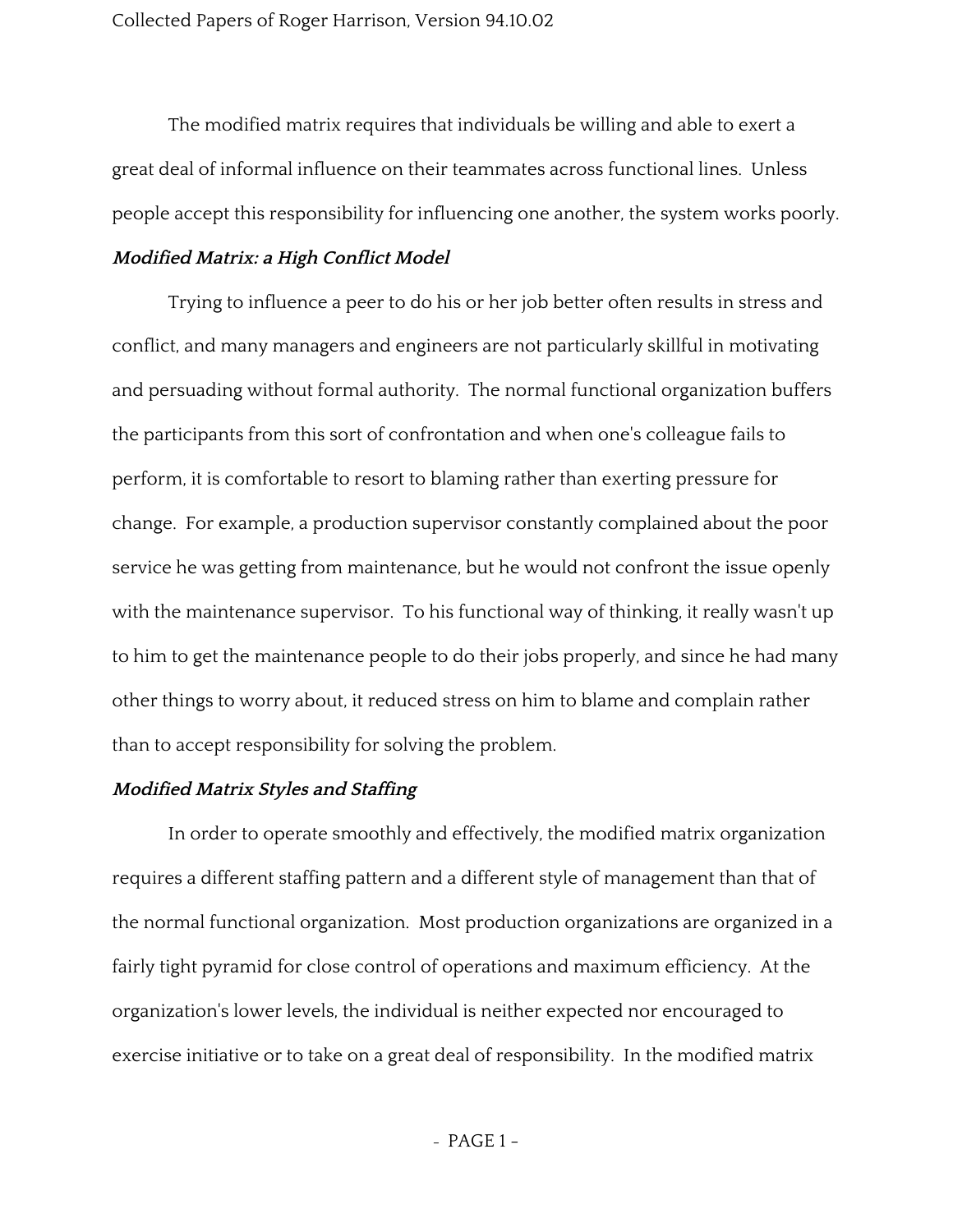The modified matrix requires that individuals be willing and able to exert a great deal of informal influence on their teammates across functional lines. Unless people accept this responsibility for influencing one another, the system works poorly.

### *Modified Matrix: a High Conflict Model*

Trying to influence a peer to do his or her job better often results in stress and conflict, and many managers and engineers are not particularly skillful in motivating and persuading without formal authority. The normal functional organization buffers the participants from this sort of confrontation and when one's colleague fails to perform, it is comfortable to resort to blaming rather than exerting pressure for change. For example, a production supervisor constantly complained about the poor service he was getting from maintenance, but he would not confront the issue openly with the maintenance supervisor. To his functional way of thinking, it really wasn't up to him to get the maintenance people to do their jobs properly, and since he had many other things to worry about, it reduced stress on him to blame and complain rather than to accept responsibility for solving the problem.

### *Modified Matrix Styles and Staffing*

In order to operate smoothly and effectively, the modified matrix organization requires a different staffing pattern and a different style of management than that of the normal functional organization. Most production organizations are organized in a fairly tight pyramid for close control of operations and maximum efficiency. At the organization's lower levels, the individual is neither expected nor encouraged to exercise initiative or to take on a great deal of responsibility. In the modified matrix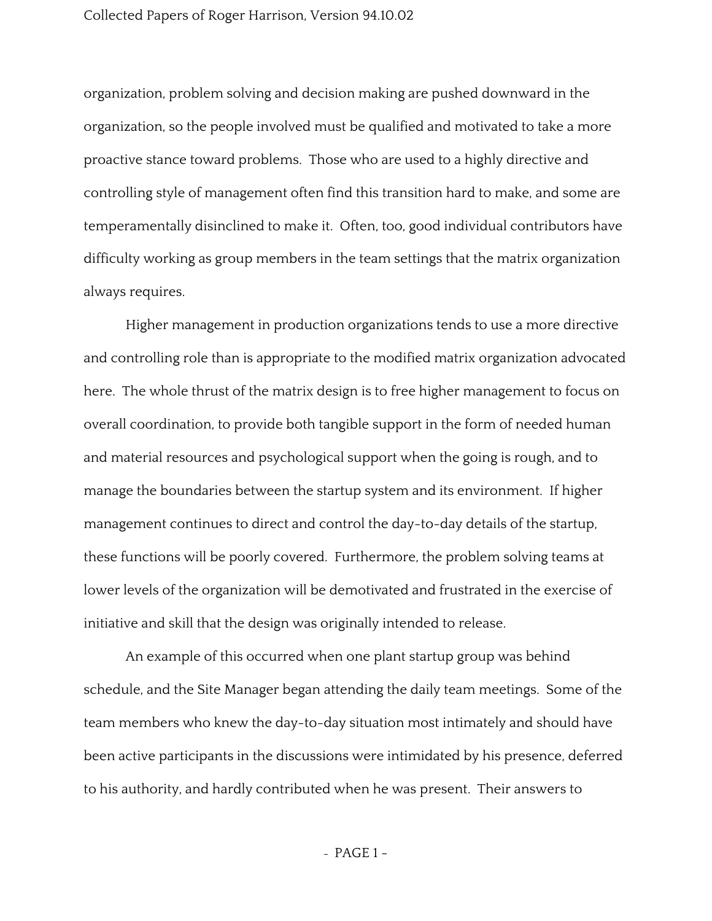organization, problem solving and decision making are pushed downward in the organization, so the people involved must be qualified and motivated to take a more proactive stance toward problems. Those who are used to a highly directive and controlling style of management often find this transition hard to make, and some are temperamentally disinclined to make it. Often, too, good individual contributors have difficulty working as group members in the team settings that the matrix organization always requires.

Higher management in production organizations tends to use a more directive and controlling role than is appropriate to the modified matrix organization advocated here. The whole thrust of the matrix design is to free higher management to focus on overall coordination, to provide both tangible support in the form of needed human and material resources and psychological support when the going is rough, and to manage the boundaries between the startup system and its environment. If higher management continues to direct and control the day-to-day details of the startup, these functions will be poorly covered. Furthermore, the problem solving teams at lower levels of the organization will be demotivated and frustrated in the exercise of initiative and skill that the design was originally intended to release.

An example of this occurred when one plant startup group was behind schedule, and the Site Manager began attending the daily team meetings. Some of the team members who knew the day-to-day situation most intimately and should have been active participants in the discussions were intimidated by his presence, deferred to his authority, and hardly contributed when he was present. Their answers to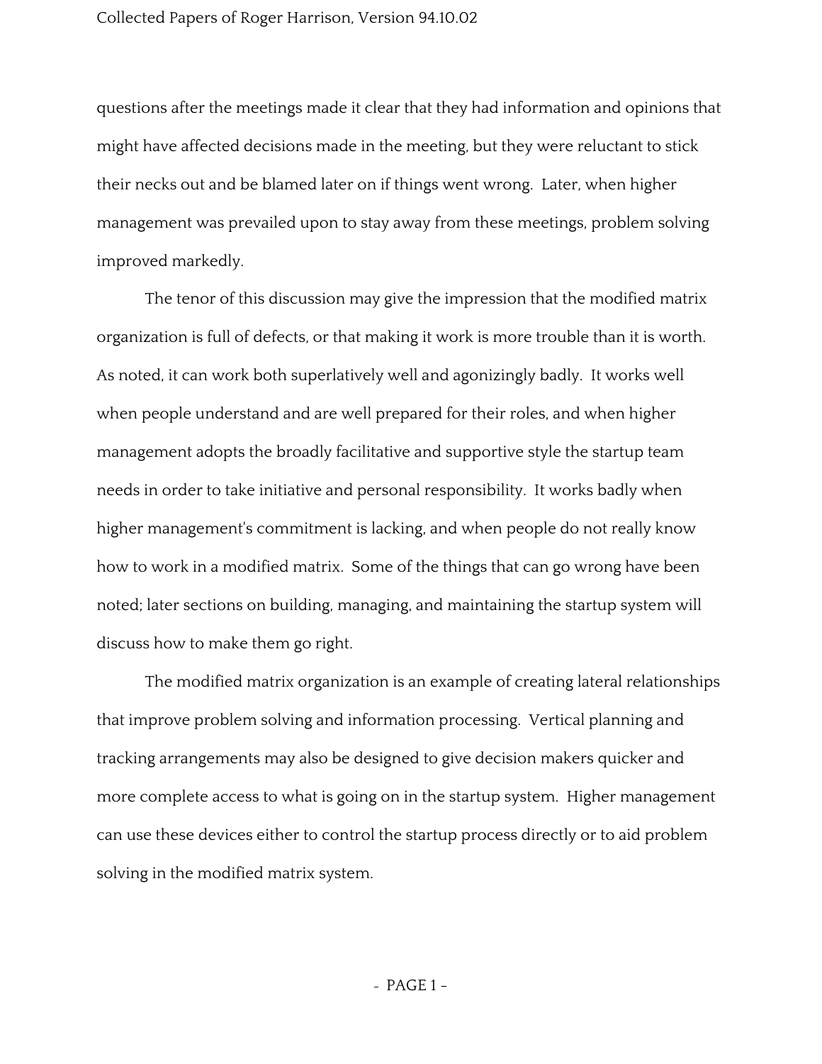questions after the meetings made it clear that they had information and opinions that might have affected decisions made in the meeting, but they were reluctant to stick their necks out and be blamed later on if things went wrong. Later, when higher management was prevailed upon to stay away from these meetings, problem solving improved markedly.

The tenor of this discussion may give the impression that the modified matrix organization is full of defects, or that making it work is more trouble than it is worth. As noted, it can work both superlatively well and agonizingly badly. It works well when people understand and are well prepared for their roles, and when higher management adopts the broadly facilitative and supportive style the startup team needs in order to take initiative and personal responsibility. It works badly when higher management's commitment is lacking, and when people do not really know how to work in a modified matrix. Some of the things that can go wrong have been noted; later sections on building, managing, and maintaining the startup system will discuss how to make them go right.

The modified matrix organization is an example of creating lateral relationships that improve problem solving and information processing. Vertical planning and tracking arrangements may also be designed to give decision makers quicker and more complete access to what is going on in the startup system. Higher management can use these devices either to control the startup process directly or to aid problem solving in the modified matrix system.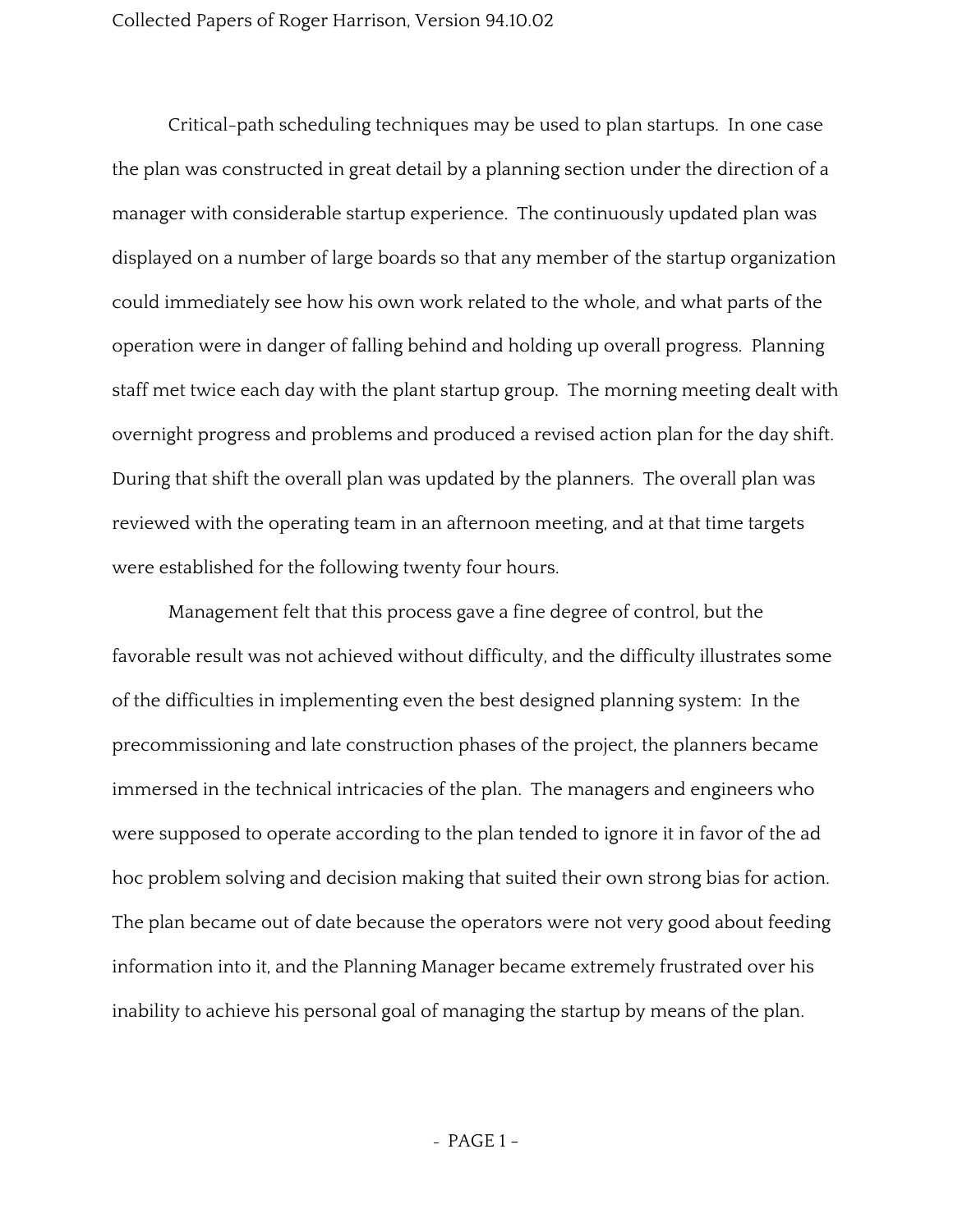Critical-path scheduling techniques may be used to plan startups.  In one case the plan was constructed in great detail by a planning section under the direction of a manager with considerable startup experience.  The continuously updated plan was displayed on a number of large boards so that any member of the startup organization could immediately see how his own work related to the whole, and what parts of the operation were in danger of falling behind and holding up overall progress.  Planning staff met twice each day with the plant startup group.  The morning meeting dealt with overnight progress and problems and produced a revised action plan for the day shift.  During that shift the overall plan was updated by the planners.  The overall plan was reviewed with the operating team in an afternoon meeting, and at that time targets were established for the following twenty four hours.

Management felt that this process gave a fine degree of control, but the favorable result was not achieved without difficulty, and the difficulty illustrates some of the difficulties in implementing even the best designed planning system:  In the precommissioning and late construction phases of the project, the planners became immersed in the technical intricacies of the plan.  The managers and engineers who were supposed to operate according to the plan tended to ignore it in favor of the ad hoc problem solving and decision making that suited their own strong bias for action.  The plan became out of date because the operators were not very good about feeding information into it, and the Planning Manager became extremely frustrated over his inability to achieve his personal goal of managing the startup by means of the plan.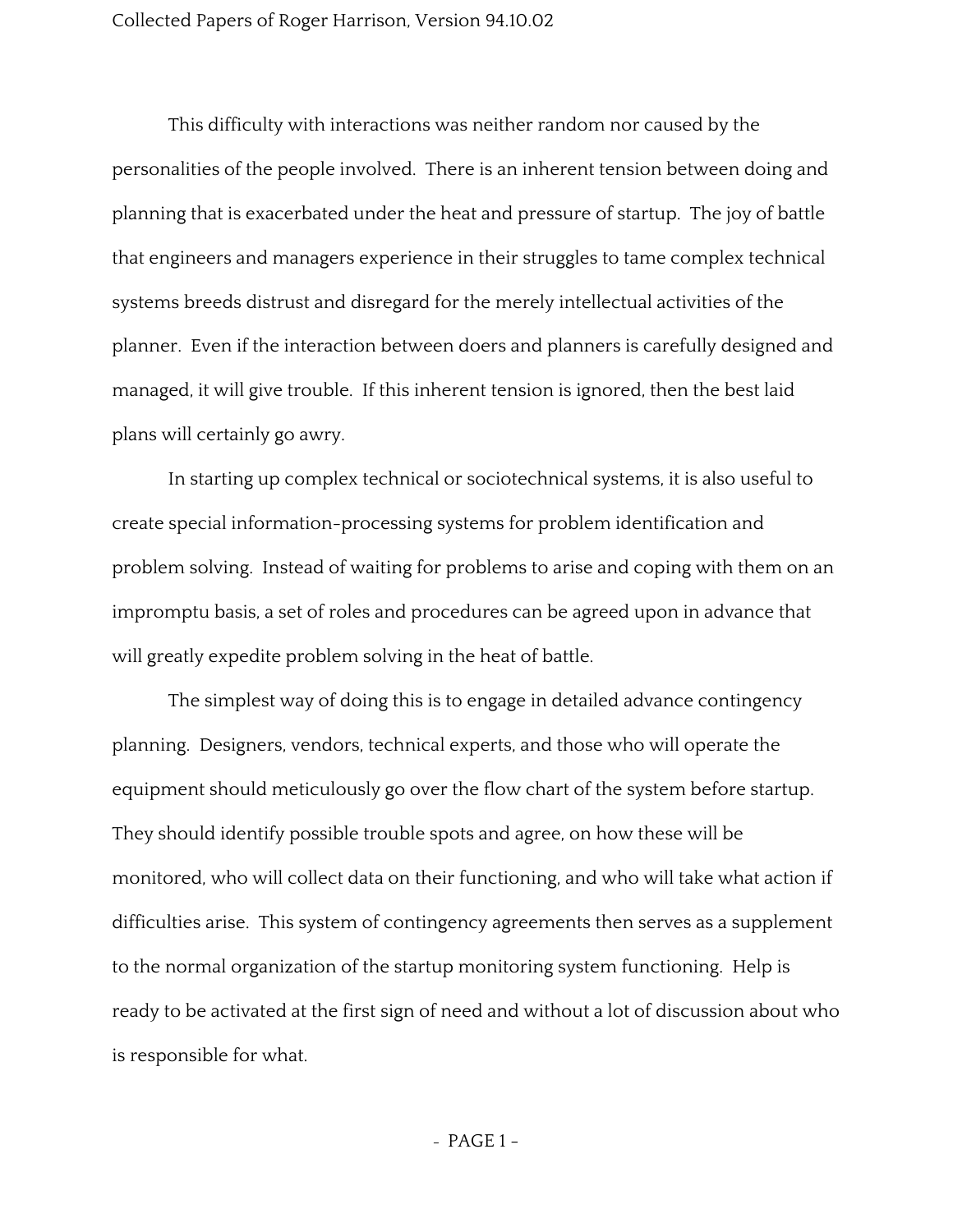This difficulty with interactions was neither random nor caused by the personalities of the people involved. There is an inherent tension between doing and planning that is exacerbated under the heat and pressure of startup. The joy of battle that engineers and managers experience in their struggles to tame complex technical systems breeds distrust and disregard for the merely intellectual activities of the planner. Even if the interaction between doers and planners is carefully designed and managed, it will give trouble. If this inherent tension is ignored, then the best laid plans will certainly go awry.

In starting up complex technical or sociotechnical systems, it is also useful to create special information-processing systems for problem identification and problem solving. Instead of waiting for problems to arise and coping with them on an impromptu basis, a set of roles and procedures can be agreed upon in advance that will greatly expedite problem solving in the heat of battle.

The simplest way of doing this is to engage in detailed advance contingency planning. Designers, vendors, technical experts, and those who will operate the equipment should meticulously go over the flow chart of the system before startup. They should identify possible trouble spots and agree, on how these will be monitored, who will collect data on their functioning, and who will take what action if difficulties arise. This system of contingency agreements then serves as a supplement to the normal organization of the startup monitoring system functioning. Help is ready to be activated at the first sign of need and without a lot of discussion about who is responsible for what.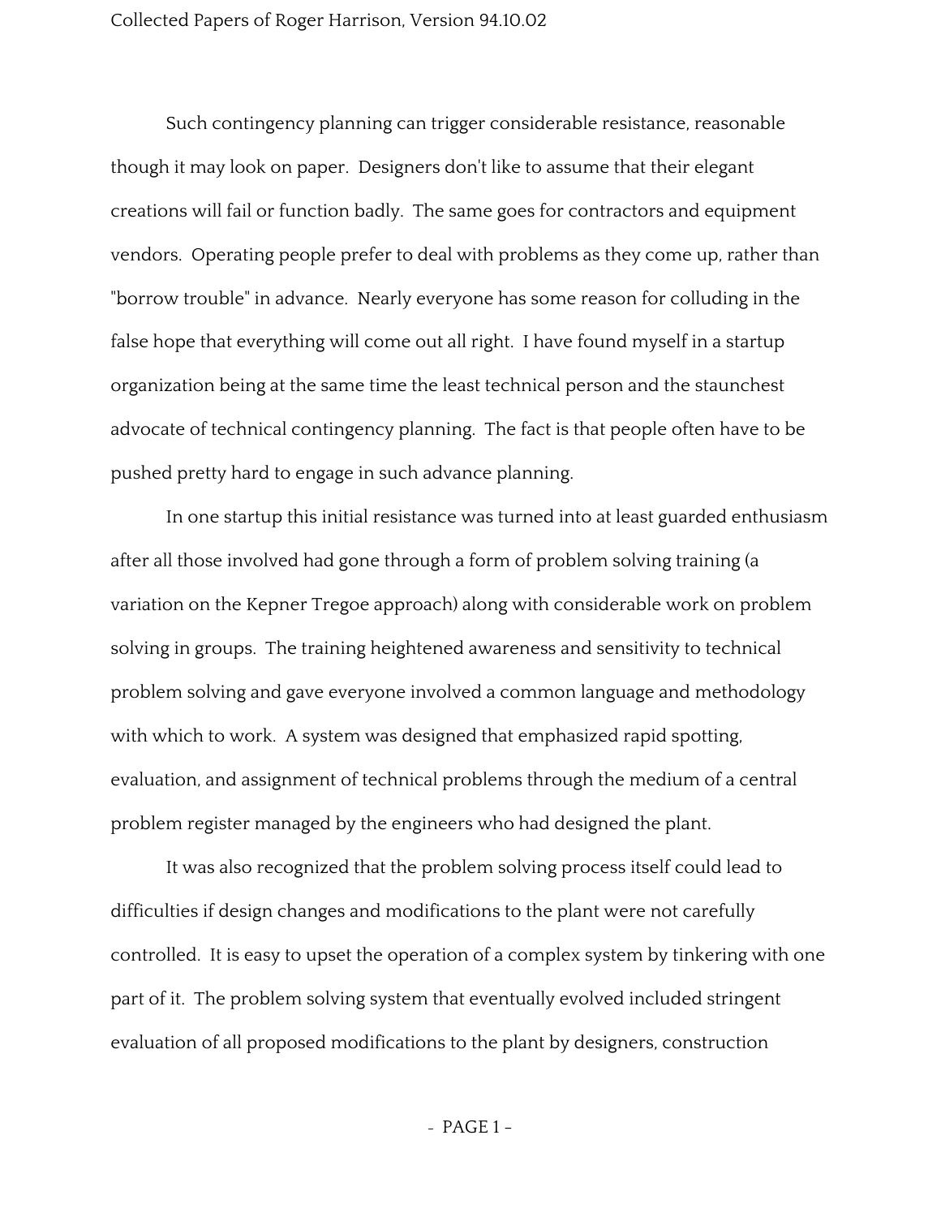Such contingency planning can trigger considerable resistance, reasonable though it may look on paper. Designers don't like to assume that their elegant creations will fail or function badly. The same goes for contractors and equipment vendors. Operating people prefer to deal with problems as they come up, rather than "borrow trouble" in advance. Nearly everyone has some reason for colluding in the false hope that everything will come out all right. I have found myself in a startup organization being at the same time the least technical person and the staunchest advocate of technical contingency planning. The fact is that people often have to be pushed pretty hard to engage in such advance planning.

In one startup this initial resistance was turned into at least guarded enthusiasm after all those involved had gone through a form of problem solving training (a variation on the Kepner Tregoe approach) along with considerable work on problem solving in groups. The training heightened awareness and sensitivity to technical problem solving and gave everyone involved a common language and methodology with which to work. A system was designed that emphasized rapid spotting, evaluation, and assignment of technical problems through the medium of a central problem register managed by the engineers who had designed the plant.

It was also recognized that the problem solving process itself could lead to difficulties if design changes and modifications to the plant were not carefully controlled. It is easy to upset the operation of a complex system by tinkering with one part of it. The problem solving system that eventually evolved included stringent evaluation of all proposed modifications to the plant by designers, construction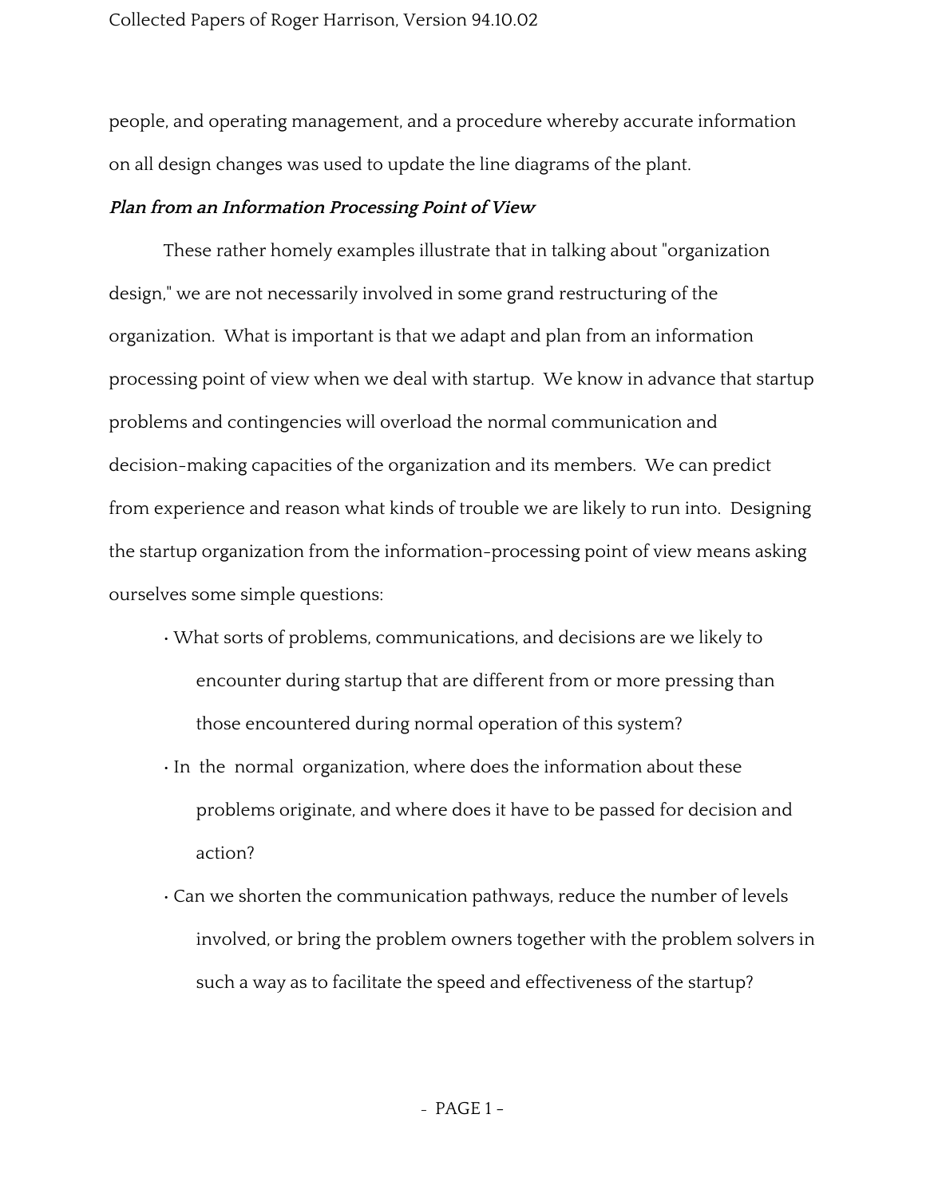people, and operating management, and a procedure whereby accurate information on all design changes was used to update the line diagrams of the plant.

***Plan from an Information Processing Point of View***

These rather homely examples illustrate that in talking about "organization design," we are not necessarily involved in some grand restructuring of the organization. What is important is that we adapt and plan from an information processing point of view when we deal with startup. We know in advance that startup problems and contingencies will overload the normal communication and decision-making capacities of the organization and its members. We can predict from experience and reason what kinds of trouble we are likely to run into. Designing the startup organization from the information-processing point of view means asking ourselves some simple questions:

- What sorts of problems, communications, and decisions are we likely to encounter during startup that are different from or more pressing than those encountered during normal operation of this system?
- In the normal organization, where does the information about these problems originate, and where does it have to be passed for decision and action?
- Can we shorten the communication pathways, reduce the number of levels involved, or bring the problem owners together with the problem solvers in such a way as to facilitate the speed and effectiveness of the startup?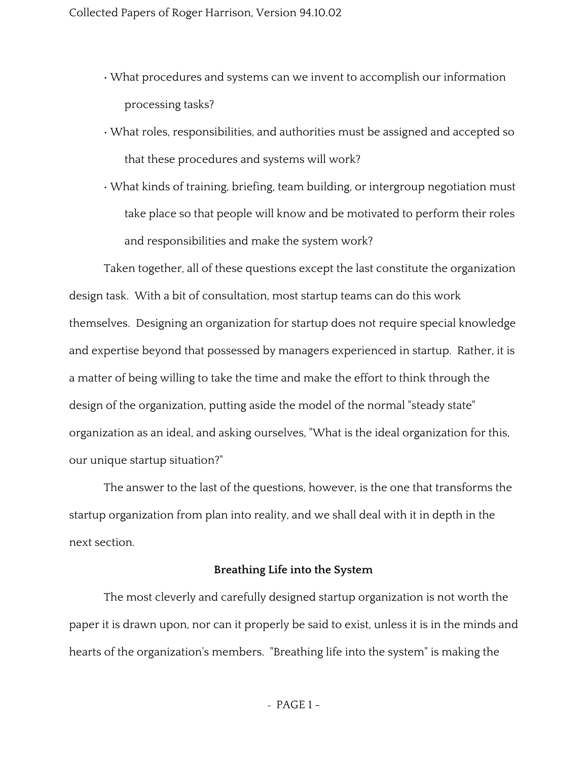- What procedures and systems can we invent to accomplish our information processing tasks?
- What roles, responsibilities, and authorities must be assigned and accepted so that these procedures and systems will work?
- What kinds of training, briefing, team building, or intergroup negotiation must take place so that people will know and be motivated to perform their roles and responsibilities and make the system work?

Taken together, all of these questions except the last constitute the organization design task. With a bit of consultation, most startup teams can do this work themselves. Designing an organization for startup does not require special knowledge and expertise beyond that possessed by managers experienced in startup. Rather, it is a matter of being willing to take the time and make the effort to think through the design of the organization, putting aside the model of the normal "steady state" organization as an ideal, and asking ourselves, "What is the ideal organization for this, our unique startup situation?"

The answer to the last of the questions, however, is the one that transforms the startup organization from plan into reality, and we shall deal with it in depth in the next section.

**Breathing Life into the System**

The most cleverly and carefully designed startup organization is not worth the paper it is drawn upon, nor can it properly be said to exist, unless it is in the minds and hearts of the organization's members. "Breathing life into the system" is making the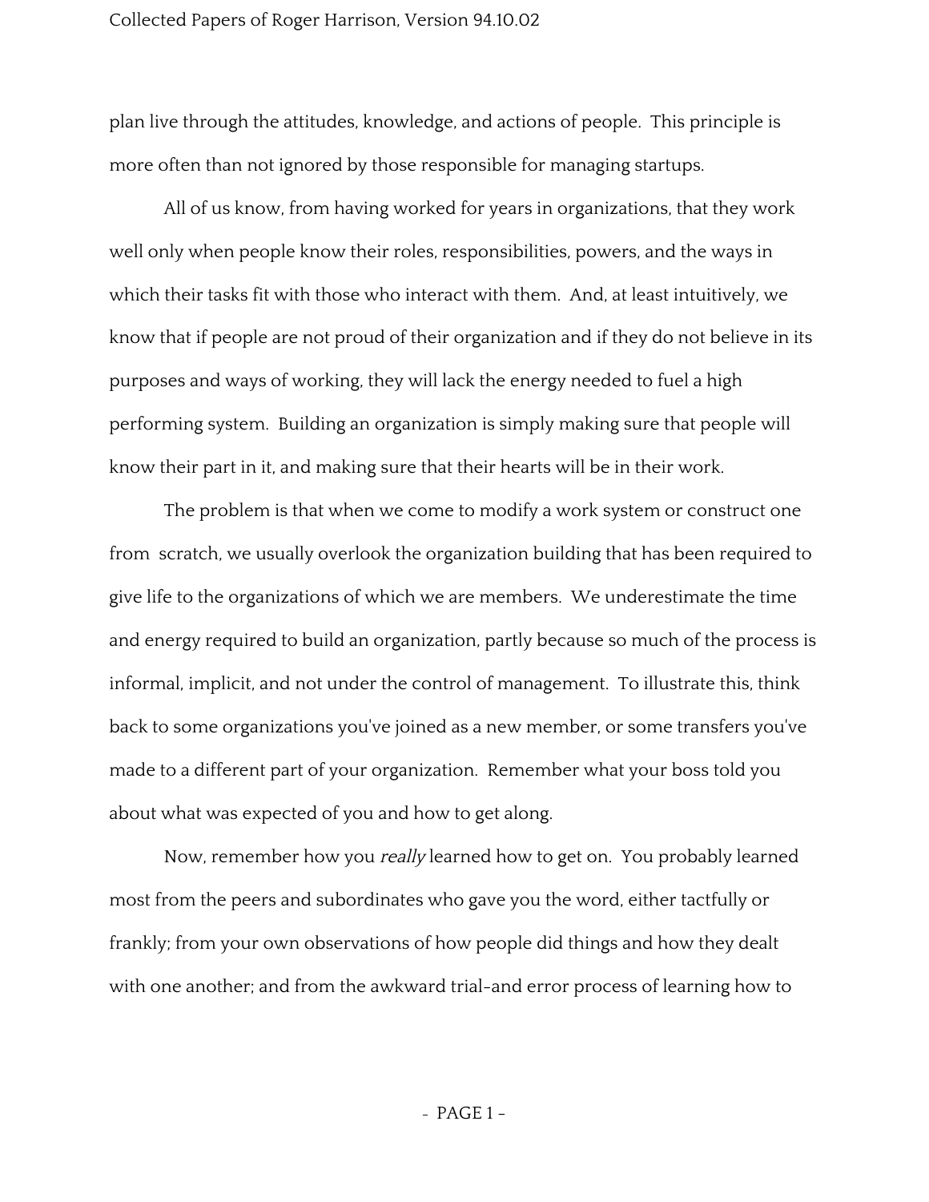plan live through the attitudes, knowledge, and actions of people. This principle is more often than not ignored by those responsible for managing startups.

All of us know, from having worked for years in organizations, that they work well only when people know their roles, responsibilities, powers, and the ways in which their tasks fit with those who interact with them. And, at least intuitively, we know that if people are not proud of their organization and if they do not believe in its purposes and ways of working, they will lack the energy needed to fuel a high performing system. Building an organization is simply making sure that people will know their part in it, and making sure that their hearts will be in their work.

The problem is that when we come to modify a work system or construct one from scratch, we usually overlook the organization building that has been required to give life to the organizations of which we are members. We underestimate the time and energy required to build an organization, partly because so much of the process is informal, implicit, and not under the control of management. To illustrate this, think back to some organizations you've joined as a new member, or some transfers you've made to a different part of your organization. Remember what your boss told you about what was expected of you and how to get along.

Now, remember how you *really* learned how to get on. You probably learned most from the peers and subordinates who gave you the word, either tactfully or frankly; from your own observations of how people did things and how they dealt with one another; and from the awkward trial-and error process of learning how to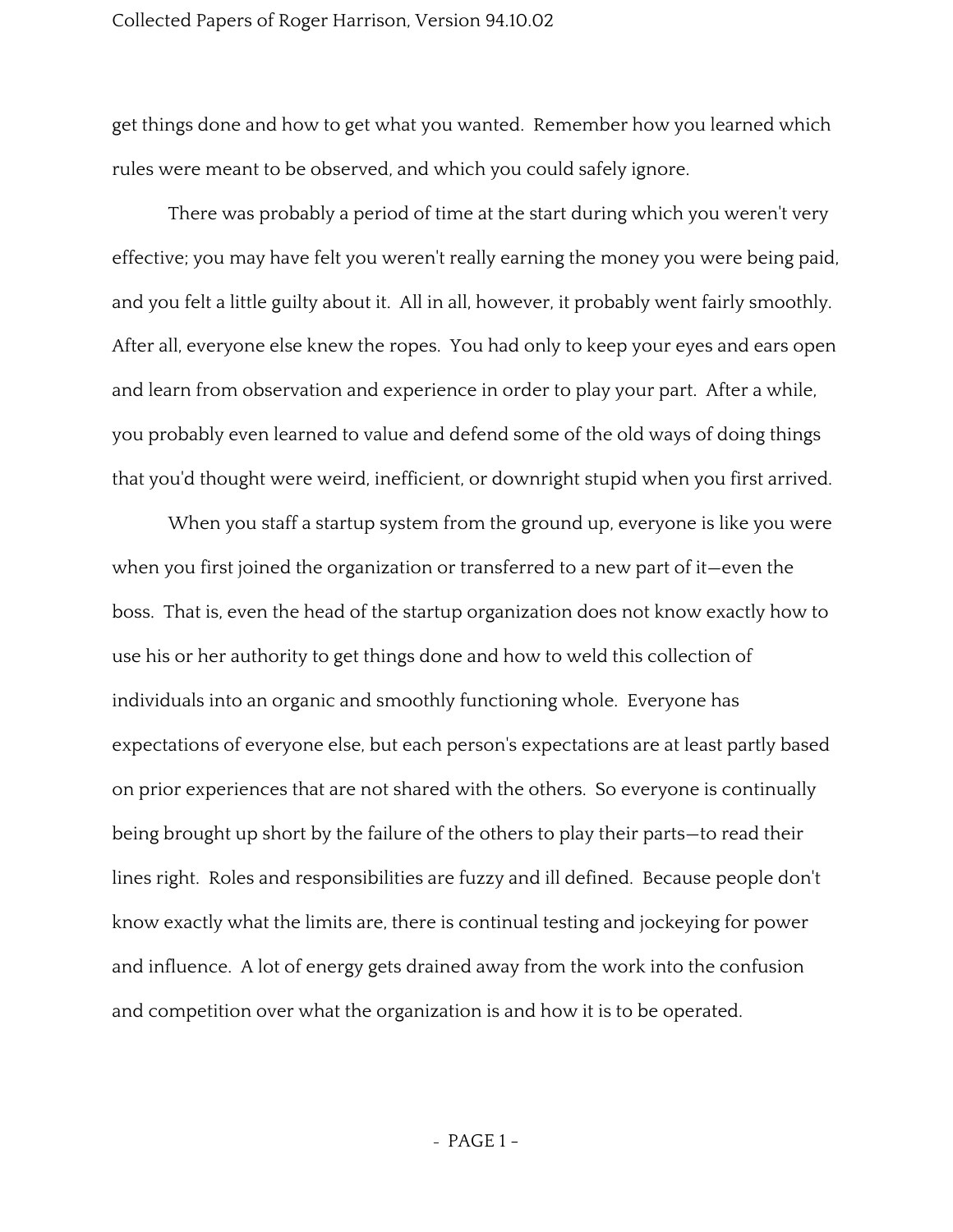get things done and how to get what you wanted. Remember how you learned which rules were meant to be observed, and which you could safely ignore.

There was probably a period of time at the start during which you weren't very effective; you may have felt you weren't really earning the money you were being paid, and you felt a little guilty about it. All in all, however, it probably went fairly smoothly. After all, everyone else knew the ropes. You had only to keep your eyes and ears open and learn from observation and experience in order to play your part. After a while, you probably even learned to value and defend some of the old ways of doing things that you'd thought were weird, inefficient, or downright stupid when you first arrived.

When you staff a startup system from the ground up, everyone is like you were when you first joined the organization or transferred to a new part of it—even the boss. That is, even the head of the startup organization does not know exactly how to use his or her authority to get things done and how to weld this collection of individuals into an organic and smoothly functioning whole. Everyone has expectations of everyone else, but each person's expectations are at least partly based on prior experiences that are not shared with the others. So everyone is continually being brought up short by the failure of the others to play their parts—to read their lines right. Roles and responsibilities are fuzzy and ill defined. Because people don't know exactly what the limits are, there is continual testing and jockeying for power and influence. A lot of energy gets drained away from the work into the confusion and competition over what the organization is and how it is to be operated.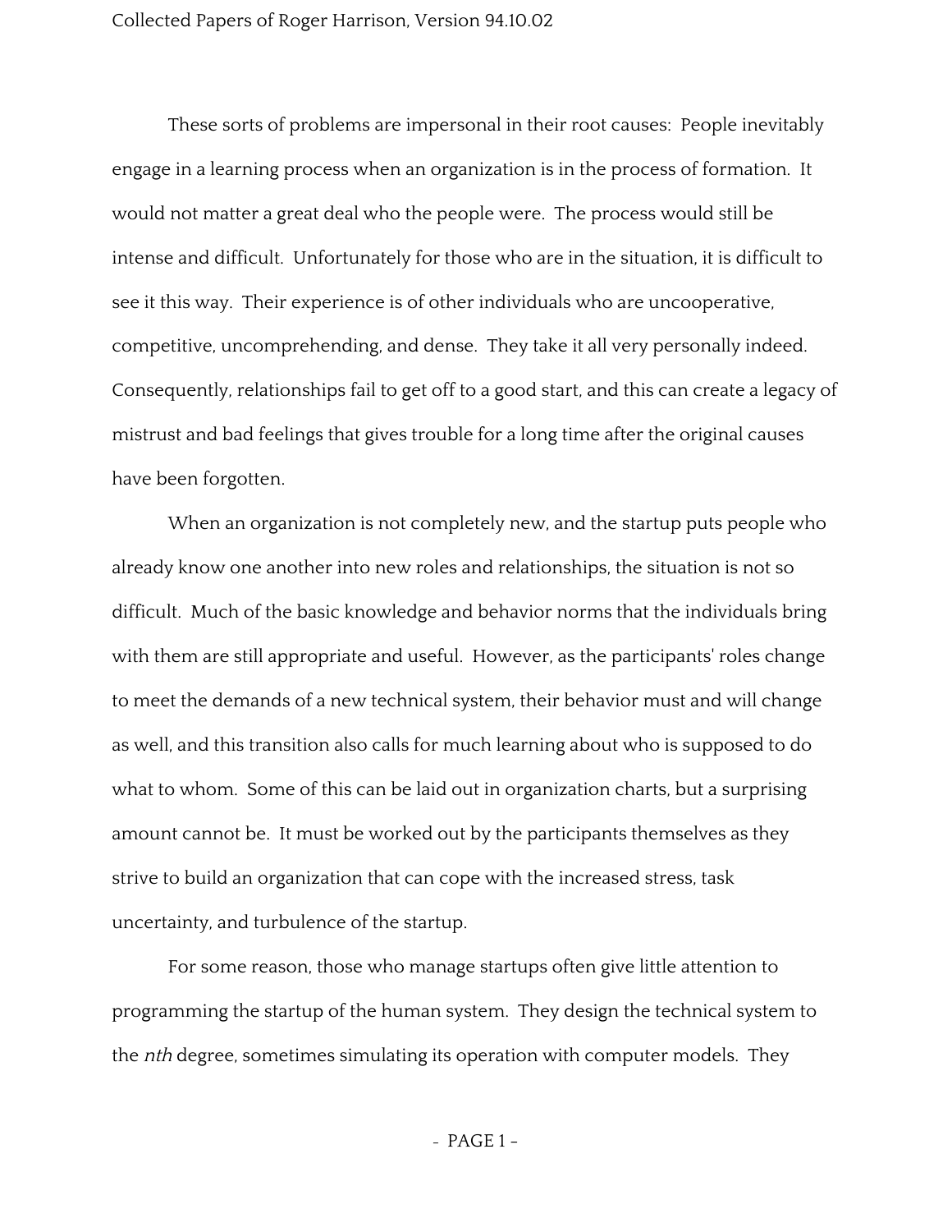These sorts of problems are impersonal in their root causes: People inevitably engage in a learning process when an organization is in the process of formation. It would not matter a great deal who the people were. The process would still be intense and difficult. Unfortunately for those who are in the situation, it is difficult to see it this way. Their experience is of other individuals who are uncooperative, competitive, uncomprehending, and dense. They take it all very personally indeed. Consequently, relationships fail to get off to a good start, and this can create a legacy of mistrust and bad feelings that gives trouble for a long time after the original causes have been forgotten.

When an organization is not completely new, and the startup puts people who already know one another into new roles and relationships, the situation is not so difficult. Much of the basic knowledge and behavior norms that the individuals bring with them are still appropriate and useful. However, as the participants' roles change to meet the demands of a new technical system, their behavior must and will change as well, and this transition also calls for much learning about who is supposed to do what to whom. Some of this can be laid out in organization charts, but a surprising amount cannot be. It must be worked out by the participants themselves as they strive to build an organization that can cope with the increased stress, task uncertainty, and turbulence of the startup.

For some reason, those who manage startups often give little attention to programming the startup of the human system. They design the technical system to the *nth* degree, sometimes simulating its operation with computer models. They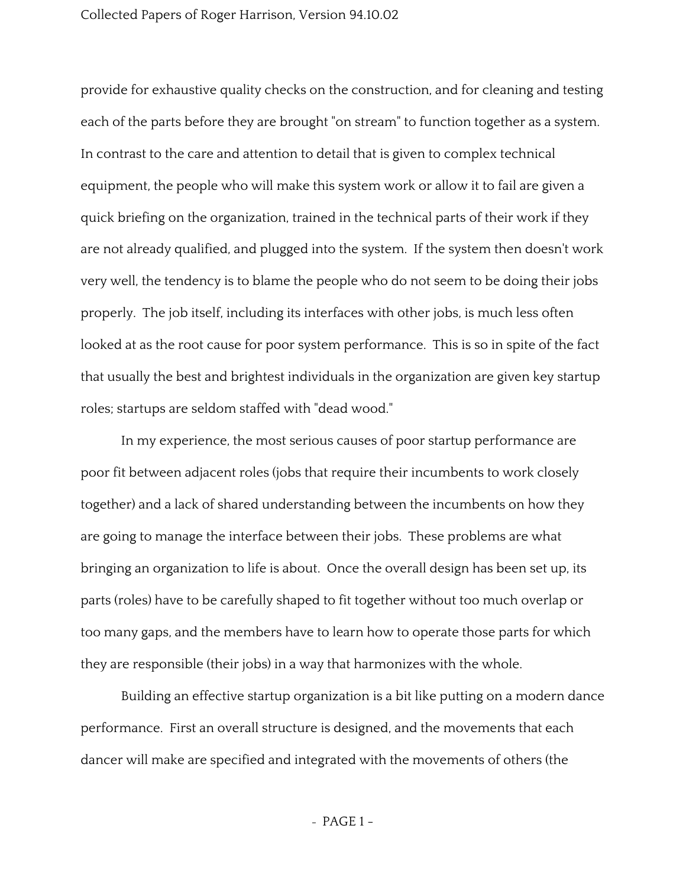provide for exhaustive quality checks on the construction, and for cleaning and testing each of the parts before they are brought "on stream" to function together as a system. In contrast to the care and attention to detail that is given to complex technical equipment, the people who will make this system work or allow it to fail are given a quick briefing on the organization, trained in the technical parts of their work if they are not already qualified, and plugged into the system. If the system then doesn't work very well, the tendency is to blame the people who do not seem to be doing their jobs properly. The job itself, including its interfaces with other jobs, is much less often looked at as the root cause for poor system performance. This is so in spite of the fact that usually the best and brightest individuals in the organization are given key startup roles; startups are seldom staffed with "dead wood."

In my experience, the most serious causes of poor startup performance are poor fit between adjacent roles (jobs that require their incumbents to work closely together) and a lack of shared understanding between the incumbents on how they are going to manage the interface between their jobs. These problems are what bringing an organization to life is about. Once the overall design has been set up, its parts (roles) have to be carefully shaped to fit together without too much overlap or too many gaps, and the members have to learn how to operate those parts for which they are responsible (their jobs) in a way that harmonizes with the whole.

Building an effective startup organization is a bit like putting on a modern dance performance. First an overall structure is designed, and the movements that each dancer will make are specified and integrated with the movements of others (the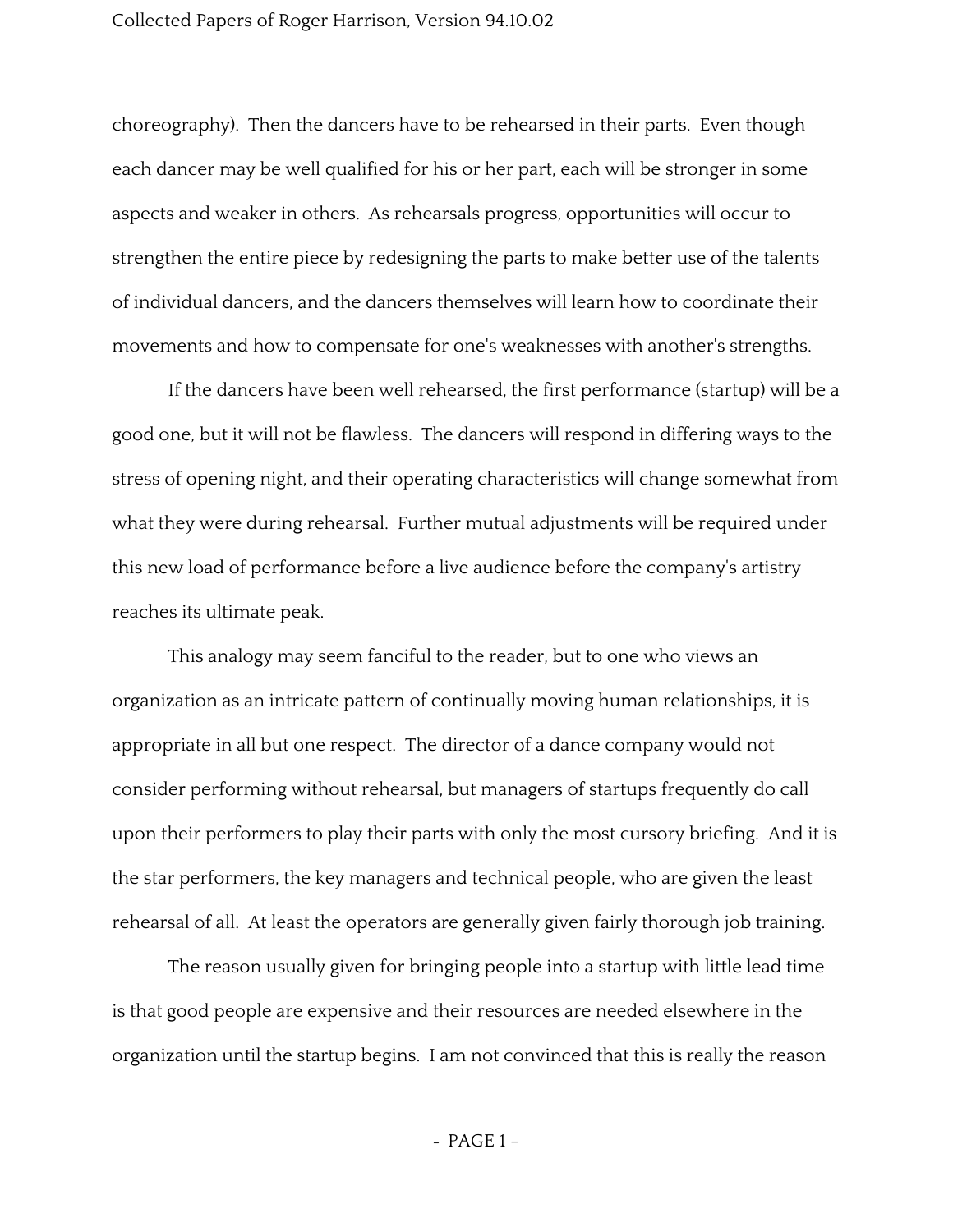choreography). Then the dancers have to be rehearsed in their parts. Even though each dancer may be well qualified for his or her part, each will be stronger in some aspects and weaker in others. As rehearsals progress, opportunities will occur to strengthen the entire piece by redesigning the parts to make better use of the talents of individual dancers, and the dancers themselves will learn how to coordinate their movements and how to compensate for one's weaknesses with another's strengths.

If the dancers have been well rehearsed, the first performance (startup) will be a good one, but it will not be flawless. The dancers will respond in differing ways to the stress of opening night, and their operating characteristics will change somewhat from what they were during rehearsal. Further mutual adjustments will be required under this new load of performance before a live audience before the company's artistry reaches its ultimate peak.

This analogy may seem fanciful to the reader, but to one who views an organization as an intricate pattern of continually moving human relationships, it is appropriate in all but one respect. The director of a dance company would not consider performing without rehearsal, but managers of startups frequently do call upon their performers to play their parts with only the most cursory briefing. And it is the star performers, the key managers and technical people, who are given the least rehearsal of all. At least the operators are generally given fairly thorough job training.

The reason usually given for bringing people into a startup with little lead time is that good people are expensive and their resources are needed elsewhere in the organization until the startup begins. I am not convinced that this is really the reason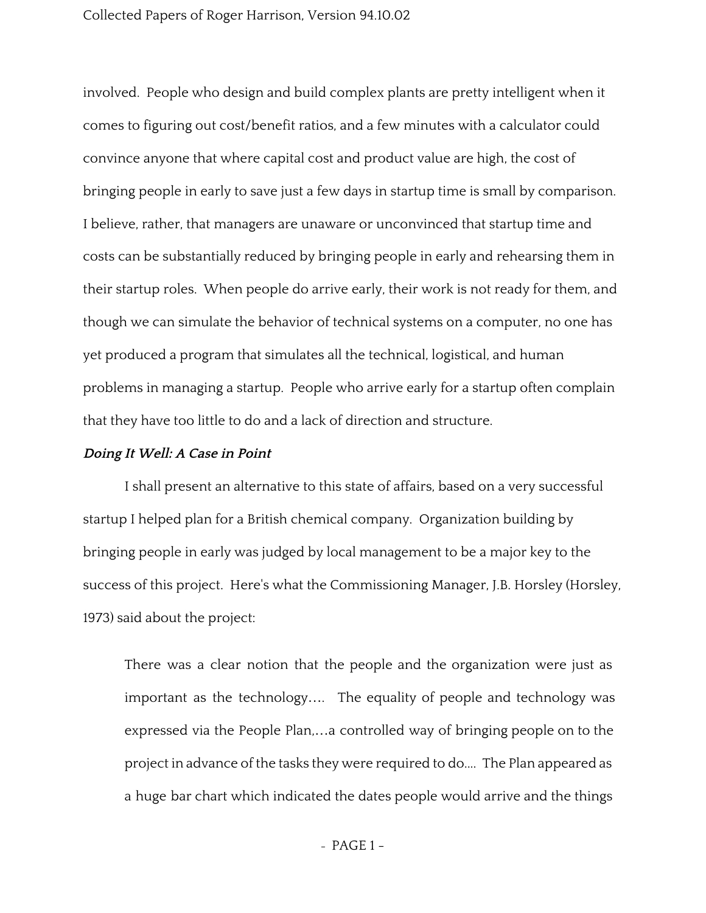involved. People who design and build complex plants are pretty intelligent when it comes to figuring out cost/benefit ratios, and a few minutes with a calculator could convince anyone that where capital cost and product value are high, the cost of bringing people in early to save just a few days in startup time is small by comparison. I believe, rather, that managers are unaware or unconvinced that startup time and costs can be substantially reduced by bringing people in early and rehearsing them in their startup roles. When people do arrive early, their work is not ready for them, and though we can simulate the behavior of technical systems on a computer, no one has yet produced a program that simulates all the technical, logistical, and human problems in managing a startup. People who arrive early for a startup often complain that they have too little to do and a lack of direction and structure.

***Doing It Well: A Case in Point***

I shall present an alternative to this state of affairs, based on a very successful startup I helped plan for a British chemical company. Organization building by bringing people in early was judged by local management to be a major key to the success of this project. Here's what the Commissioning Manager, J.B. Horsley (Horsley, 1973) said about the project:

> There was a clear notion that the people and the organization were just as important as the technology…. The equality of people and technology was expressed via the People Plan,…a controlled way of bringing people on to the project in advance of the tasks they were required to do.... The Plan appeared as a huge bar chart which indicated the dates people would arrive and the things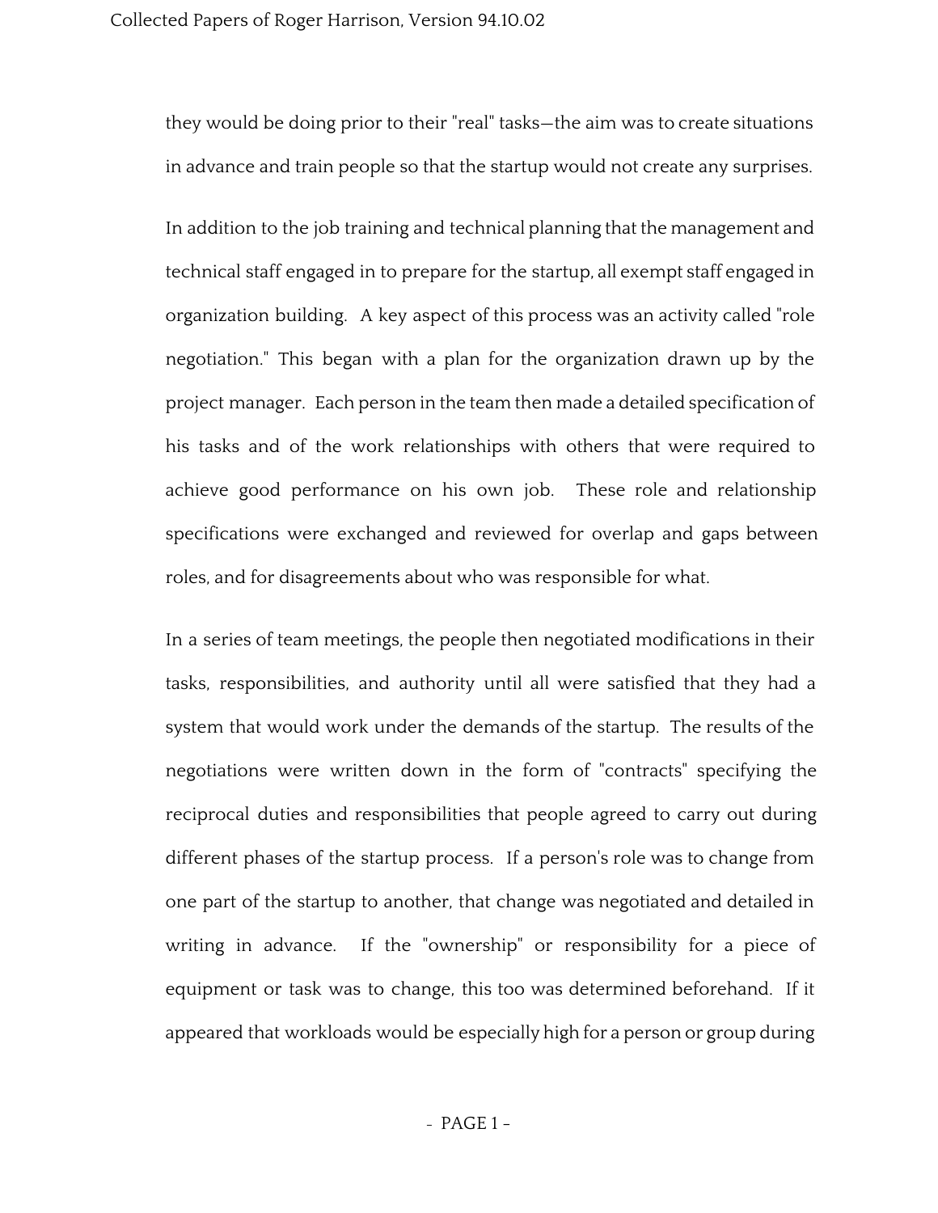they would be doing prior to their "real" tasks—the aim was to create situations in advance and train people so that the startup would not create any surprises.

In addition to the job training and technical planning that the management and technical staff engaged in to prepare for the startup, all exempt staff engaged in organization building. A key aspect of this process was an activity called "role negotiation." This began with a plan for the organization drawn up by the project manager. Each person in the team then made a detailed specification of his tasks and of the work relationships with others that were required to achieve good performance on his own job. These role and relationship specifications were exchanged and reviewed for overlap and gaps between roles, and for disagreements about who was responsible for what.

In a series of team meetings, the people then negotiated modifications in their tasks, responsibilities, and authority until all were satisfied that they had a system that would work under the demands of the startup. The results of the negotiations were written down in the form of "contracts" specifying the reciprocal duties and responsibilities that people agreed to carry out during different phases of the startup process. If a person's role was to change from one part of the startup to another, that change was negotiated and detailed in writing in advance. If the "ownership" or responsibility for a piece of equipment or task was to change, this too was determined beforehand. If it appeared that workloads would be especially high for a person or group during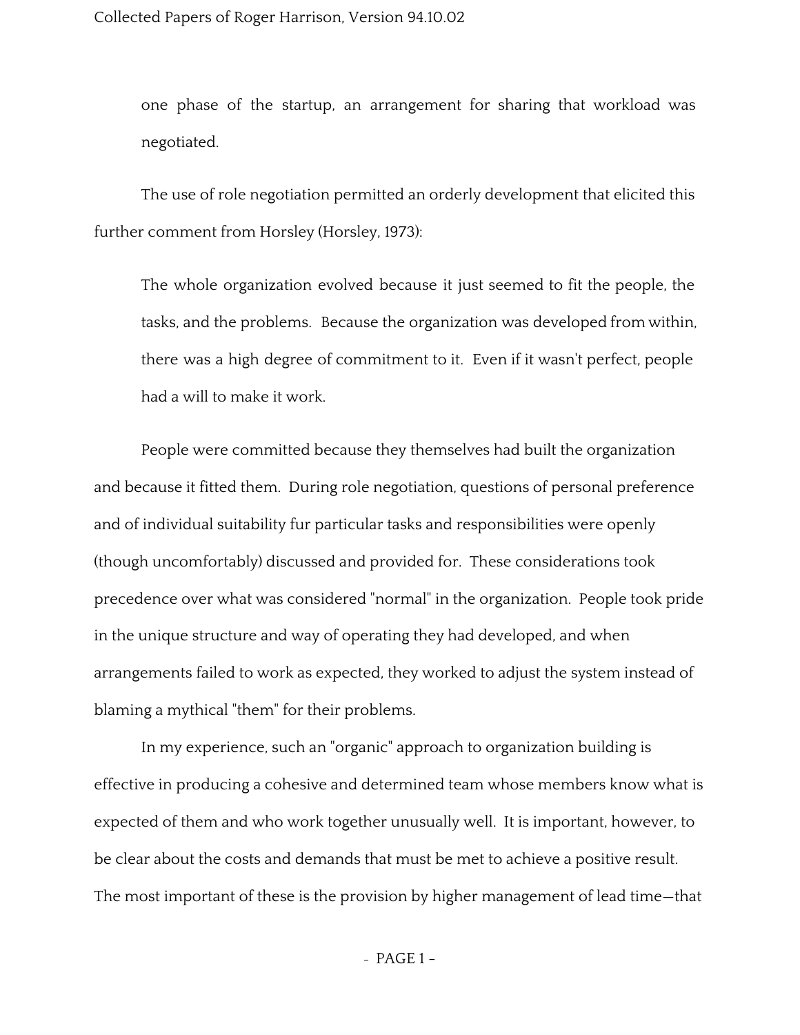one phase of the startup, an arrangement for sharing that workload was negotiated.

The use of role negotiation permitted an orderly development that elicited this further comment from Horsley (Horsley, 1973):

> The whole organization evolved because it just seemed to fit the people, the tasks, and the problems. Because the organization was developed from within, there was a high degree of commitment to it. Even if it wasn't perfect, people had a will to make it work.

People were committed because they themselves had built the organization and because it fitted them. During role negotiation, questions of personal preference and of individual suitability fur particular tasks and responsibilities were openly (though uncomfortably) discussed and provided for. These considerations took precedence over what was considered "normal" in the organization. People took pride in the unique structure and way of operating they had developed, and when arrangements failed to work as expected, they worked to adjust the system instead of blaming a mythical "them" for their problems.

In my experience, such an "organic" approach to organization building is effective in producing a cohesive and determined team whose members know what is expected of them and who work together unusually well. It is important, however, to be clear about the costs and demands that must be met to achieve a positive result. The most important of these is the provision by higher management of lead time—that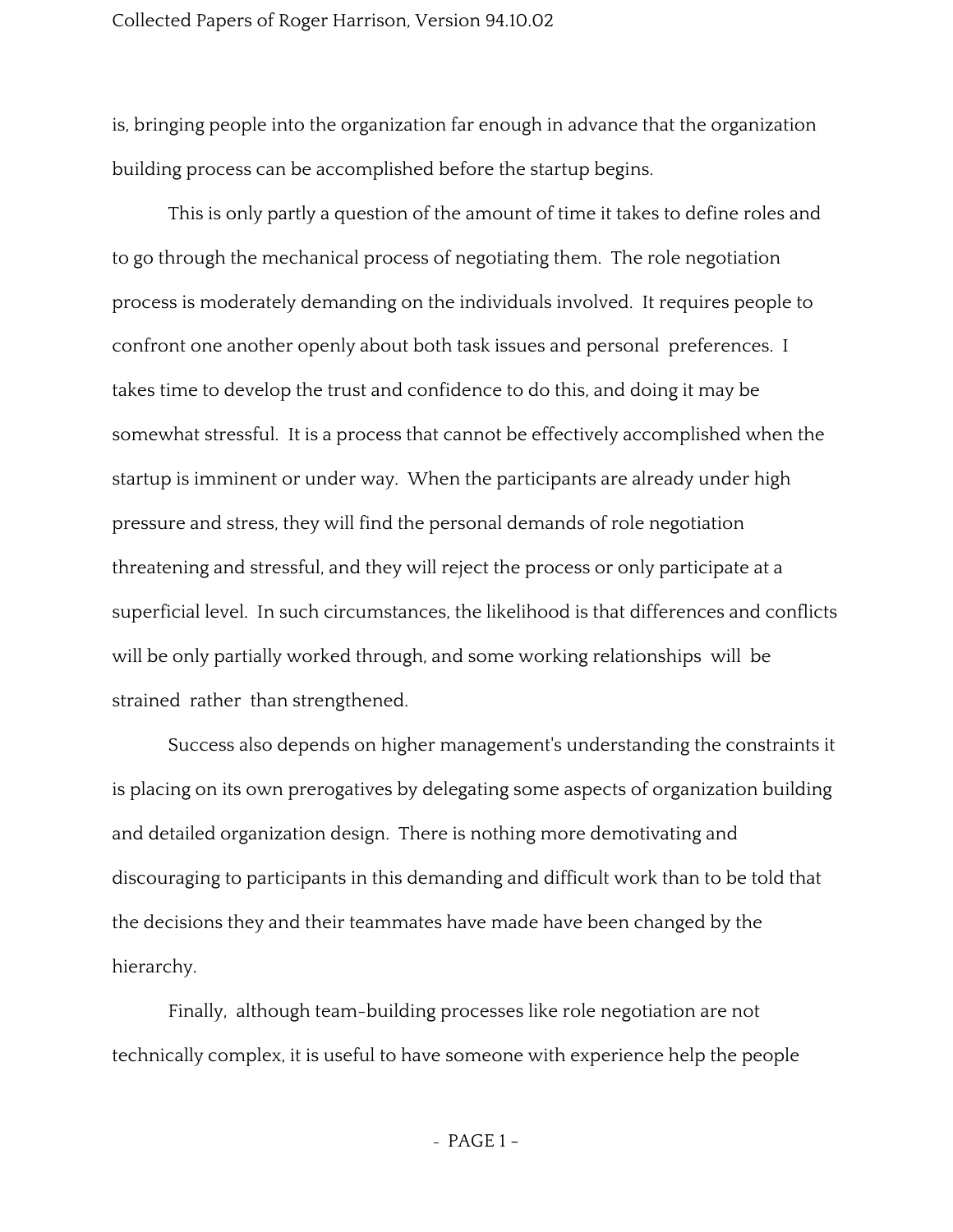is, bringing people into the organization far enough in advance that the organization building process can be accomplished before the startup begins.

This is only partly a question of the amount of time it takes to define roles and to go through the mechanical process of negotiating them. The role negotiation process is moderately demanding on the individuals involved. It requires people to confront one another openly about both task issues and personal preferences. I takes time to develop the trust and confidence to do this, and doing it may be somewhat stressful. It is a process that cannot be effectively accomplished when the startup is imminent or under way. When the participants are already under high pressure and stress, they will find the personal demands of role negotiation threatening and stressful, and they will reject the process or only participate at a superficial level. In such circumstances, the likelihood is that differences and conflicts will be only partially worked through, and some working relationships will be strained rather than strengthened.

Success also depends on higher management's understanding the constraints it is placing on its own prerogatives by delegating some aspects of organization building and detailed organization design. There is nothing more demotivating and discouraging to participants in this demanding and difficult work than to be told that the decisions they and their teammates have made have been changed by the hierarchy.

Finally, although team-building processes like role negotiation are not technically complex, it is useful to have someone with experience help the people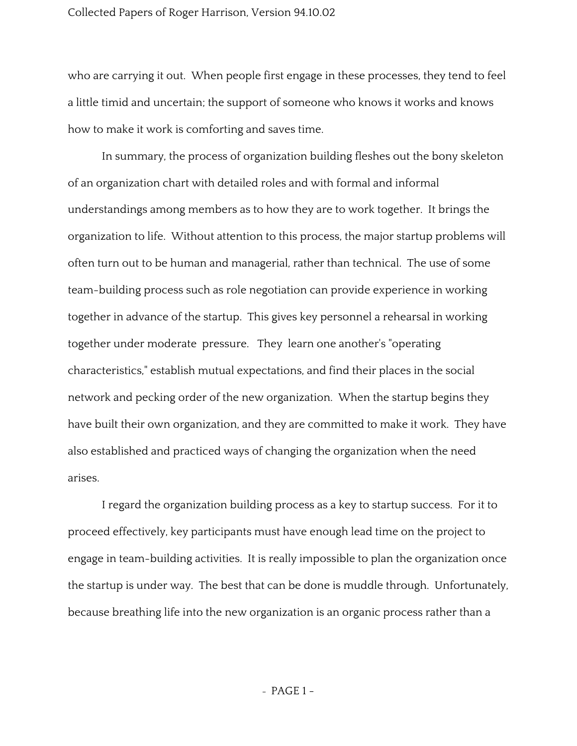who are carrying it out. When people first engage in these processes, they tend to feel a little timid and uncertain; the support of someone who knows it works and knows how to make it work is comforting and saves time.

In summary, the process of organization building fleshes out the bony skeleton of an organization chart with detailed roles and with formal and informal understandings among members as to how they are to work together. It brings the organization to life. Without attention to this process, the major startup problems will often turn out to be human and managerial, rather than technical. The use of some team-building process such as role negotiation can provide experience in working together in advance of the startup. This gives key personnel a rehearsal in working together under moderate pressure. They learn one another's "operating characteristics," establish mutual expectations, and find their places in the social network and pecking order of the new organization. When the startup begins they have built their own organization, and they are committed to make it work. They have also established and practiced ways of changing the organization when the need arises.

I regard the organization building process as a key to startup success. For it to proceed effectively, key participants must have enough lead time on the project to engage in team-building activities. It is really impossible to plan the organization once the startup is under way. The best that can be done is muddle through. Unfortunately, because breathing life into the new organization is an organic process rather than a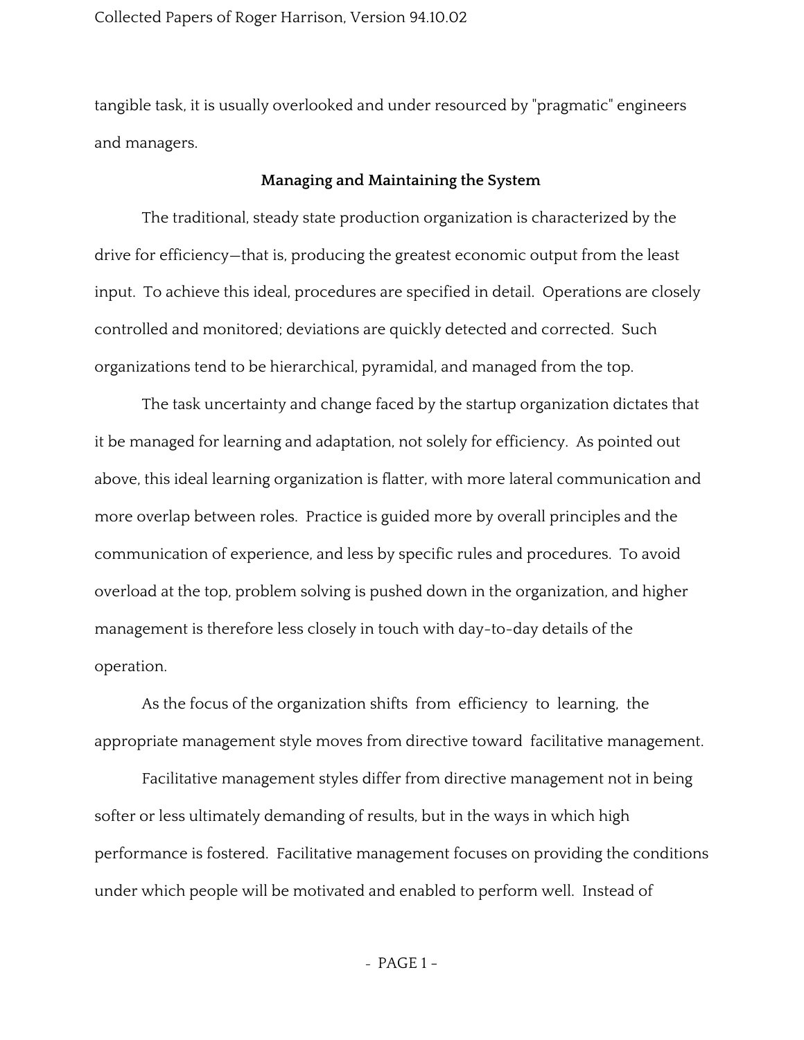tangible task, it is usually overlooked and under resourced by "pragmatic" engineers and managers.

## Managing and Maintaining the System

The traditional, steady state production organization is characterized by the drive for efficiency—that is, producing the greatest economic output from the least input. To achieve this ideal, procedures are specified in detail. Operations are closely controlled and monitored; deviations are quickly detected and corrected. Such organizations tend to be hierarchical, pyramidal, and managed from the top.

The task uncertainty and change faced by the startup organization dictates that it be managed for learning and adaptation, not solely for efficiency. As pointed out above, this ideal learning organization is flatter, with more lateral communication and more overlap between roles. Practice is guided more by overall principles and the communication of experience, and less by specific rules and procedures. To avoid overload at the top, problem solving is pushed down in the organization, and higher management is therefore less closely in touch with day-to-day details of the operation.

As the focus of the organization shifts from efficiency to learning, the appropriate management style moves from directive toward facilitative management.

Facilitative management styles differ from directive management not in being softer or less ultimately demanding of results, but in the ways in which high performance is fostered. Facilitative management focuses on providing the conditions under which people will be motivated and enabled to perform well. Instead of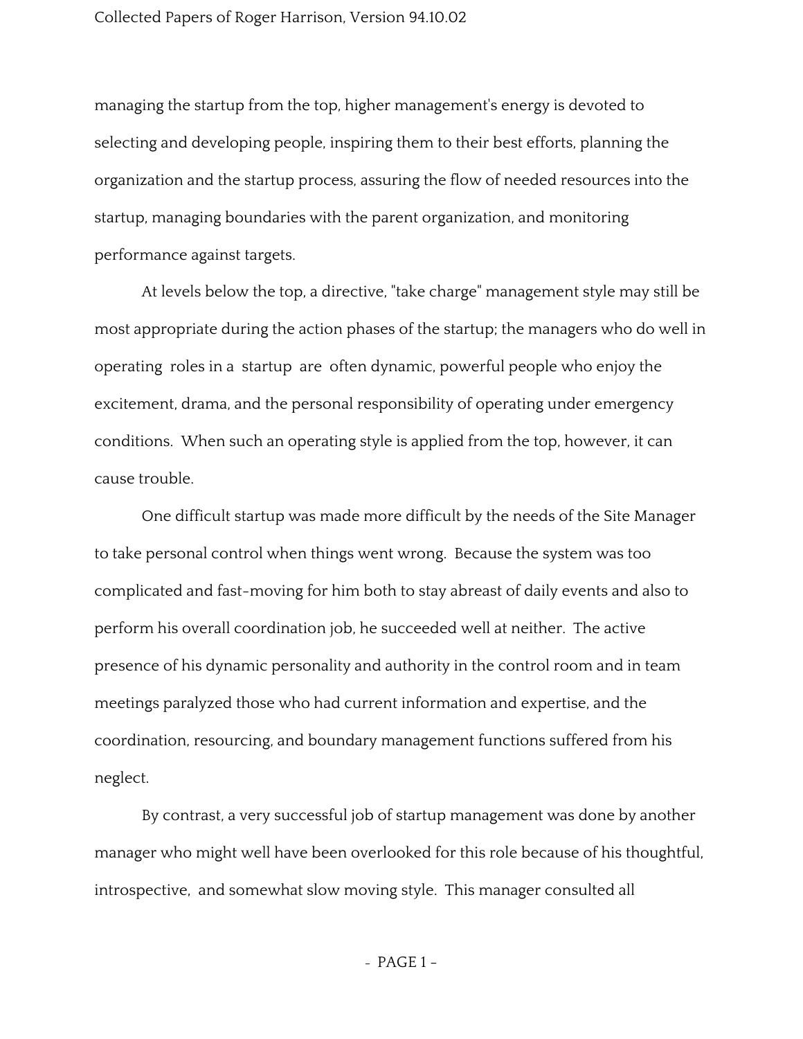managing the startup from the top, higher management's energy is devoted to selecting and developing people, inspiring them to their best efforts, planning the organization and the startup process, assuring the flow of needed resources into the startup, managing boundaries with the parent organization, and monitoring performance against targets.

At levels below the top, a directive, "take charge" management style may still be most appropriate during the action phases of the startup; the managers who do well in operating roles in a startup are often dynamic, powerful people who enjoy the excitement, drama, and the personal responsibility of operating under emergency conditions. When such an operating style is applied from the top, however, it can cause trouble.

One difficult startup was made more difficult by the needs of the Site Manager to take personal control when things went wrong. Because the system was too complicated and fast-moving for him both to stay abreast of daily events and also to perform his overall coordination job, he succeeded well at neither. The active presence of his dynamic personality and authority in the control room and in team meetings paralyzed those who had current information and expertise, and the coordination, resourcing, and boundary management functions suffered from his neglect.

By contrast, a very successful job of startup management was done by another manager who might well have been overlooked for this role because of his thoughtful, introspective, and somewhat slow moving style. This manager consulted all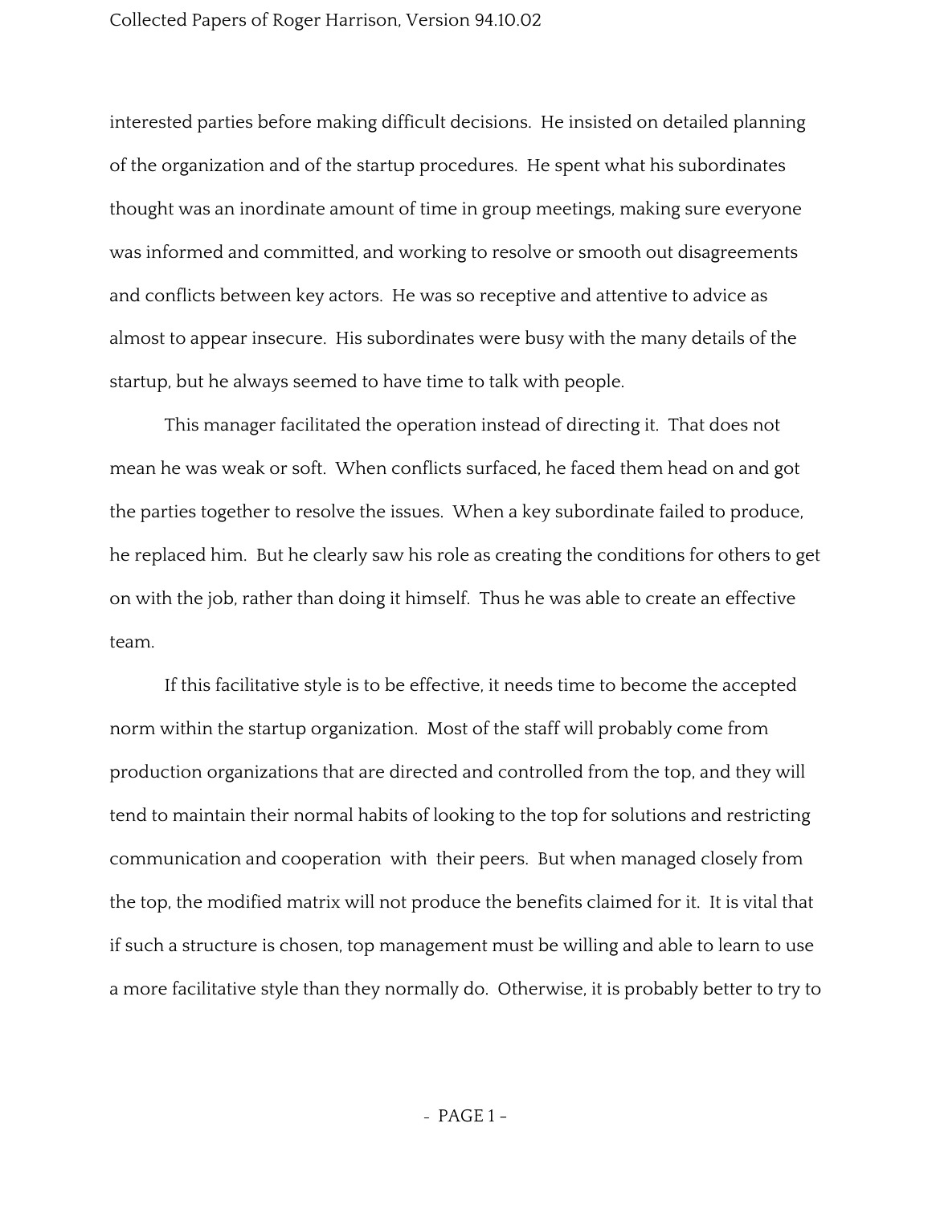interested parties before making difficult decisions. He insisted on detailed planning of the organization and of the startup procedures. He spent what his subordinates thought was an inordinate amount of time in group meetings, making sure everyone was informed and committed, and working to resolve or smooth out disagreements and conflicts between key actors. He was so receptive and attentive to advice as almost to appear insecure. His subordinates were busy with the many details of the startup, but he always seemed to have time to talk with people.

This manager facilitated the operation instead of directing it. That does not mean he was weak or soft. When conflicts surfaced, he faced them head on and got the parties together to resolve the issues. When a key subordinate failed to produce, he replaced him. But he clearly saw his role as creating the conditions for others to get on with the job, rather than doing it himself. Thus he was able to create an effective team.

If this facilitative style is to be effective, it needs time to become the accepted norm within the startup organization. Most of the staff will probably come from production organizations that are directed and controlled from the top, and they will tend to maintain their normal habits of looking to the top for solutions and restricting communication and cooperation with their peers. But when managed closely from the top, the modified matrix will not produce the benefits claimed for it. It is vital that if such a structure is chosen, top management must be willing and able to learn to use a more facilitative style than they normally do. Otherwise, it is probably better to try to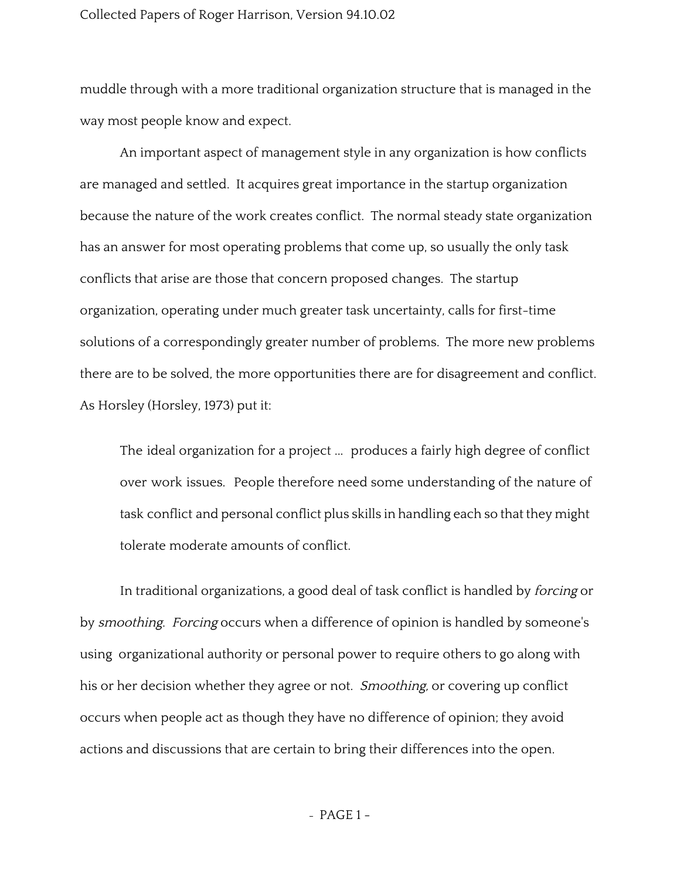muddle through with a more traditional organization structure that is managed in the way most people know and expect.

An important aspect of management style in any organization is how conflicts are managed and settled. It acquires great importance in the startup organization because the nature of the work creates conflict. The normal steady state organization has an answer for most operating problems that come up, so usually the only task conflicts that arise are those that concern proposed changes. The startup organization, operating under much greater task uncertainty, calls for first-time solutions of a correspondingly greater number of problems. The more new problems there are to be solved, the more opportunities there are for disagreement and conflict. As Horsley (Horsley, 1973) put it:

> The ideal organization for a project ... produces a fairly high degree of conflict over work issues. People therefore need some understanding of the nature of task conflict and personal conflict plus skills in handling each so that they might tolerate moderate amounts of conflict.

In traditional organizations, a good deal of task conflict is handled by *forcing* or by *smoothing*. *Forcing* occurs when a difference of opinion is handled by someone's using organizational authority or personal power to require others to go along with his or her decision whether they agree or not. *Smoothing,* or covering up conflict occurs when people act as though they have no difference of opinion; they avoid actions and discussions that are certain to bring their differences into the open.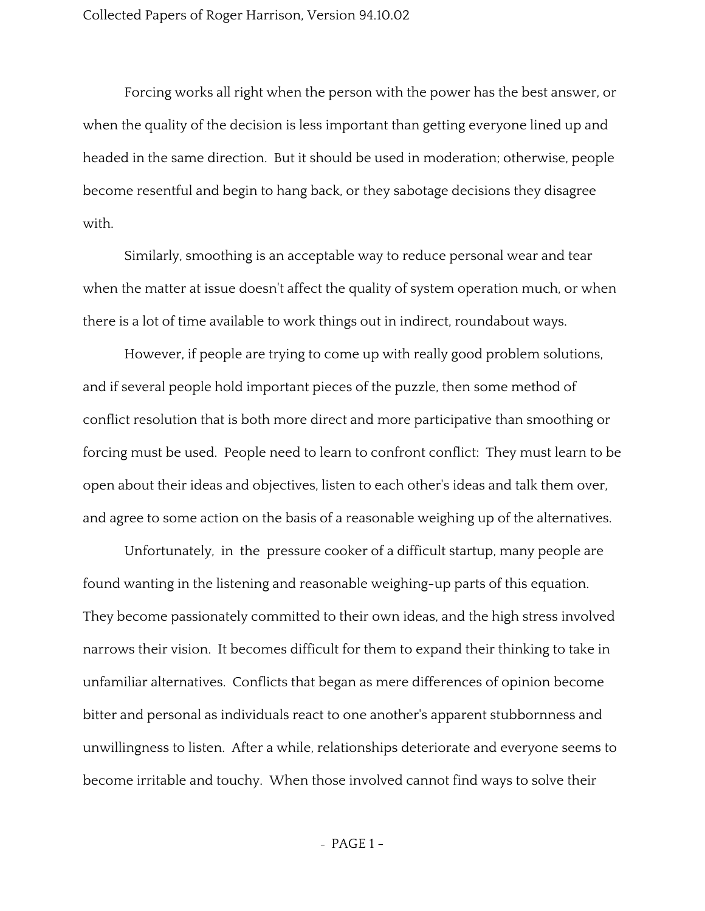Forcing works all right when the person with the power has the best answer, or when the quality of the decision is less important than getting everyone lined up and headed in the same direction. But it should be used in moderation; otherwise, people become resentful and begin to hang back, or they sabotage decisions they disagree with.

Similarly, smoothing is an acceptable way to reduce personal wear and tear when the matter at issue doesn't affect the quality of system operation much, or when there is a lot of time available to work things out in indirect, roundabout ways.

However, if people are trying to come up with really good problem solutions, and if several people hold important pieces of the puzzle, then some method of conflict resolution that is both more direct and more participative than smoothing or forcing must be used. People need to learn to confront conflict: They must learn to be open about their ideas and objectives, listen to each other's ideas and talk them over, and agree to some action on the basis of a reasonable weighing up of the alternatives.

Unfortunately, in the pressure cooker of a difficult startup, many people are found wanting in the listening and reasonable weighing-up parts of this equation. They become passionately committed to their own ideas, and the high stress involved narrows their vision. It becomes difficult for them to expand their thinking to take in unfamiliar alternatives. Conflicts that began as mere differences of opinion become bitter and personal as individuals react to one another's apparent stubbornness and unwillingness to listen. After a while, relationships deteriorate and everyone seems to become irritable and touchy. When those involved cannot find ways to solve their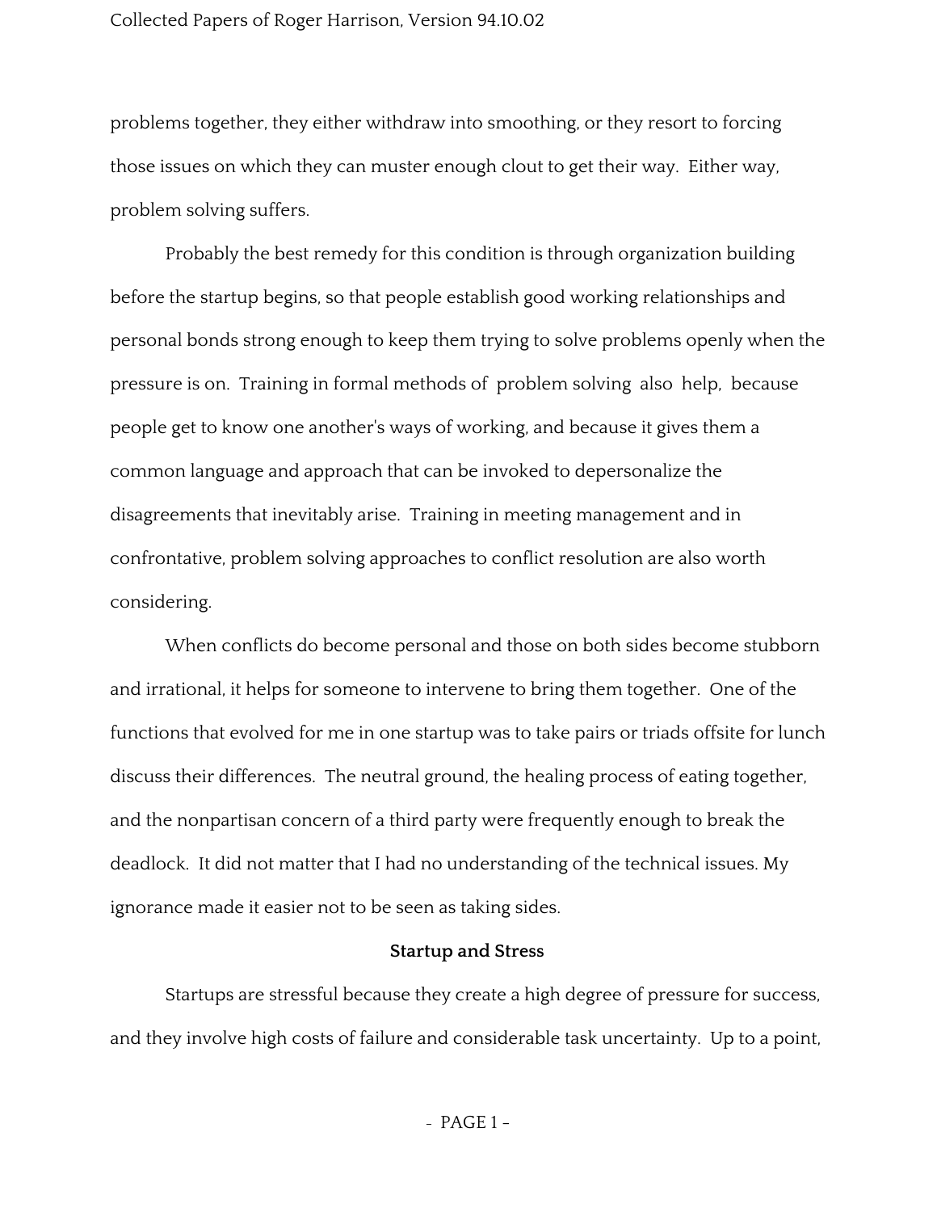problems together, they either withdraw into smoothing, or they resort to forcing those issues on which they can muster enough clout to get their way. Either way, problem solving suffers.

Probably the best remedy for this condition is through organization building before the startup begins, so that people establish good working relationships and personal bonds strong enough to keep them trying to solve problems openly when the pressure is on. Training in formal methods of problem solving also help, because people get to know one another's ways of working, and because it gives them a common language and approach that can be invoked to depersonalize the disagreements that inevitably arise. Training in meeting management and in confrontative, problem solving approaches to conflict resolution are also worth considering.

When conflicts do become personal and those on both sides become stubborn and irrational, it helps for someone to intervene to bring them together. One of the functions that evolved for me in one startup was to take pairs or triads offsite for lunch discuss their differences. The neutral ground, the healing process of eating together, and the nonpartisan concern of a third party were frequently enough to break the deadlock. It did not matter that I had no understanding of the technical issues. My ignorance made it easier not to be seen as taking sides.

**Startup and Stress**

Startups are stressful because they create a high degree of pressure for success, and they involve high costs of failure and considerable task uncertainty. Up to a point,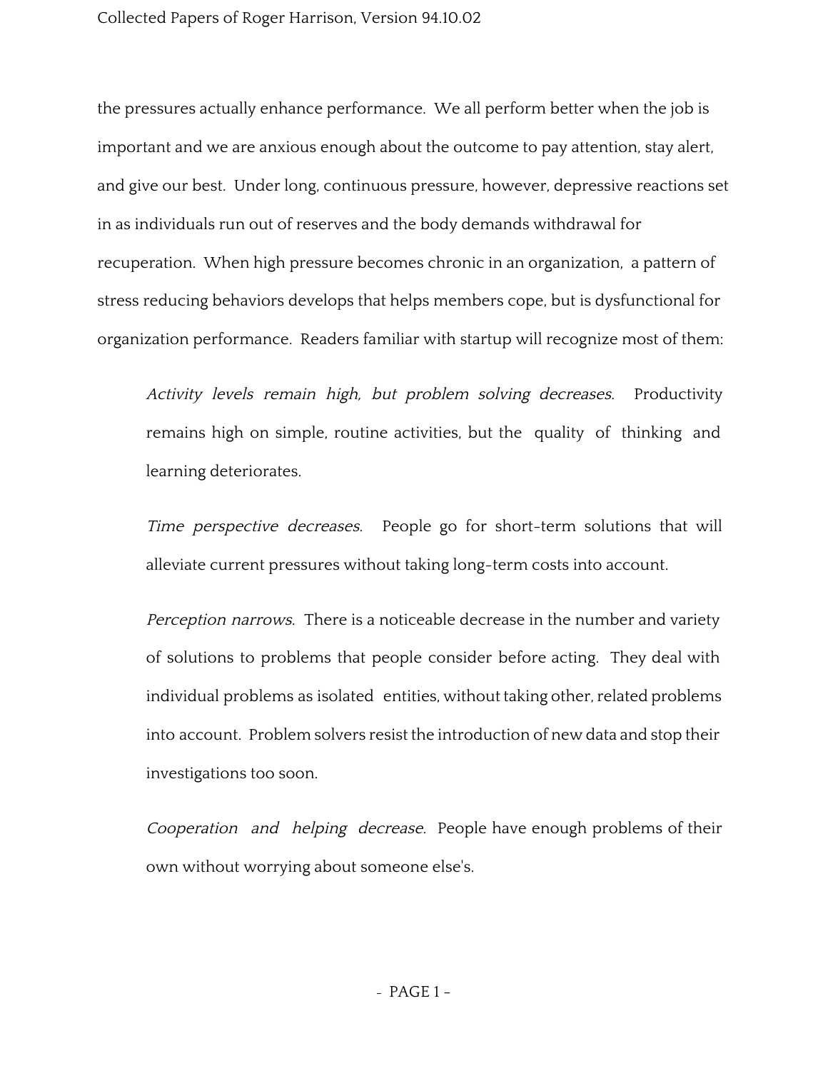the pressures actually enhance performance. We all perform better when the job is important and we are anxious enough about the outcome to pay attention, stay alert, and give our best. Under long, continuous pressure, however, depressive reactions set in as individuals run out of reserves and the body demands withdrawal for recuperation. When high pressure becomes chronic in an organization, a pattern of stress reducing behaviors develops that helps members cope, but is dysfunctional for organization performance. Readers familiar with startup will recognize most of them:

> *Activity levels remain high, but problem solving decreases.* Productivity remains high on simple, routine activities, but the quality of thinking and learning deteriorates.
>
> *Time perspective decreases.* People go for short-term solutions that will alleviate current pressures without taking long-term costs into account.
>
> *Perception narrows.* There is a noticeable decrease in the number and variety of solutions to problems that people consider before acting. They deal with individual problems as isolated entities, without taking other, related problems into account. Problem solvers resist the introduction of new data and stop their investigations too soon.
>
> *Cooperation and helping decrease.* People have enough problems of their own without worrying about someone else's.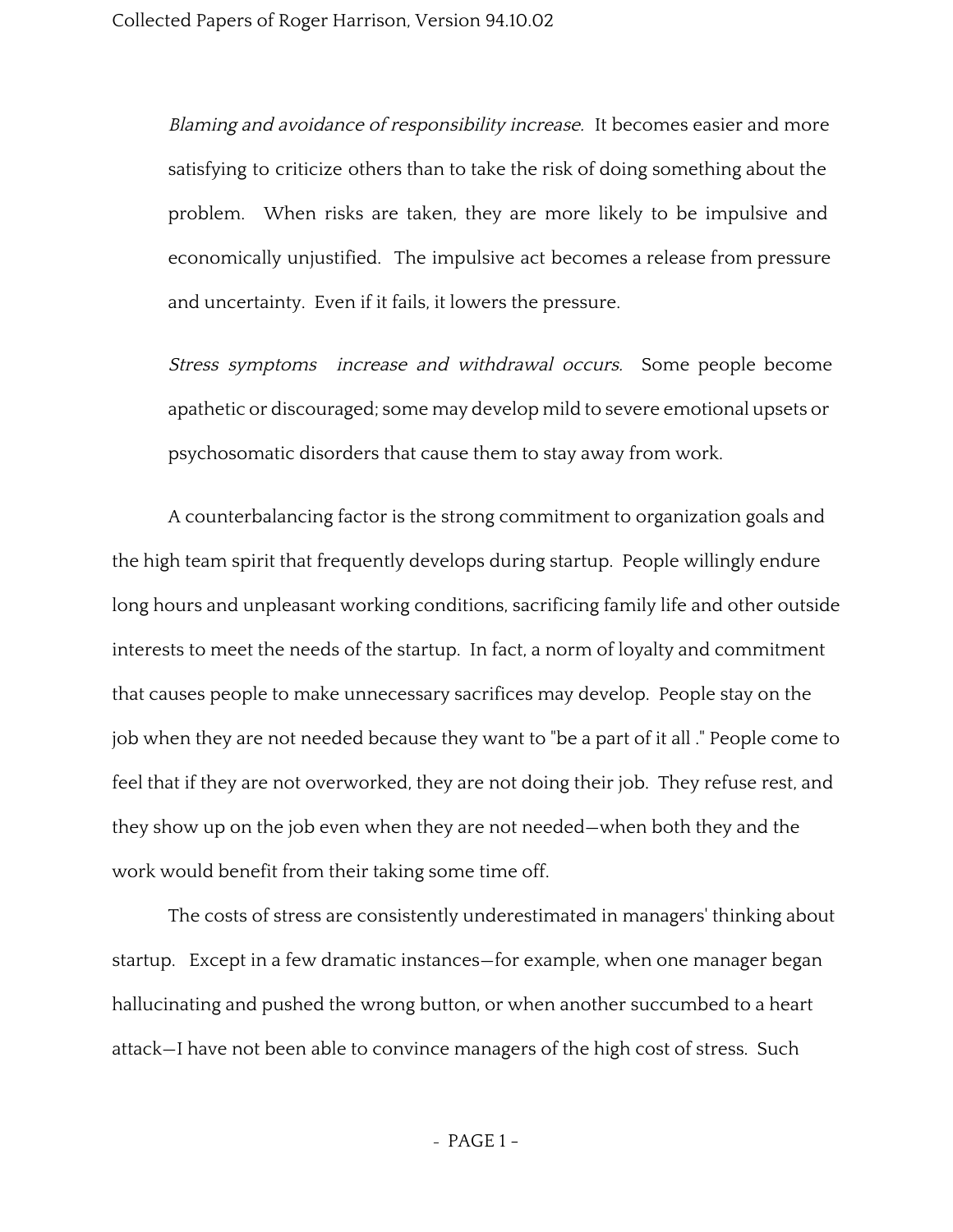*Blaming and avoidance of responsibility increase.* It becomes easier and more satisfying to criticize others than to take the risk of doing something about the problem. When risks are taken, they are more likely to be impulsive and economically unjustified. The impulsive act becomes a release from pressure and uncertainty. Even if it fails, it lowers the pressure.

*Stress symptoms increase and withdrawal occurs.* Some people become apathetic or discouraged; some may develop mild to severe emotional upsets or psychosomatic disorders that cause them to stay away from work.

A counterbalancing factor is the strong commitment to organization goals and the high team spirit that frequently develops during startup. People willingly endure long hours and unpleasant working conditions, sacrificing family life and other outside interests to meet the needs of the startup. In fact, a norm of loyalty and commitment that causes people to make unnecessary sacrifices may develop. People stay on the job when they are not needed because they want to "be a part of it all ." People come to feel that if they are not overworked, they are not doing their job. They refuse rest, and they show up on the job even when they are not needed—when both they and the work would benefit from their taking some time off.

The costs of stress are consistently underestimated in managers' thinking about startup. Except in a few dramatic instances—for example, when one manager began hallucinating and pushed the wrong button, or when another succumbed to a heart attack—I have not been able to convince managers of the high cost of stress. Such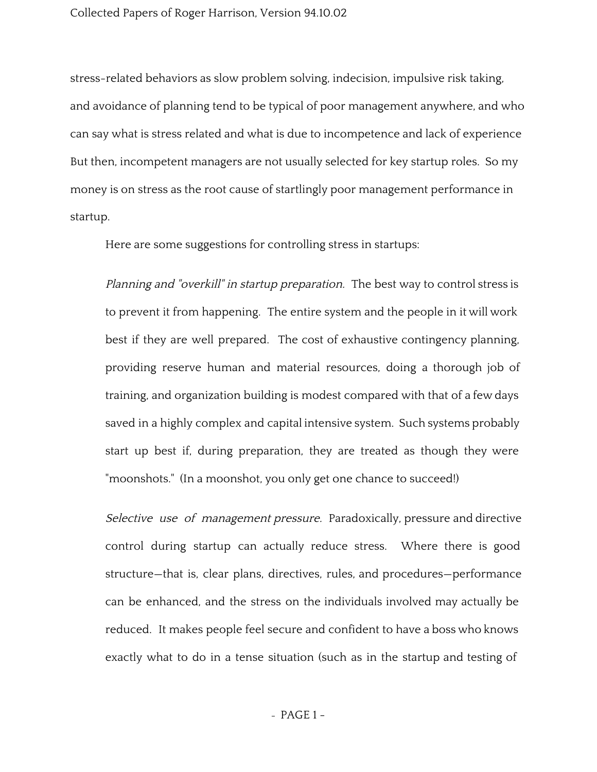stress-related behaviors as slow problem solving, indecision, impulsive risk taking, and avoidance of planning tend to be typical of poor management anywhere, and who can say what is stress related and what is due to incompetence and lack of experience But then, incompetent managers are not usually selected for key startup roles. So my money is on stress as the root cause of startlingly poor management performance in startup.

Here are some suggestions for controlling stress in startups:

*Planning and "overkill" in startup preparation.* The best way to control stress is to prevent it from happening. The entire system and the people in it will work best if they are well prepared. The cost of exhaustive contingency planning, providing reserve human and material resources, doing a thorough job of training, and organization building is modest compared with that of a few days saved in a highly complex and capital intensive system. Such systems probably start up best if, during preparation, they are treated as though they were "moonshots." (In a moonshot, you only get one chance to succeed!)

*Selective use of management pressure.* Paradoxically, pressure and directive control during startup can actually reduce stress. Where there is good structure—that is, clear plans, directives, rules, and procedures—performance can be enhanced, and the stress on the individuals involved may actually be reduced. It makes people feel secure and confident to have a boss who knows exactly what to do in a tense situation (such as in the startup and testing of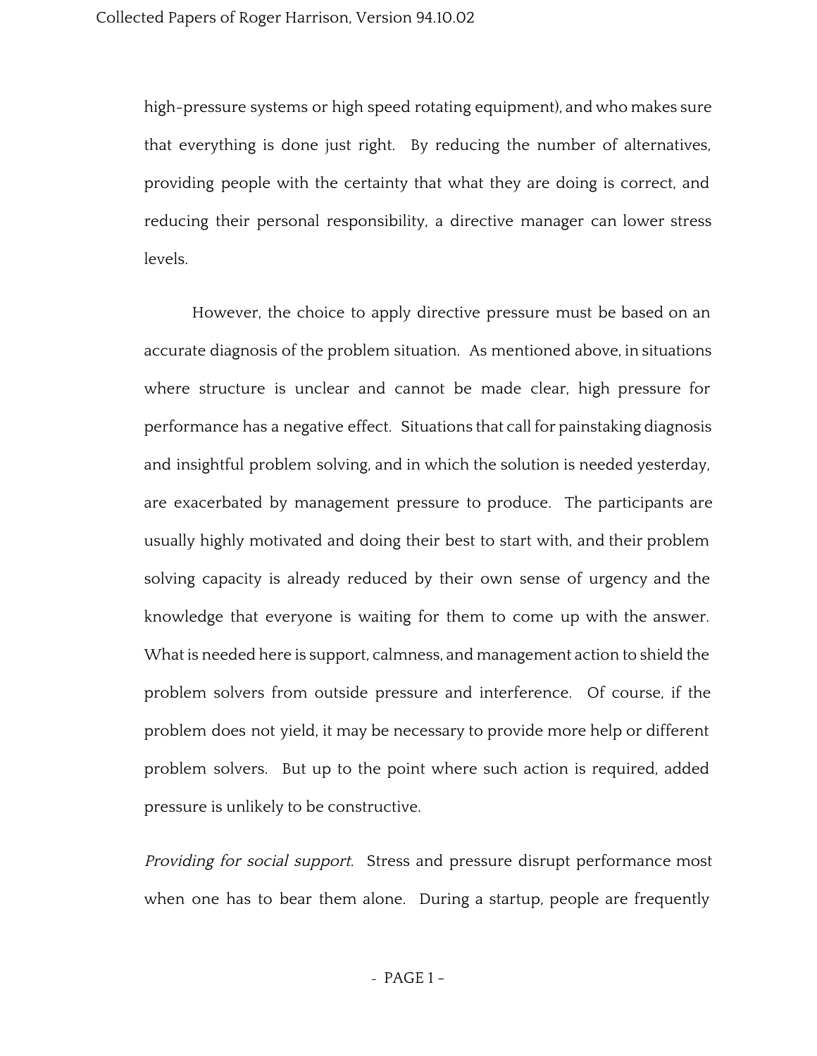high-pressure systems or high speed rotating equipment), and who makes sure that everything is done just right. By reducing the number of alternatives, providing people with the certainty that what they are doing is correct, and reducing their personal responsibility, a directive manager can lower stress levels.

However, the choice to apply directive pressure must be based on an accurate diagnosis of the problem situation. As mentioned above, in situations where structure is unclear and cannot be made clear, high pressure for performance has a negative effect. Situations that call for painstaking diagnosis and insightful problem solving, and in which the solution is needed yesterday, are exacerbated by management pressure to produce. The participants are usually highly motivated and doing their best to start with, and their problem solving capacity is already reduced by their own sense of urgency and the knowledge that everyone is waiting for them to come up with the answer. What is needed here is support, calmness, and management action to shield the problem solvers from outside pressure and interference. Of course, if the problem does not yield, it may be necessary to provide more help or different problem solvers. But up to the point where such action is required, added pressure is unlikely to be constructive.

*Providing for social support.* Stress and pressure disrupt performance most when one has to bear them alone. During a startup, people are frequently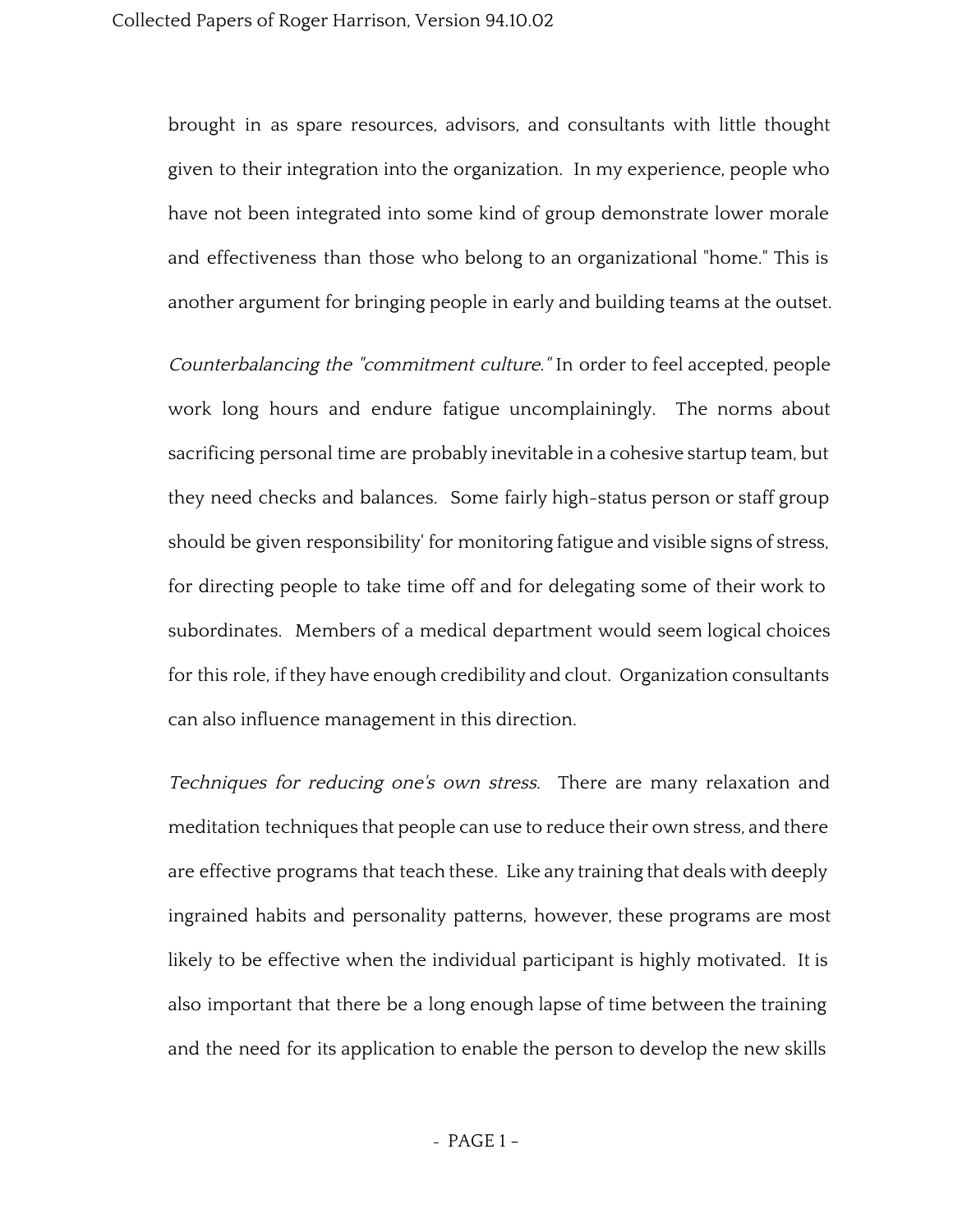brought in as spare resources, advisors, and consultants with little thought given to their integration into the organization. In my experience, people who have not been integrated into some kind of group demonstrate lower morale and effectiveness than those who belong to an organizational "home." This is another argument for bringing people in early and building teams at the outset.

*Counterbalancing the "commitment culture."* In order to feel accepted, people work long hours and endure fatigue uncomplainingly. The norms about sacrificing personal time are probably inevitable in a cohesive startup team, but they need checks and balances. Some fairly high-status person or staff group should be given responsibility' for monitoring fatigue and visible signs of stress, for directing people to take time off and for delegating some of their work to subordinates. Members of a medical department would seem logical choices for this role, if they have enough credibility and clout. Organization consultants can also influence management in this direction.

*Techniques for reducing one's own stress.* There are many relaxation and meditation techniques that people can use to reduce their own stress, and there are effective programs that teach these. Like any training that deals with deeply ingrained habits and personality patterns, however, these programs are most likely to be effective when the individual participant is highly motivated. It is also important that there be a long enough lapse of time between the training and the need for its application to enable the person to develop the new skills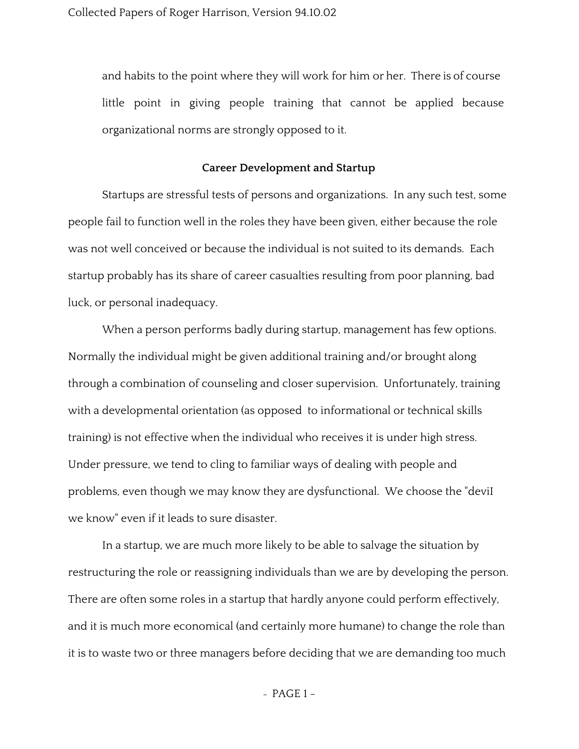and habits to the point where they will work for him or her. There is of course little point in giving people training that cannot be applied because organizational norms are strongly opposed to it.

## Career Development and Startup

Startups are stressful tests of persons and organizations. In any such test, some people fail to function well in the roles they have been given, either because the role was not well conceived or because the individual is not suited to its demands. Each startup probably has its share of career casualties resulting from poor planning, bad luck, or personal inadequacy.

When a person performs badly during startup, management has few options. Normally the individual might be given additional training and/or brought along through a combination of counseling and closer supervision. Unfortunately, training with a developmental orientation (as opposed to informational or technical skills training) is not effective when the individual who receives it is under high stress. Under pressure, we tend to cling to familiar ways of dealing with people and problems, even though we may know they are dysfunctional. We choose the "devil we know" even if it leads to sure disaster.

In a startup, we are much more likely to be able to salvage the situation by restructuring the role or reassigning individuals than we are by developing the person. There are often some roles in a startup that hardly anyone could perform effectively, and it is much more economical (and certainly more humane) to change the role than it is to waste two or three managers before deciding that we are demanding too much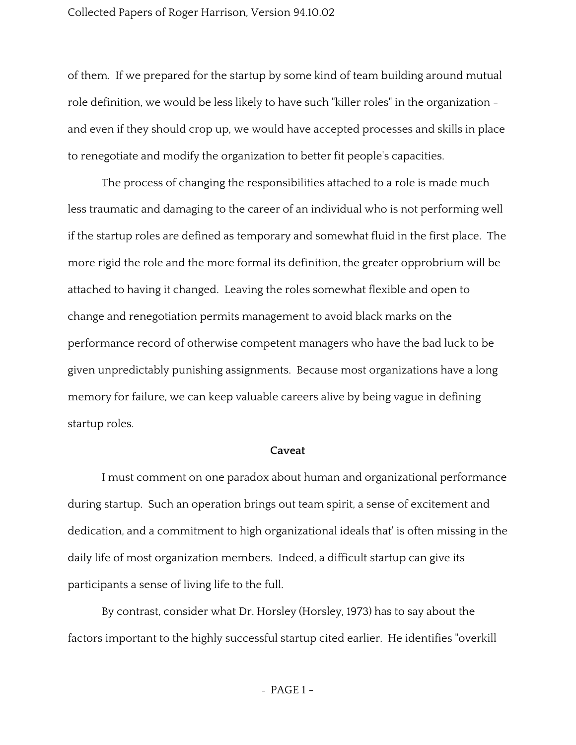of them. If we prepared for the startup by some kind of team building around mutual role definition, we would be less likely to have such "killer roles" in the organization - and even if they should crop up, we would have accepted processes and skills in place to renegotiate and modify the organization to better fit people's capacities.

The process of changing the responsibilities attached to a role is made much less traumatic and damaging to the career of an individual who is not performing well if the startup roles are defined as temporary and somewhat fluid in the first place. The more rigid the role and the more formal its definition, the greater opprobrium will be attached to having it changed. Leaving the roles somewhat flexible and open to change and renegotiation permits management to avoid black marks on the performance record of otherwise competent managers who have the bad luck to be given unpredictably punishing assignments. Because most organizations have a long memory for failure, we can keep valuable careers alive by being vague in defining startup roles.

**Caveat**

I must comment on one paradox about human and organizational performance during startup. Such an operation brings out team spirit, a sense of excitement and dedication, and a commitment to high organizational ideals that' is often missing in the daily life of most organization members. Indeed, a difficult startup can give its participants a sense of living life to the full.

By contrast, consider what Dr. Horsley (Horsley, 1973) has to say about the factors important to the highly successful startup cited earlier. He identifies "overkill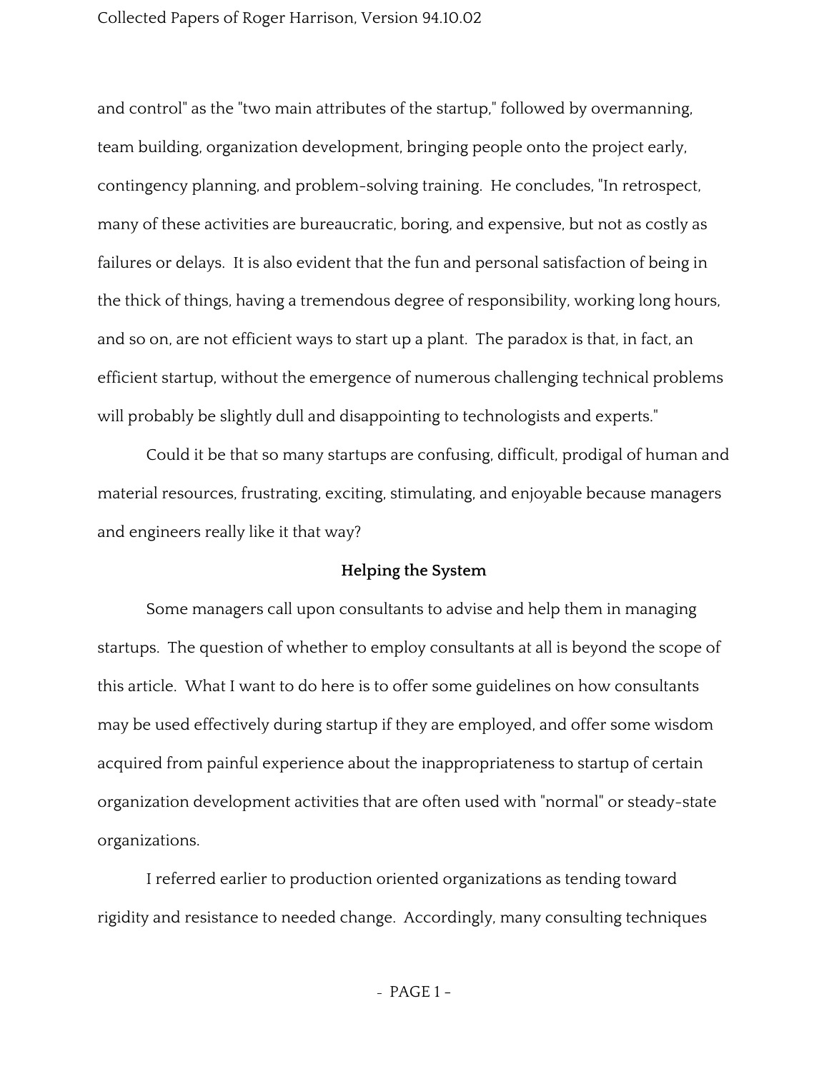and control" as the "two main attributes of the startup," followed by overmanning, team building, organization development, bringing people onto the project early, contingency planning, and problem-solving training. He concludes, "In retrospect, many of these activities are bureaucratic, boring, and expensive, but not as costly as failures or delays. It is also evident that the fun and personal satisfaction of being in the thick of things, having a tremendous degree of responsibility, working long hours, and so on, are not efficient ways to start up a plant. The paradox is that, in fact, an efficient startup, without the emergence of numerous challenging technical problems will probably be slightly dull and disappointing to technologists and experts."

Could it be that so many startups are confusing, difficult, prodigal of human and material resources, frustrating, exciting, stimulating, and enjoyable because managers and engineers really like it that way?

## Helping the System

Some managers call upon consultants to advise and help them in managing startups. The question of whether to employ consultants at all is beyond the scope of this article. What I want to do here is to offer some guidelines on how consultants may be used effectively during startup if they are employed, and offer some wisdom acquired from painful experience about the inappropriateness to startup of certain organization development activities that are often used with "normal" or steady-state organizations.

I referred earlier to production oriented organizations as tending toward rigidity and resistance to needed change. Accordingly, many consulting techniques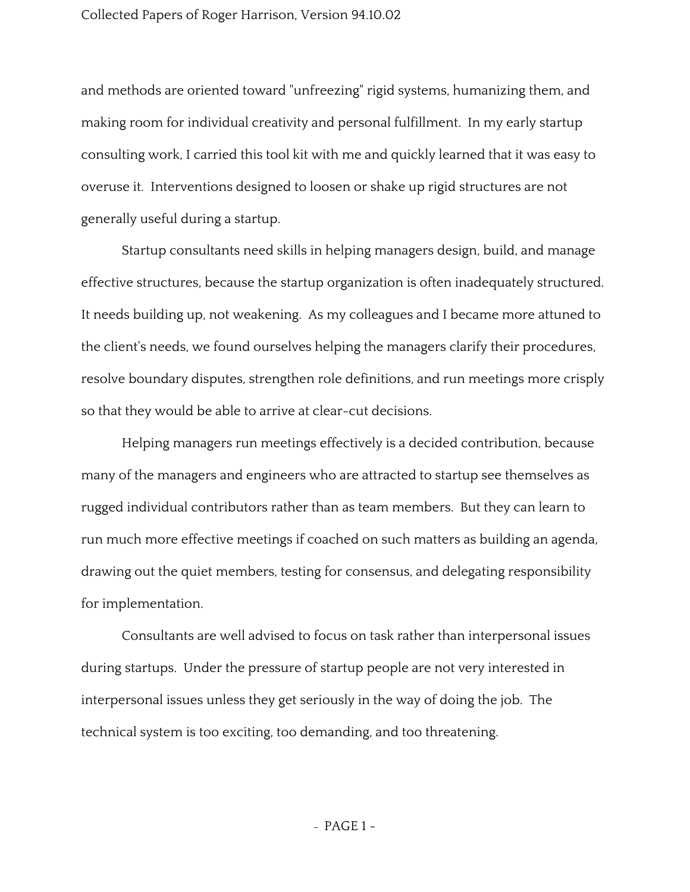and methods are oriented toward "unfreezing" rigid systems, humanizing them, and making room for individual creativity and personal fulfillment. In my early startup consulting work, I carried this tool kit with me and quickly learned that it was easy to overuse it. Interventions designed to loosen or shake up rigid structures are not generally useful during a startup.

Startup consultants need skills in helping managers design, build, and manage effective structures, because the startup organization is often inadequately structured. It needs building up, not weakening. As my colleagues and I became more attuned to the client's needs, we found ourselves helping the managers clarify their procedures, resolve boundary disputes, strengthen role definitions, and run meetings more crisply so that they would be able to arrive at clear-cut decisions.

Helping managers run meetings effectively is a decided contribution, because many of the managers and engineers who are attracted to startup see themselves as rugged individual contributors rather than as team members. But they can learn to run much more effective meetings if coached on such matters as building an agenda, drawing out the quiet members, testing for consensus, and delegating responsibility for implementation.

Consultants are well advised to focus on task rather than interpersonal issues during startups. Under the pressure of startup people are not very interested in interpersonal issues unless they get seriously in the way of doing the job. The technical system is too exciting, too demanding, and too threatening.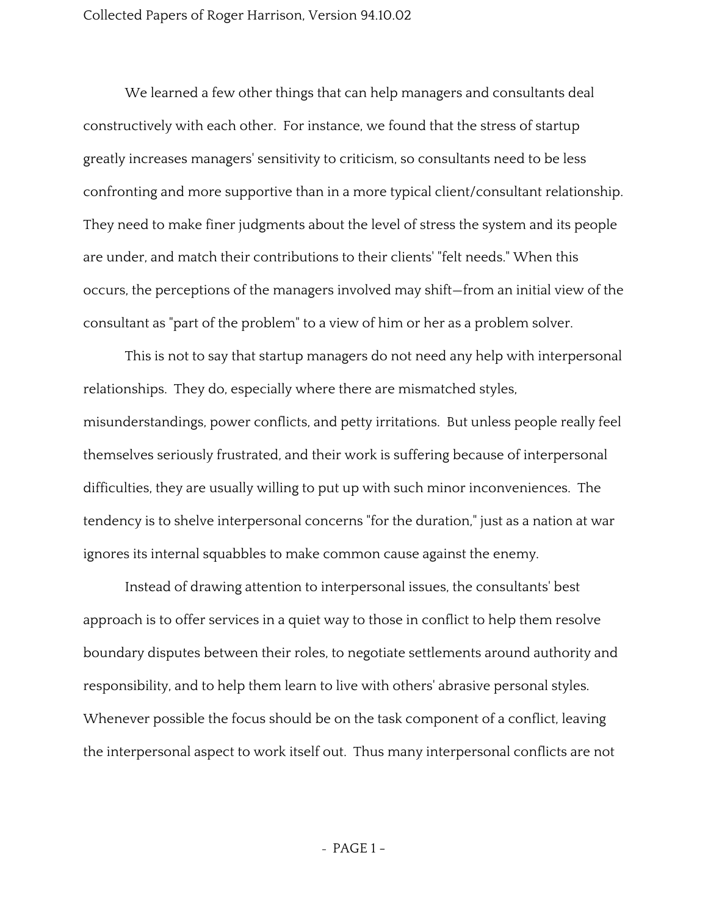We learned a few other things that can help managers and consultants deal constructively with each other. For instance, we found that the stress of startup greatly increases managers' sensitivity to criticism, so consultants need to be less confronting and more supportive than in a more typical client/consultant relationship. They need to make finer judgments about the level of stress the system and its people are under, and match their contributions to their clients' "felt needs." When this occurs, the perceptions of the managers involved may shift—from an initial view of the consultant as "part of the problem" to a view of him or her as a problem solver.

This is not to say that startup managers do not need any help with interpersonal relationships. They do, especially where there are mismatched styles, misunderstandings, power conflicts, and petty irritations. But unless people really feel themselves seriously frustrated, and their work is suffering because of interpersonal difficulties, they are usually willing to put up with such minor inconveniences. The tendency is to shelve interpersonal concerns "for the duration," just as a nation at war ignores its internal squabbles to make common cause against the enemy.

Instead of drawing attention to interpersonal issues, the consultants' best approach is to offer services in a quiet way to those in conflict to help them resolve boundary disputes between their roles, to negotiate settlements around authority and responsibility, and to help them learn to live with others' abrasive personal styles. Whenever possible the focus should be on the task component of a conflict, leaving the interpersonal aspect to work itself out. Thus many interpersonal conflicts are not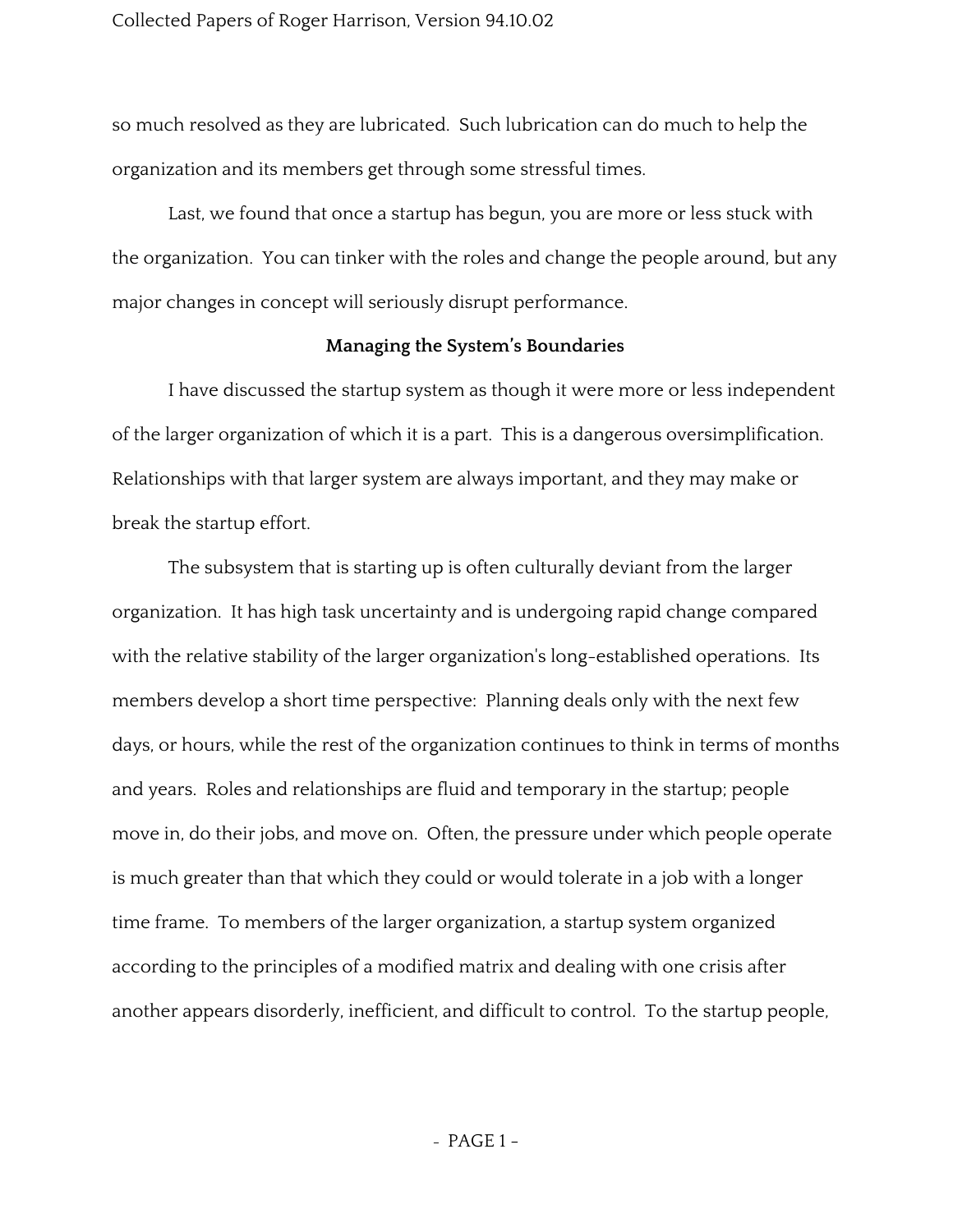so much resolved as they are lubricated. Such lubrication can do much to help the organization and its members get through some stressful times.

Last, we found that once a startup has begun, you are more or less stuck with the organization. You can tinker with the roles and change the people around, but any major changes in concept will seriously disrupt performance.

## Managing the System's Boundaries

I have discussed the startup system as though it were more or less independent of the larger organization of which it is a part. This is a dangerous oversimplification. Relationships with that larger system are always important, and they may make or break the startup effort.

The subsystem that is starting up is often culturally deviant from the larger organization. It has high task uncertainty and is undergoing rapid change compared with the relative stability of the larger organization's long-established operations. Its members develop a short time perspective: Planning deals only with the next few days, or hours, while the rest of the organization continues to think in terms of months and years. Roles and relationships are fluid and temporary in the startup; people move in, do their jobs, and move on. Often, the pressure under which people operate is much greater than that which they could or would tolerate in a job with a longer time frame. To members of the larger organization, a startup system organized according to the principles of a modified matrix and dealing with one crisis after another appears disorderly, inefficient, and difficult to control. To the startup people,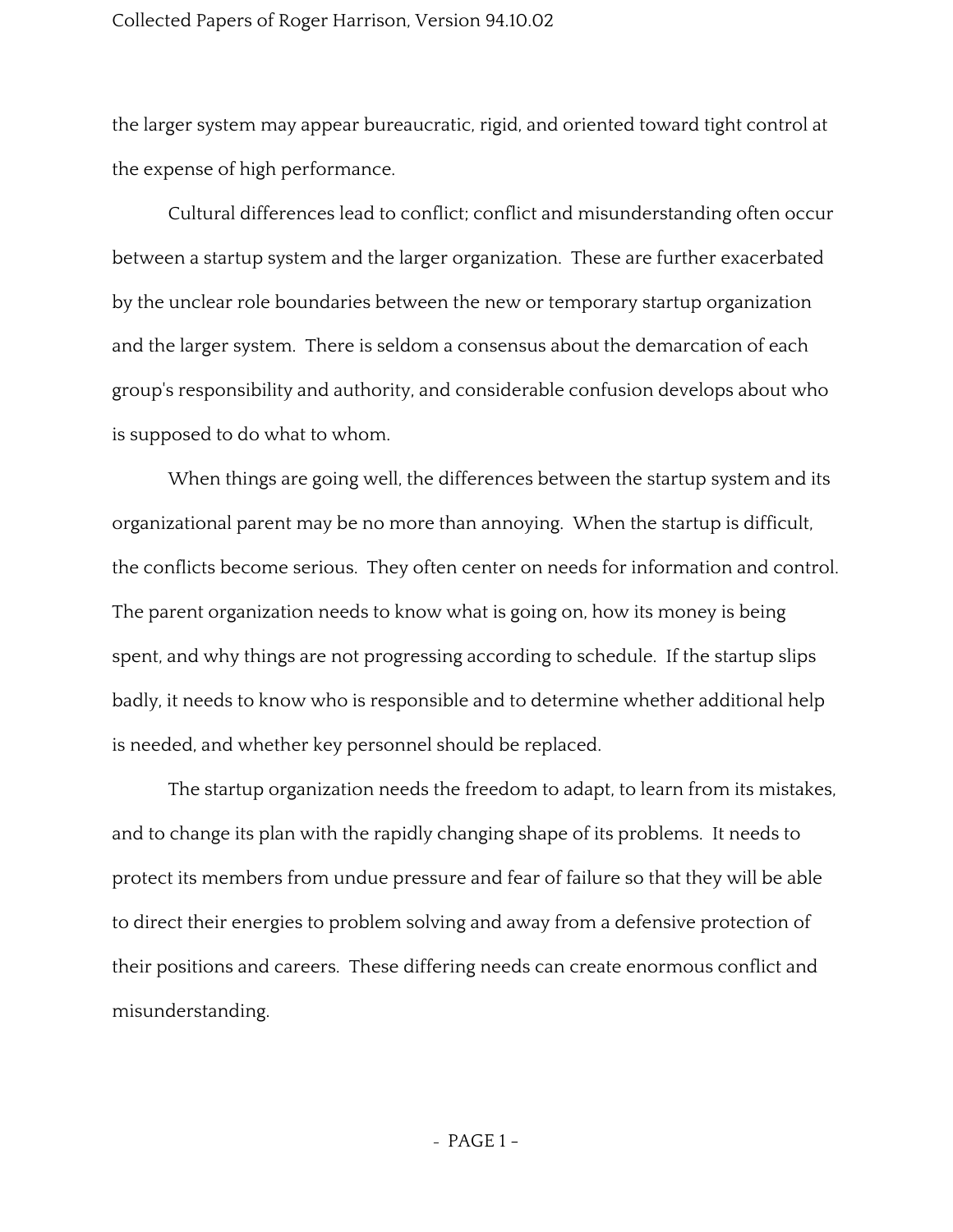the larger system may appear bureaucratic, rigid, and oriented toward tight control at the expense of high performance.

Cultural differences lead to conflict; conflict and misunderstanding often occur between a startup system and the larger organization. These are further exacerbated by the unclear role boundaries between the new or temporary startup organization and the larger system. There is seldom a consensus about the demarcation of each group's responsibility and authority, and considerable confusion develops about who is supposed to do what to whom.

When things are going well, the differences between the startup system and its organizational parent may be no more than annoying. When the startup is difficult, the conflicts become serious. They often center on needs for information and control. The parent organization needs to know what is going on, how its money is being spent, and why things are not progressing according to schedule. If the startup slips badly, it needs to know who is responsible and to determine whether additional help is needed, and whether key personnel should be replaced.

The startup organization needs the freedom to adapt, to learn from its mistakes, and to change its plan with the rapidly changing shape of its problems. It needs to protect its members from undue pressure and fear of failure so that they will be able to direct their energies to problem solving and away from a defensive protection of their positions and careers. These differing needs can create enormous conflict and misunderstanding.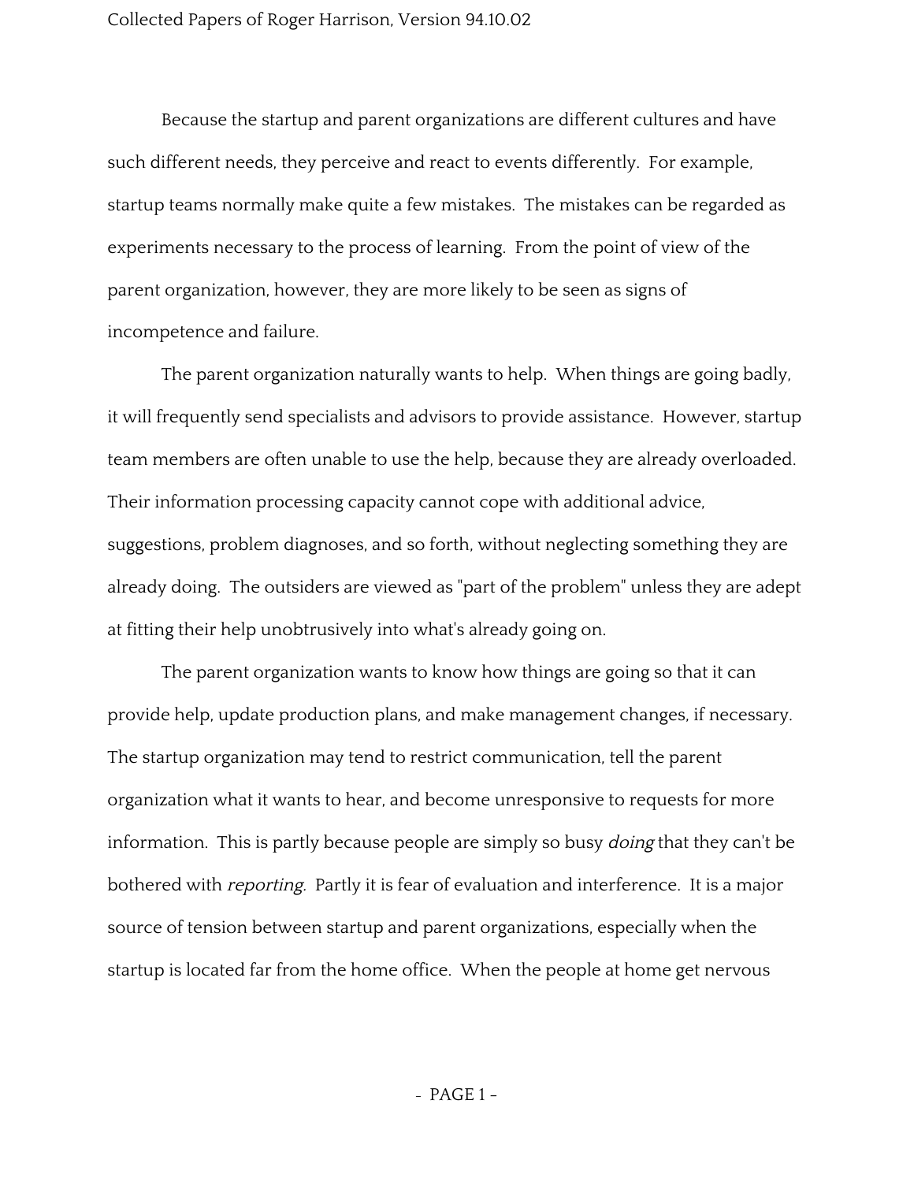Because the startup and parent organizations are different cultures and have such different needs, they perceive and react to events differently. For example, startup teams normally make quite a few mistakes. The mistakes can be regarded as experiments necessary to the process of learning. From the point of view of the parent organization, however, they are more likely to be seen as signs of incompetence and failure.

The parent organization naturally wants to help. When things are going badly, it will frequently send specialists and advisors to provide assistance. However, startup team members are often unable to use the help, because they are already overloaded. Their information processing capacity cannot cope with additional advice, suggestions, problem diagnoses, and so forth, without neglecting something they are already doing. The outsiders are viewed as "part of the problem" unless they are adept at fitting their help unobtrusively into what's already going on.

The parent organization wants to know how things are going so that it can provide help, update production plans, and make management changes, if necessary. The startup organization may tend to restrict communication, tell the parent organization what it wants to hear, and become unresponsive to requests for more information. This is partly because people are simply so busy *doing* that they can't be bothered with *reporting*. Partly it is fear of evaluation and interference. It is a major source of tension between startup and parent organizations, especially when the startup is located far from the home office. When the people at home get nervous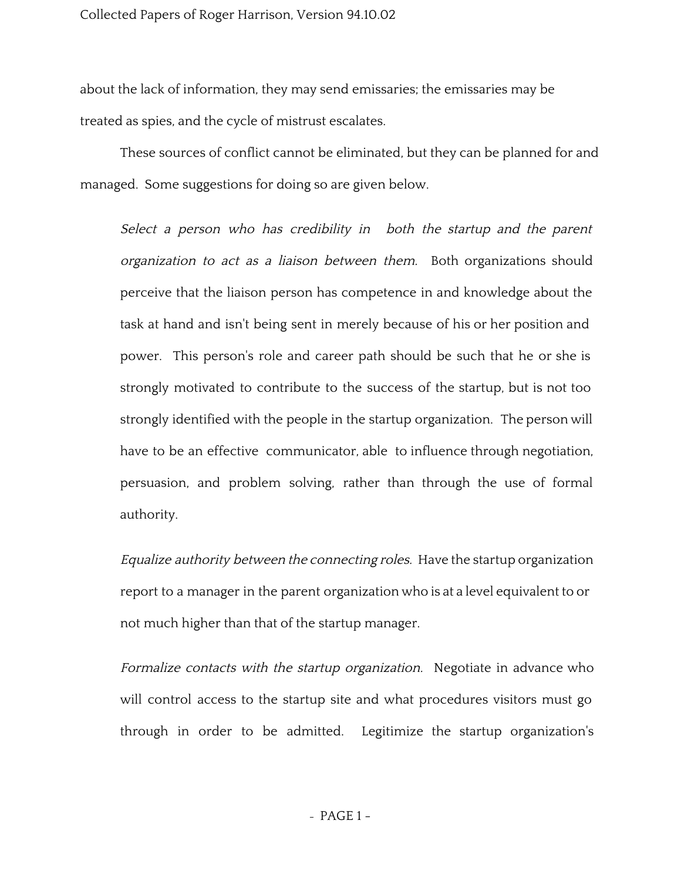about the lack of information, they may send emissaries; the emissaries may be treated as spies, and the cycle of mistrust escalates.

These sources of conflict cannot be eliminated, but they can be planned for and managed. Some suggestions for doing so are given below.

> *Select a person who has credibility in both the startup and the parent organization to act as a liaison between them.* Both organizations should perceive that the liaison person has competence in and knowledge about the task at hand and isn't being sent in merely because of his or her position and power. This person's role and career path should be such that he or she is strongly motivated to contribute to the success of the startup, but is not too strongly identified with the people in the startup organization. The person will have to be an effective communicator, able to influence through negotiation, persuasion, and problem solving, rather than through the use of formal authority.
>
> *Equalize authority between the connecting roles.* Have the startup organization report to a manager in the parent organization who is at a level equivalent to or not much higher than that of the startup manager.
>
> *Formalize contacts with the startup organization.* Negotiate in advance who will control access to the startup site and what procedures visitors must go through in order to be admitted. Legitimize the startup organization's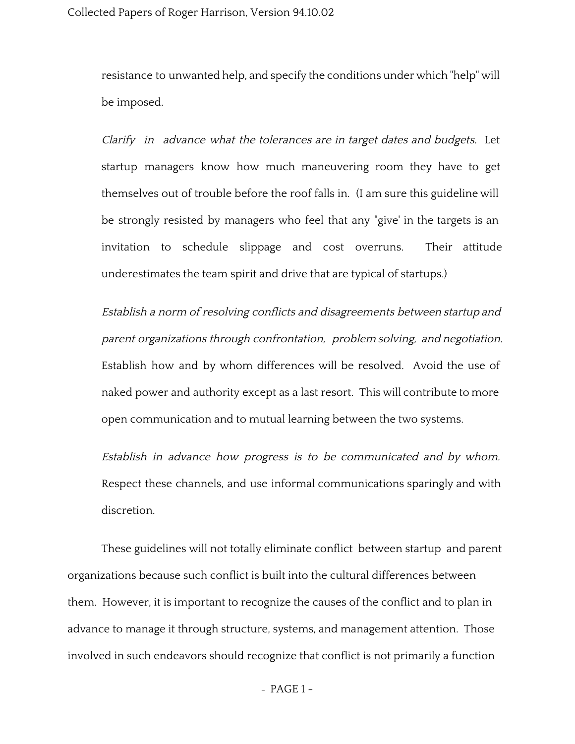resistance to unwanted help, and specify the conditions under which "help" will be imposed.

*Clarify in advance what the tolerances are in target dates and budgets.* Let startup managers know how much maneuvering room they have to get themselves out of trouble before the roof falls in. (I am sure this guideline will be strongly resisted by managers who feel that any "give' in the targets is an invitation to schedule slippage and cost overruns. Their attitude underestimates the team spirit and drive that are typical of startups.)

*Establish a norm of resolving conflicts and disagreements between startup and parent organizations through confrontation, problem solving, and negotiation.* Establish how and by whom differences will be resolved. Avoid the use of naked power and authority except as a last resort. This will contribute to more open communication and to mutual learning between the two systems.

*Establish in advance how progress is to be communicated and by whom.* Respect these channels, and use informal communications sparingly and with discretion.

These guidelines will not totally eliminate conflict between startup and parent organizations because such conflict is built into the cultural differences between them. However, it is important to recognize the causes of the conflict and to plan in advance to manage it through structure, systems, and management attention. Those involved in such endeavors should recognize that conflict is not primarily a function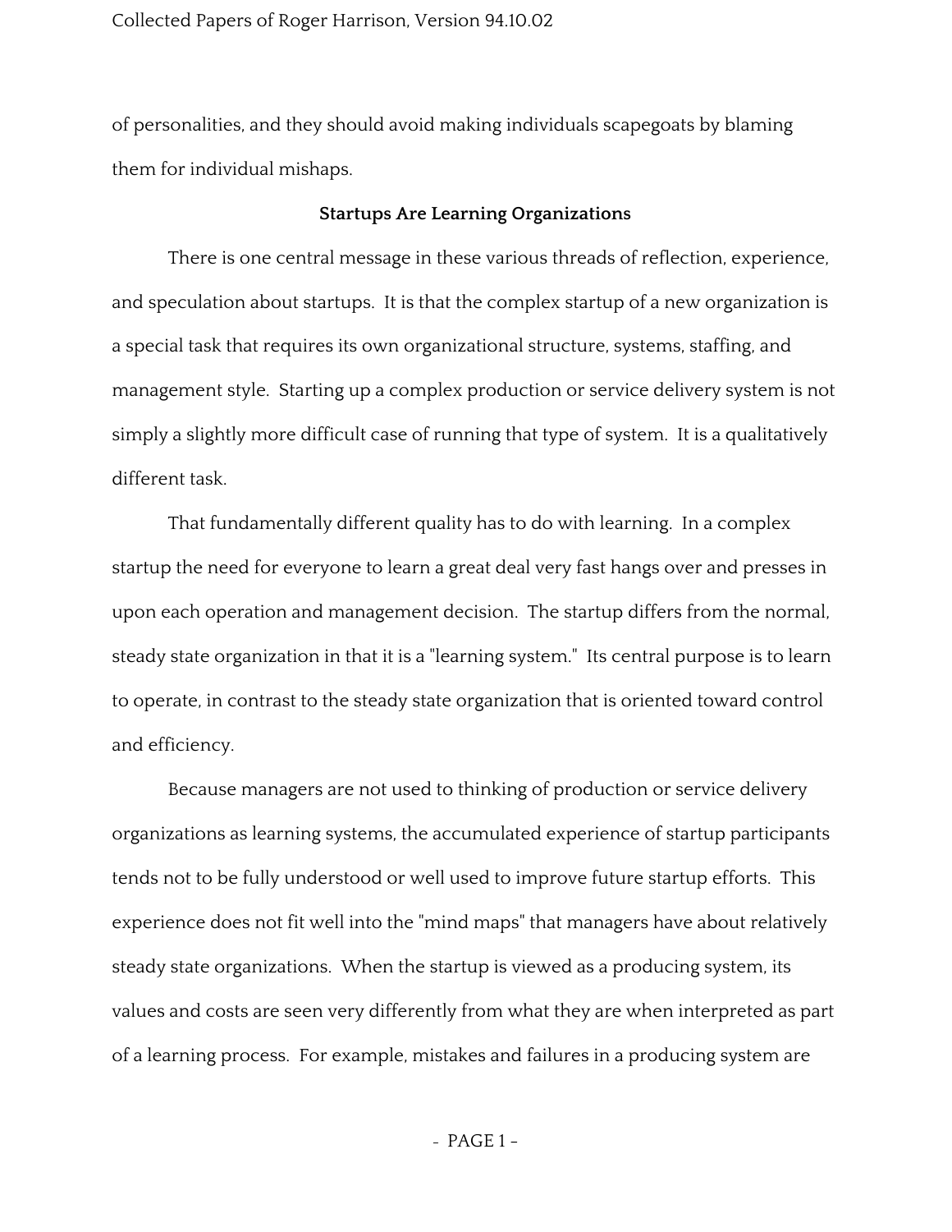of personalities, and they should avoid making individuals scapegoats by blaming them for individual mishaps.

## Startups Are Learning Organizations

There is one central message in these various threads of reflection, experience, and speculation about startups. It is that the complex startup of a new organization is a special task that requires its own organizational structure, systems, staffing, and management style. Starting up a complex production or service delivery system is not simply a slightly more difficult case of running that type of system. It is a qualitatively different task.

That fundamentally different quality has to do with learning. In a complex startup the need for everyone to learn a great deal very fast hangs over and presses in upon each operation and management decision. The startup differs from the normal, steady state organization in that it is a "learning system." Its central purpose is to learn to operate, in contrast to the steady state organization that is oriented toward control and efficiency.

Because managers are not used to thinking of production or service delivery organizations as learning systems, the accumulated experience of startup participants tends not to be fully understood or well used to improve future startup efforts. This experience does not fit well into the "mind maps" that managers have about relatively steady state organizations. When the startup is viewed as a producing system, its values and costs are seen very differently from what they are when interpreted as part of a learning process. For example, mistakes and failures in a producing system are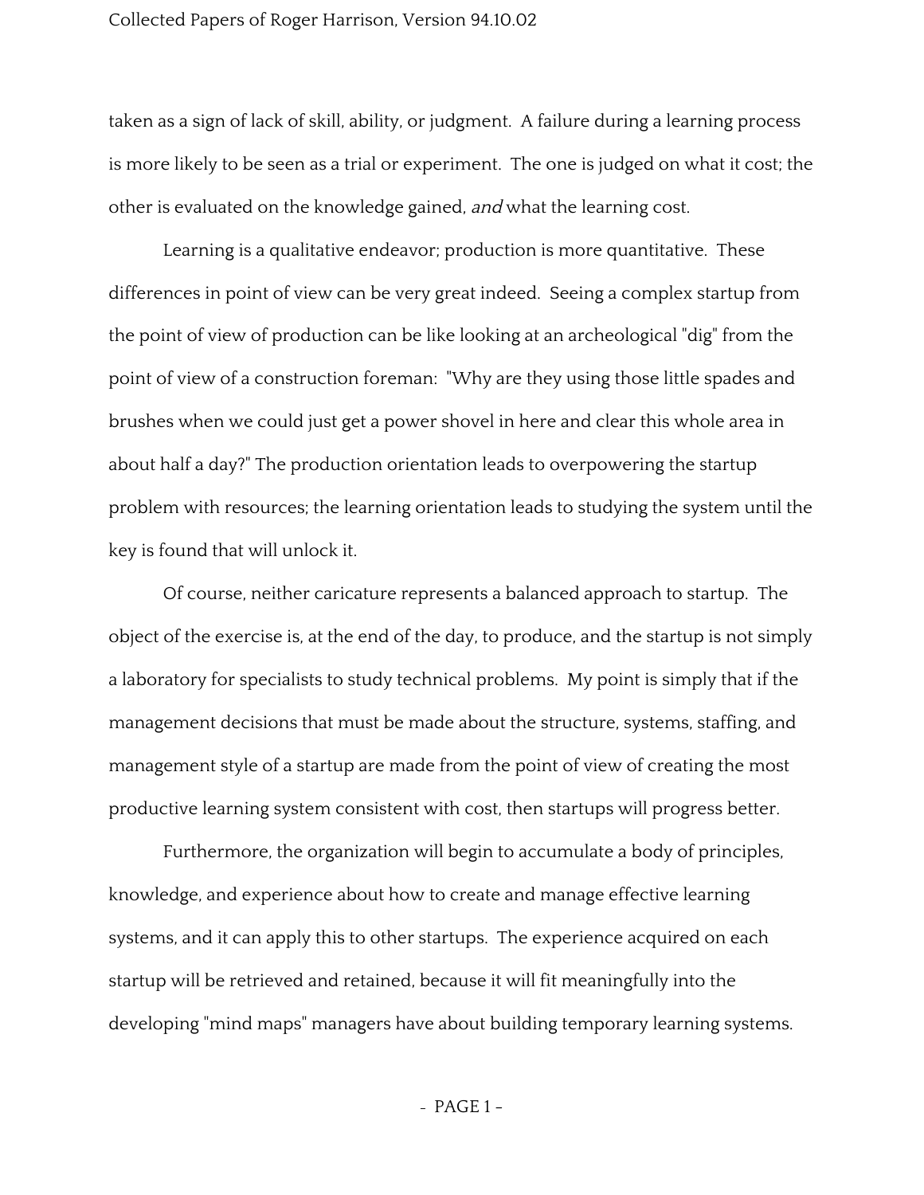taken as a sign of lack of skill, ability, or judgment. A failure during a learning process is more likely to be seen as a trial or experiment. The one is judged on what it cost; the other is evaluated on the knowledge gained, *and* what the learning cost.

Learning is a qualitative endeavor; production is more quantitative. These differences in point of view can be very great indeed. Seeing a complex startup from the point of view of production can be like looking at an archeological "dig" from the point of view of a construction foreman: "Why are they using those little spades and brushes when we could just get a power shovel in here and clear this whole area in about half a day?" The production orientation leads to overpowering the startup problem with resources; the learning orientation leads to studying the system until the key is found that will unlock it.

Of course, neither caricature represents a balanced approach to startup. The object of the exercise is, at the end of the day, to produce, and the startup is not simply a laboratory for specialists to study technical problems. My point is simply that if the management decisions that must be made about the structure, systems, staffing, and management style of a startup are made from the point of view of creating the most productive learning system consistent with cost, then startups will progress better.

Furthermore, the organization will begin to accumulate a body of principles, knowledge, and experience about how to create and manage effective learning systems, and it can apply this to other startups. The experience acquired on each startup will be retrieved and retained, because it will fit meaningfully into the developing "mind maps" managers have about building temporary learning systems.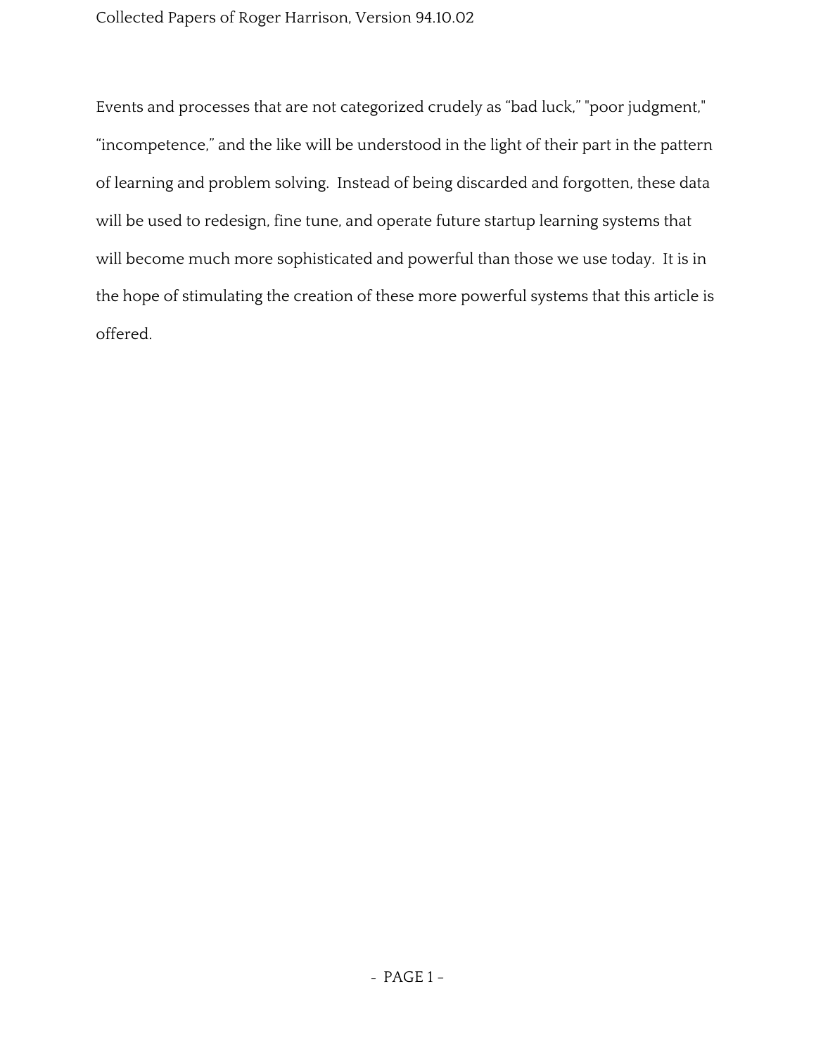Events and processes that are not categorized crudely as "bad luck," "poor judgment," "incompetence," and the like will be understood in the light of their part in the pattern of learning and problem solving. Instead of being discarded and forgotten, these data will be used to redesign, fine tune, and operate future startup learning systems that will become much more sophisticated and powerful than those we use today. It is in the hope of stimulating the creation of these more powerful systems that this article is offered.